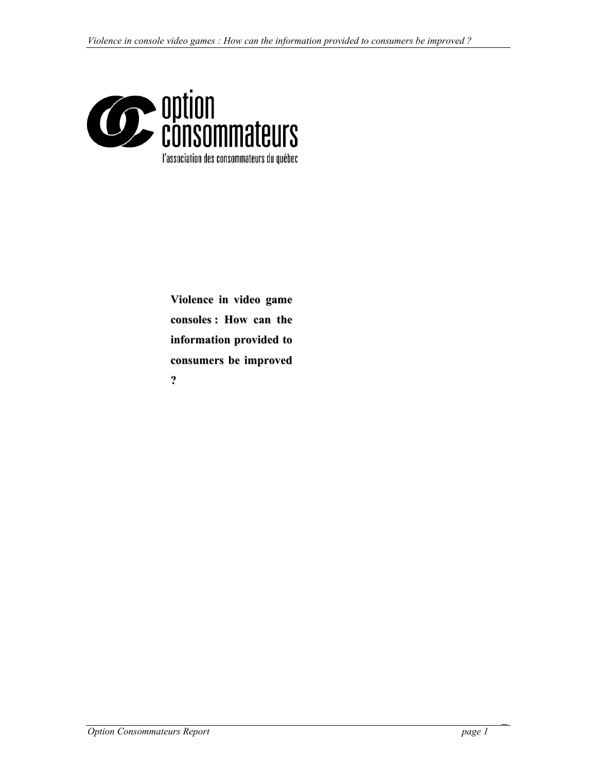option consommateurs

l'association des consommateurs du québec

# Violence in video game consoles : How can the information provided to consumers be improved ?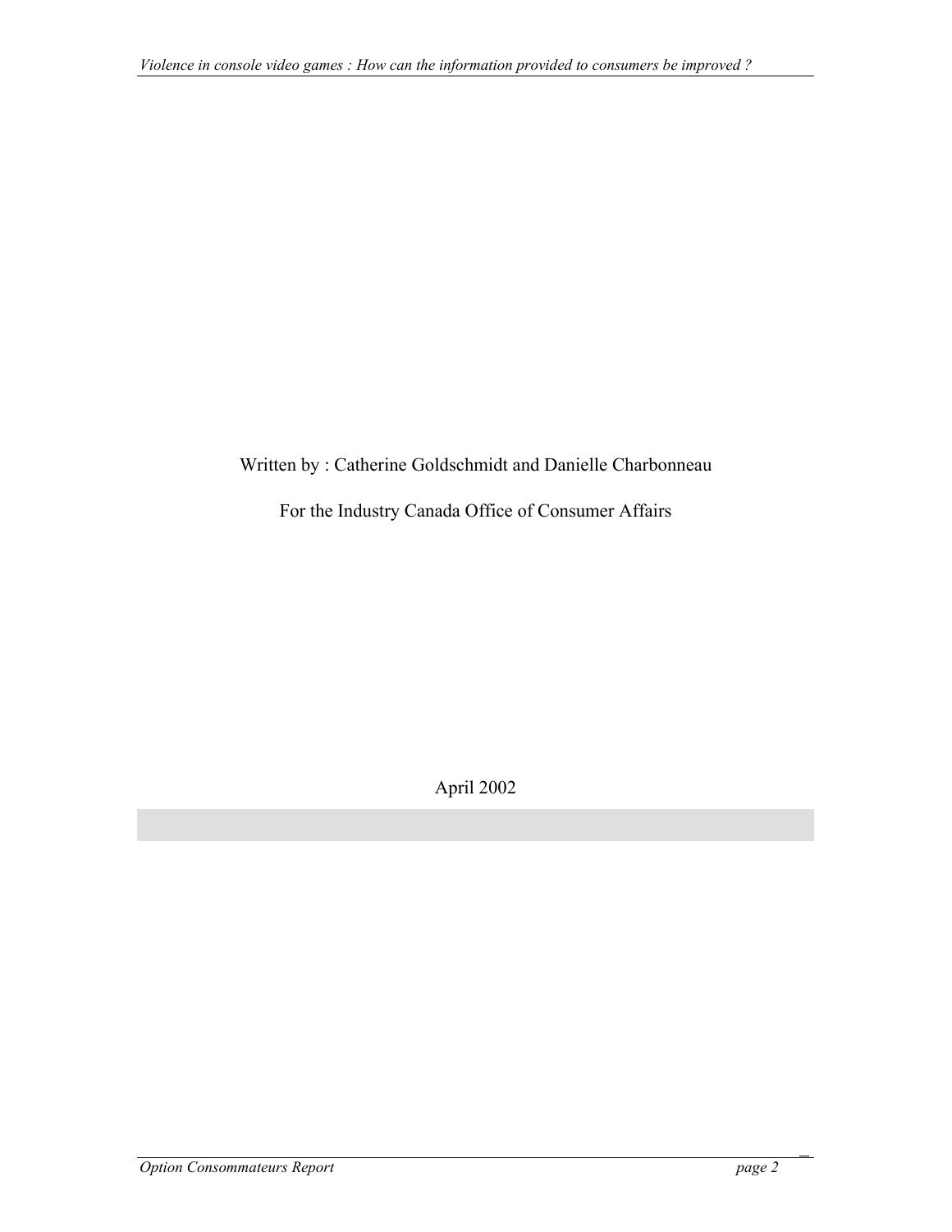Written by : Catherine Goldschmidt and Danielle Charbonneau

For the Industry Canada Office of Consumer Affairs

April 2002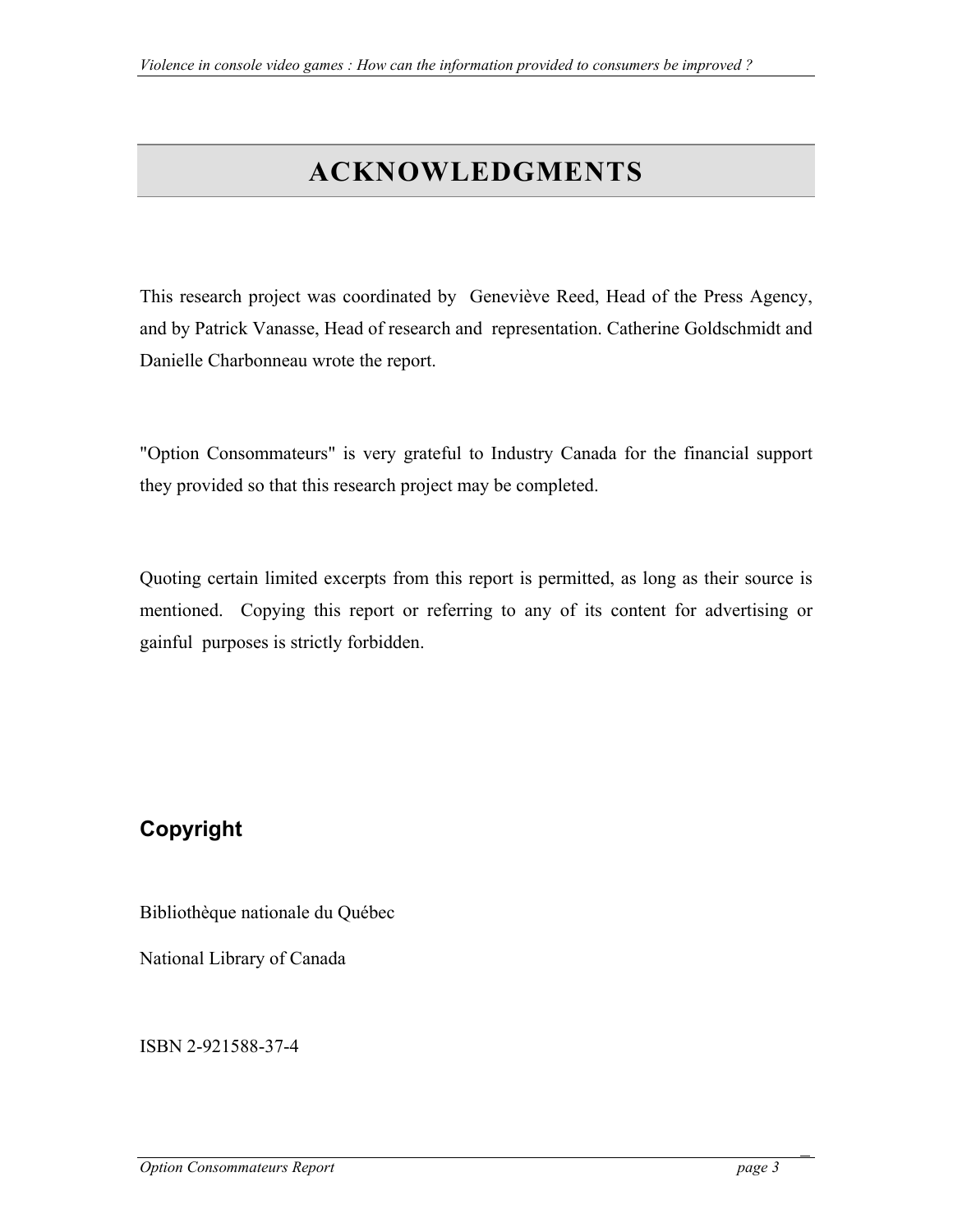# ACKNOWLEDGMENTS

This research project was coordinated by Geneviève Reed, Head of the Press Agency, and by Patrick Vanasse, Head of research and representation. Catherine Goldschmidt and Danielle Charbonneau wrote the report.

"Option Consommateurs" is very grateful to Industry Canada for the financial support they provided so that this research project may be completed.

Quoting certain limited excerpts from this report is permitted, as long as their source is mentioned. Copying this report or referring to any of its content for advertising or gainful purposes is strictly forbidden.

## Copyright

Bibliothèque nationale du Québec

National Library of Canada

ISBN 2-921588-37-4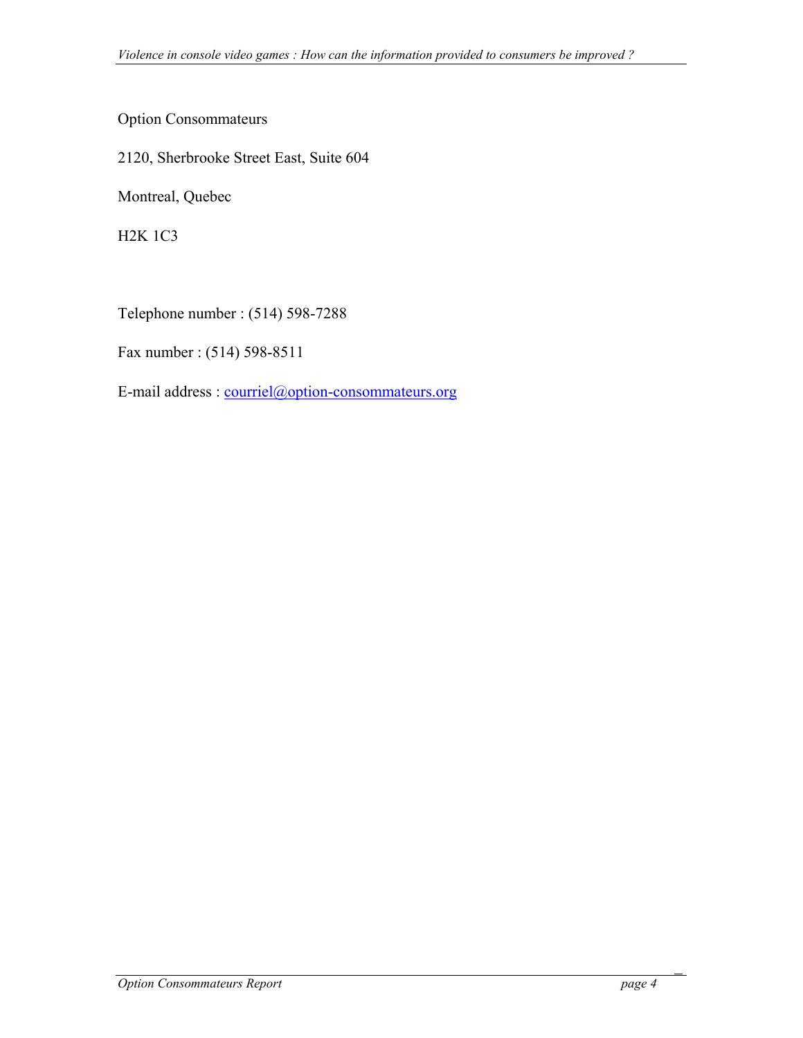Option Consommateurs

2120, Sherbrooke Street East, Suite 604

Montreal, Quebec

H2K 1C3

Telephone number : (514) 598-7288

Fax number : (514) 598-8511

E-mail address : courriel@option-consommateurs.org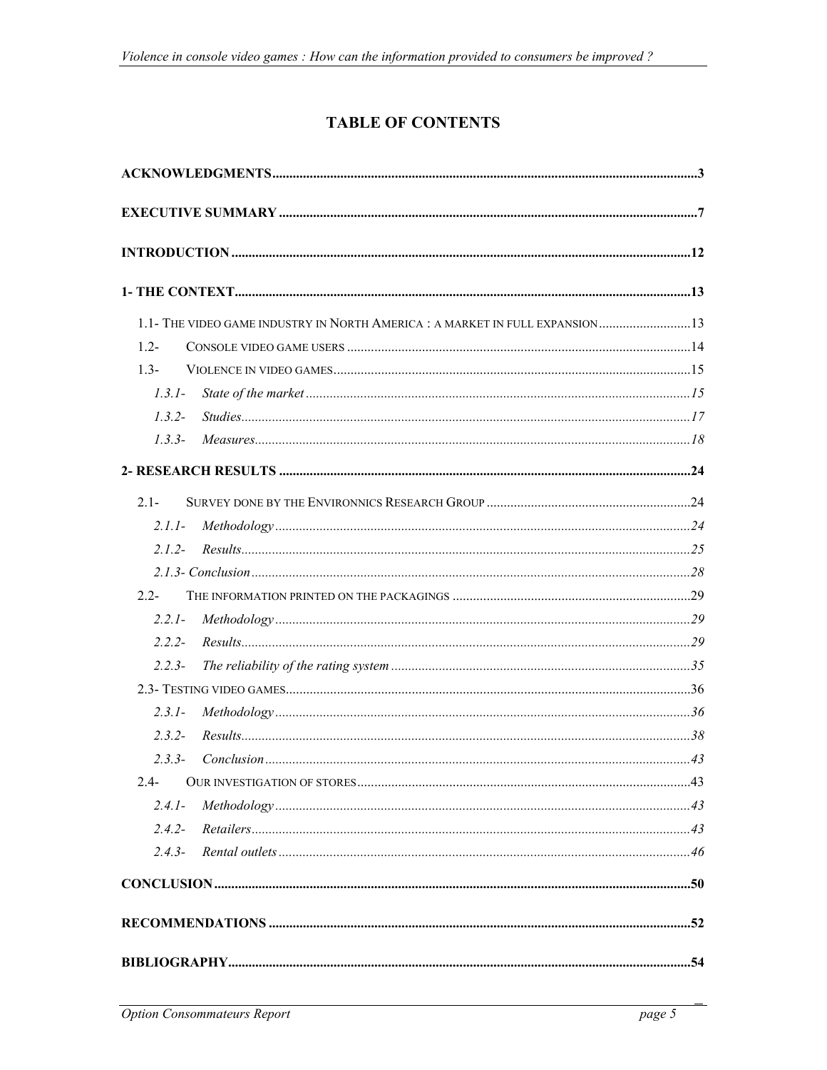# TABLE OF CONTENTS

**ACKNOWLEDGMENTS** ........................................................................ 3

**EXECUTIVE SUMMARY** ........................................................................ 7

**INTRODUCTION** ........................................................................ 12

**1- THE CONTEXT** ........................................................................ 13

- 1.1- THE VIDEO GAME INDUSTRY IN NORTH AMERICA : A MARKET IN FULL EXPANSION ........................ 13
- 1.2- CONSOLE VIDEO GAME USERS ........................ 14
- 1.3- VIOLENCE IN VIDEO GAMES ........................ 15
  - *1.3.1- State of the market* ........................ 15
  - *1.3.2- Studies* ........................ 17
  - *1.3.3- Measures* ........................ 18

**2- RESEARCH RESULTS** ........................................................................ 24

- 2.1- SURVEY DONE BY THE ENVIRONNICS RESEARCH GROUP ........................ 24
  - *2.1.1- Methodology* ........................ 24
  - *2.1.2- Results* ........................ 25
  - *2.1.3- Conclusion* ........................ 28
- 2.2- THE INFORMATION PRINTED ON THE PACKAGINGS ........................ 29
  - *2.2.1- Methodology* ........................ 29
  - *2.2.2- Results* ........................ 29
  - *2.2.3- The reliability of the rating system* ........................ 35
- 2.3- TESTING VIDEO GAMES ........................ 36
  - *2.3.1- Methodology* ........................ 36
  - *2.3.2- Results* ........................ 38
  - *2.3.3- Conclusion* ........................ 43
- 2.4- OUR INVESTIGATION OF STORES ........................ 43
  - *2.4.1- Methodology* ........................ 43
  - *2.4.2- Retailers* ........................ 43
  - *2.4.3- Rental outlets* ........................ 46

**CONCLUSION** ........................................................................ 50

**RECOMMENDATIONS** ........................................................................ 52

**BIBLIOGRAPHY** ........................................................................ 54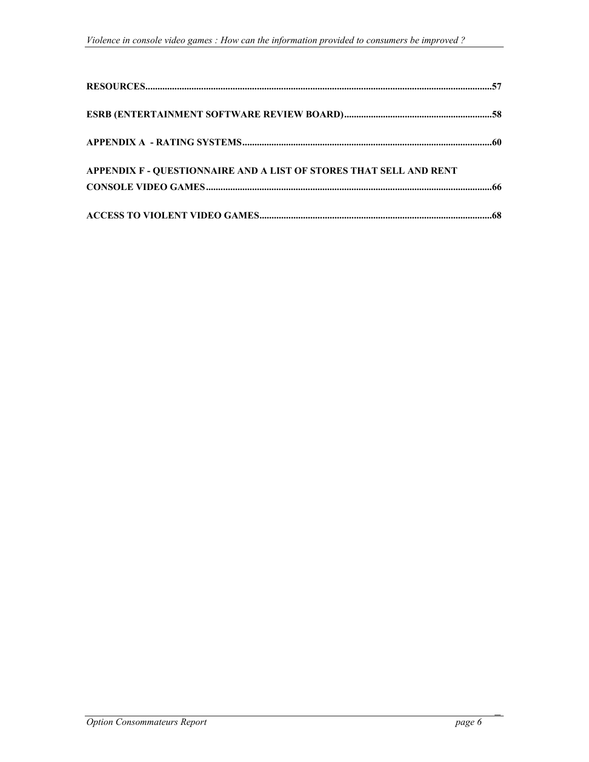**RESOURCES.............................................................................................................................................57**

**ESRB (ENTERTAINMENT SOFTWARE REVIEW BOARD).............................................................58**

**APPENDIX A - RATING SYSTEMS.......................................................................................................60**

**APPENDIX F - QUESTIONNAIRE AND A LIST OF STORES THAT SELL AND RENT CONSOLE VIDEO GAMES......................................................................................................................66**

**ACCESS TO VIOLENT VIDEO GAMES................................................................................................68**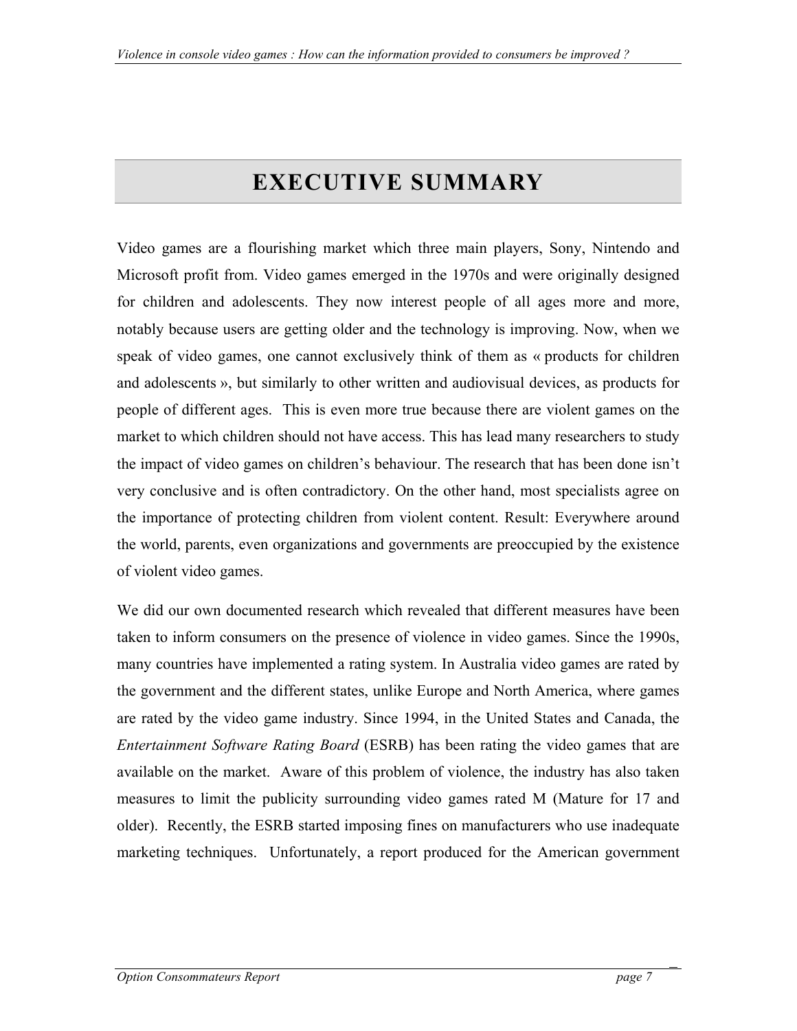# EXECUTIVE SUMMARY

Video games are a flourishing market which three main players, Sony, Nintendo and Microsoft profit from. Video games emerged in the 1970s and were originally designed for children and adolescents. They now interest people of all ages more and more, notably because users are getting older and the technology is improving. Now, when we speak of video games, one cannot exclusively think of them as « products for children and adolescents », but similarly to other written and audiovisual devices, as products for people of different ages. This is even more true because there are violent games on the market to which children should not have access. This has lead many researchers to study the impact of video games on children's behaviour. The research that has been done isn't very conclusive and is often contradictory. On the other hand, most specialists agree on the importance of protecting children from violent content. Result: Everywhere around the world, parents, even organizations and governments are preoccupied by the existence of violent video games.

We did our own documented research which revealed that different measures have been taken to inform consumers on the presence of violence in video games. Since the 1990s, many countries have implemented a rating system. In Australia video games are rated by the government and the different states, unlike Europe and North America, where games are rated by the video game industry. Since 1994, in the United States and Canada, the *Entertainment Software Rating Board* (ESRB) has been rating the video games that are available on the market. Aware of this problem of violence, the industry has also taken measures to limit the publicity surrounding video games rated M (Mature for 17 and older). Recently, the ESRB started imposing fines on manufacturers who use inadequate marketing techniques. Unfortunately, a report produced for the American government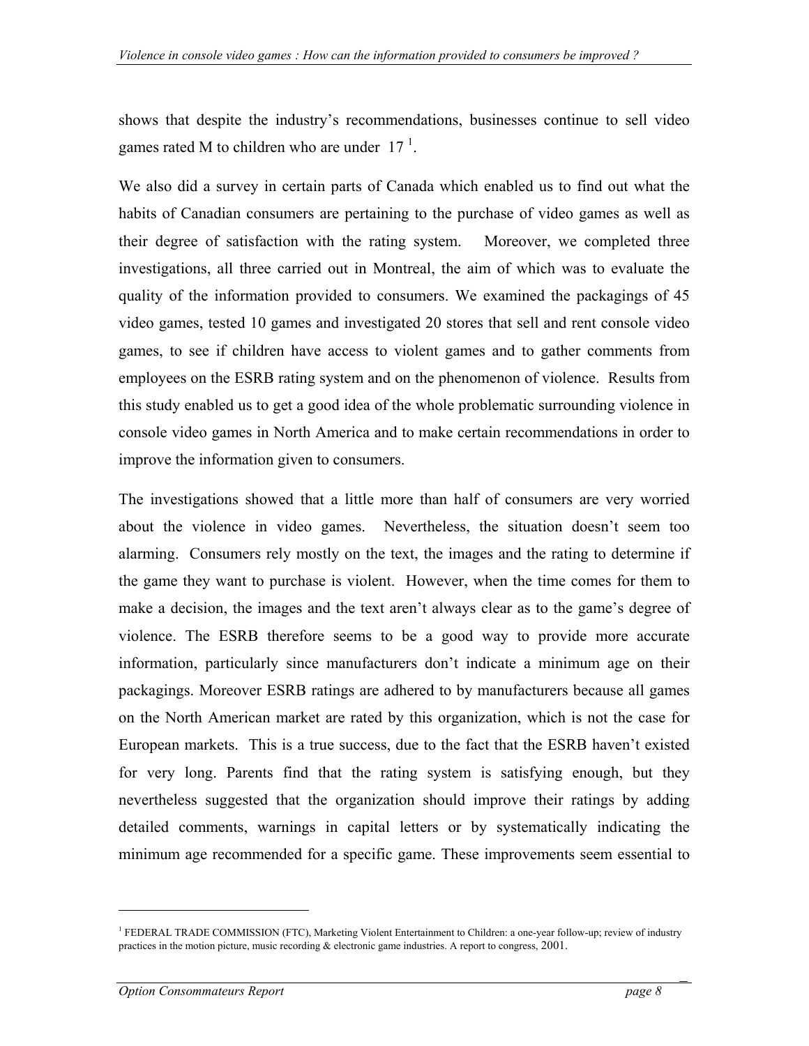shows that despite the industry's recommendations, businesses continue to sell video games rated M to children who are under 17 [1].

We also did a survey in certain parts of Canada which enabled us to find out what the habits of Canadian consumers are pertaining to the purchase of video games as well as their degree of satisfaction with the rating system. Moreover, we completed three investigations, all three carried out in Montreal, the aim of which was to evaluate the quality of the information provided to consumers. We examined the packagings of 45 video games, tested 10 games and investigated 20 stores that sell and rent console video games, to see if children have access to violent games and to gather comments from employees on the ESRB rating system and on the phenomenon of violence. Results from this study enabled us to get a good idea of the whole problematic surrounding violence in console video games in North America and to make certain recommendations in order to improve the information given to consumers.

The investigations showed that a little more than half of consumers are very worried about the violence in video games. Nevertheless, the situation doesn't seem too alarming. Consumers rely mostly on the text, the images and the rating to determine if the game they want to purchase is violent. However, when the time comes for them to make a decision, the images and the text aren't always clear as to the game's degree of violence. The ESRB therefore seems to be a good way to provide more accurate information, particularly since manufacturers don't indicate a minimum age on their packagings. Moreover ESRB ratings are adhered to by manufacturers because all games on the North American market are rated by this organization, which is not the case for European markets. This is a true success, due to the fact that the ESRB haven't existed for very long. Parents find that the rating system is satisfying enough, but they nevertheless suggested that the organization should improve their ratings by adding detailed comments, warnings in capital letters or by systematically indicating the minimum age recommended for a specific game. These improvements seem essential to

[1] FEDERAL TRADE COMMISSION (FTC), Marketing Violent Entertainment to Children: a one-year follow-up; review of industry practices in the motion picture, music recording & electronic game industries. A report to congress, 2001.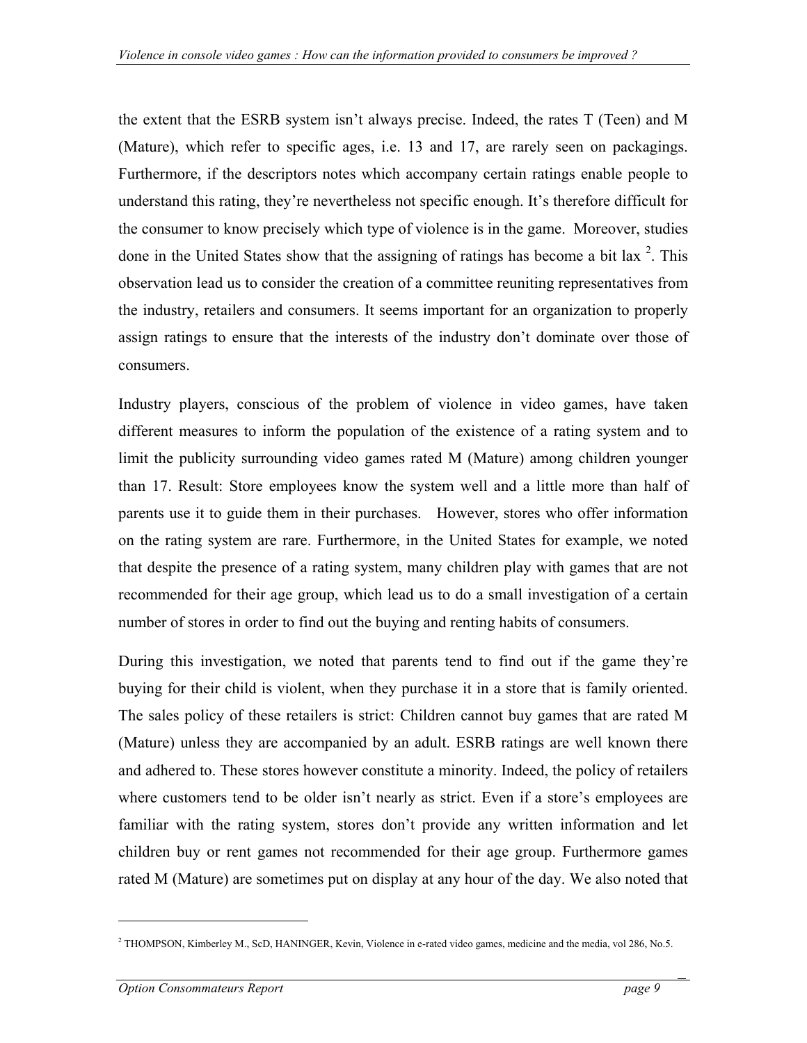the extent that the ESRB system isn't always precise. Indeed, the rates T (Teen) and M (Mature), which refer to specific ages, i.e. 13 and 17, are rarely seen on packagings. Furthermore, if the descriptors notes which accompany certain ratings enable people to understand this rating, they're nevertheless not specific enough. It's therefore difficult for the consumer to know precisely which type of violence is in the game. Moreover, studies done in the United States show that the assigning of ratings has become a bit lax [2]. This observation lead us to consider the creation of a committee reuniting representatives from the industry, retailers and consumers. It seems important for an organization to properly assign ratings to ensure that the interests of the industry don't dominate over those of consumers.

Industry players, conscious of the problem of violence in video games, have taken different measures to inform the population of the existence of a rating system and to limit the publicity surrounding video games rated M (Mature) among children younger than 17. Result: Store employees know the system well and a little more than half of parents use it to guide them in their purchases. However, stores who offer information on the rating system are rare. Furthermore, in the United States for example, we noted that despite the presence of a rating system, many children play with games that are not recommended for their age group, which lead us to do a small investigation of a certain number of stores in order to find out the buying and renting habits of consumers.

During this investigation, we noted that parents tend to find out if the game they're buying for their child is violent, when they purchase it in a store that is family oriented. The sales policy of these retailers is strict: Children cannot buy games that are rated M (Mature) unless they are accompanied by an adult. ESRB ratings are well known there and adhered to. These stores however constitute a minority. Indeed, the policy of retailers where customers tend to be older isn't nearly as strict. Even if a store's employees are familiar with the rating system, stores don't provide any written information and let children buy or rent games not recommended for their age group. Furthermore games rated M (Mature) are sometimes put on display at any hour of the day. We also noted that

---

[2] THOMPSON, Kimberley M., ScD, HANINGER, Kevin, Violence in e-rated video games, medicine and the media, vol 286, No.5.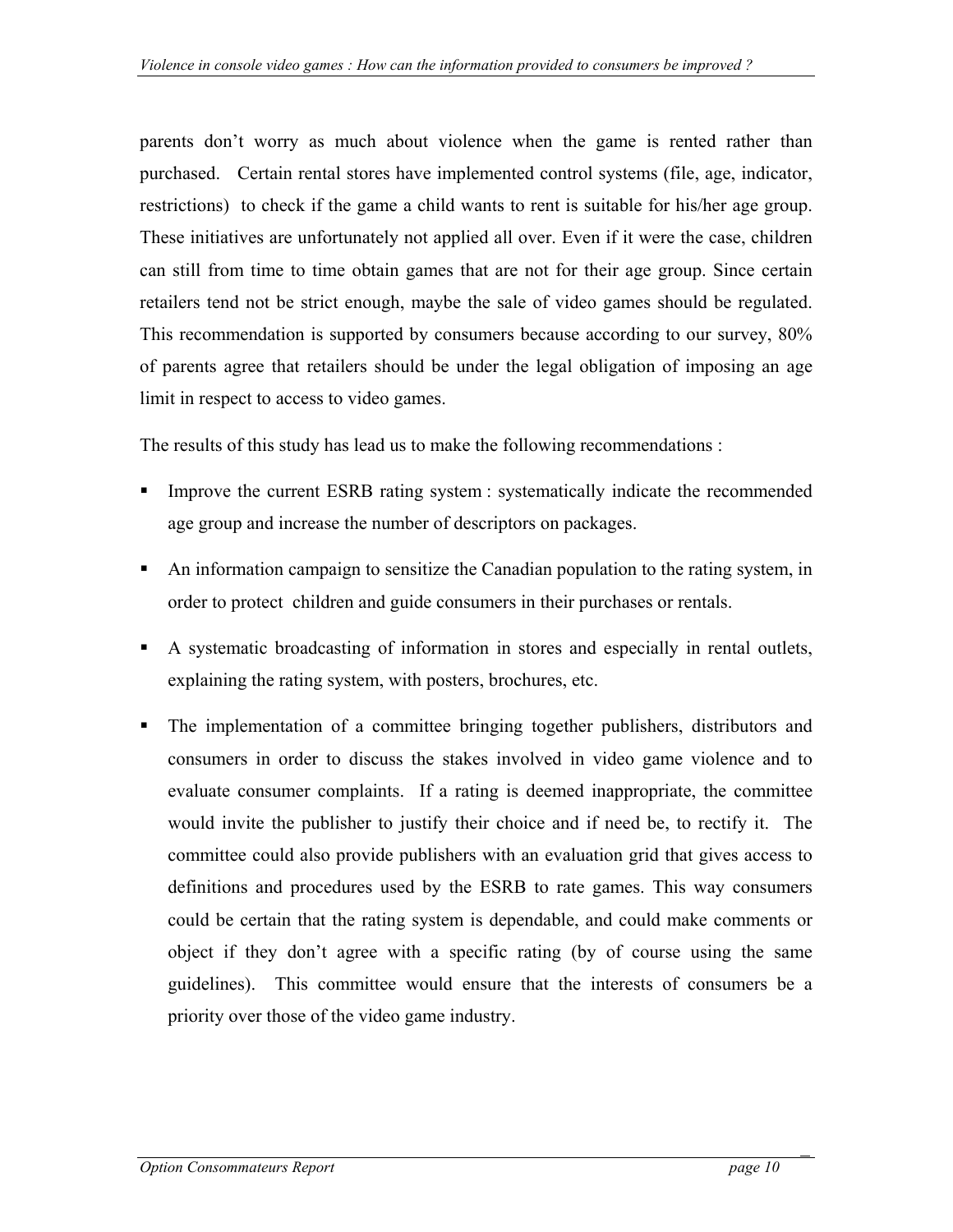parents don't worry as much about violence when the game is rented rather than purchased. Certain rental stores have implemented control systems (file, age, indicator, restrictions) to check if the game a child wants to rent is suitable for his/her age group. These initiatives are unfortunately not applied all over. Even if it were the case, children can still from time to time obtain games that are not for their age group. Since certain retailers tend not be strict enough, maybe the sale of video games should be regulated. This recommendation is supported by consumers because according to our survey, 80% of parents agree that retailers should be under the legal obligation of imposing an age limit in respect to access to video games.

The results of this study has lead us to make the following recommendations :

- Improve the current ESRB rating system : systematically indicate the recommended age group and increase the number of descriptors on packages.
- An information campaign to sensitize the Canadian population to the rating system, in order to protect children and guide consumers in their purchases or rentals.
- A systematic broadcasting of information in stores and especially in rental outlets, explaining the rating system, with posters, brochures, etc.
- The implementation of a committee bringing together publishers, distributors and consumers in order to discuss the stakes involved in video game violence and to evaluate consumer complaints. If a rating is deemed inappropriate, the committee would invite the publisher to justify their choice and if need be, to rectify it. The committee could also provide publishers with an evaluation grid that gives access to definitions and procedures used by the ESRB to rate games. This way consumers could be certain that the rating system is dependable, and could make comments or object if they don't agree with a specific rating (by of course using the same guidelines). This committee would ensure that the interests of consumers be a priority over those of the video game industry.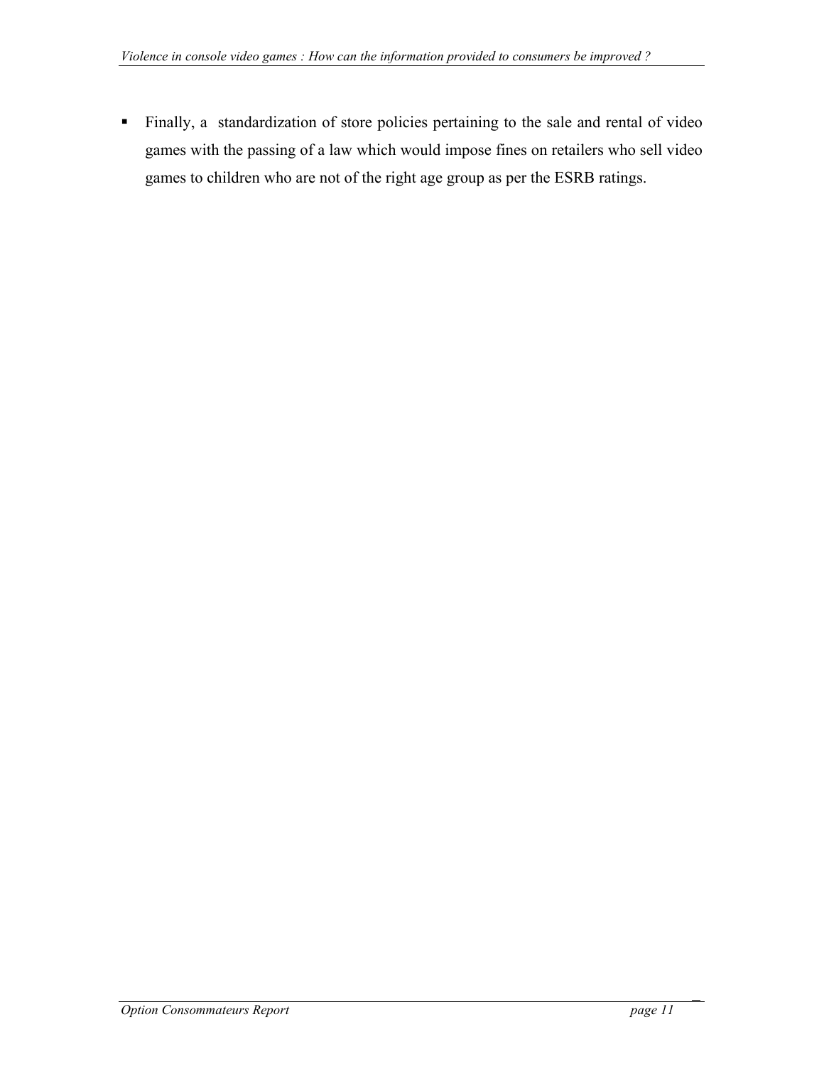- Finally, a standardization of store policies pertaining to the sale and rental of video games with the passing of a law which would impose fines on retailers who sell video games to children who are not of the right age group as per the ESRB ratings.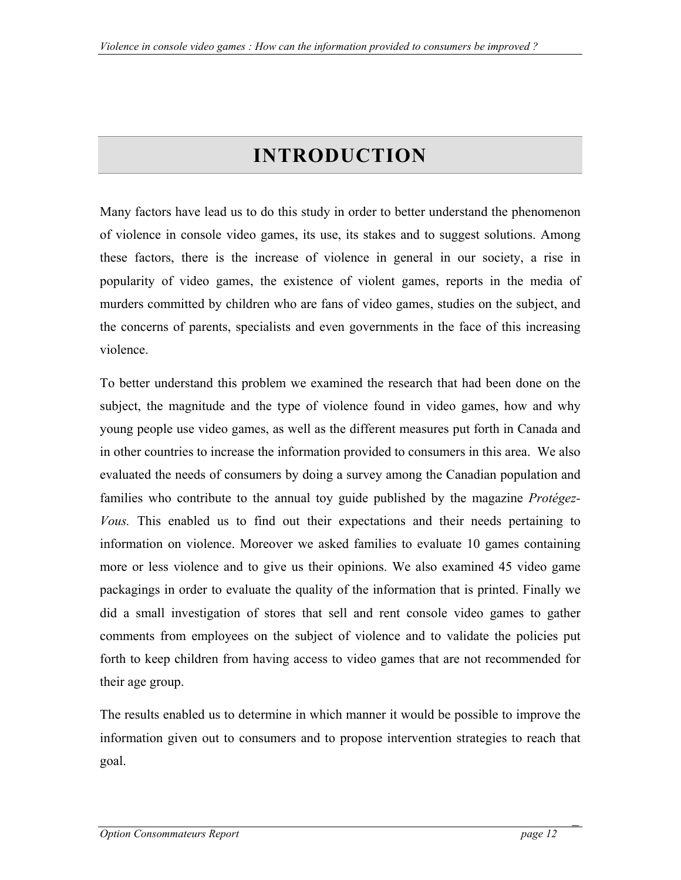# INTRODUCTION

Many factors have lead us to do this study in order to better understand the phenomenon of violence in console video games, its use, its stakes and to suggest solutions. Among these factors, there is the increase of violence in general in our society, a rise in popularity of video games, the existence of violent games, reports in the media of murders committed by children who are fans of video games, studies on the subject, and the concerns of parents, specialists and even governments in the face of this increasing violence.

To better understand this problem we examined the research that had been done on the subject, the magnitude and the type of violence found in video games, how and why young people use video games, as well as the different measures put forth in Canada and in other countries to increase the information provided to consumers in this area. We also evaluated the needs of consumers by doing a survey among the Canadian population and families who contribute to the annual toy guide published by the magazine *Protégez-Vous.* This enabled us to find out their expectations and their needs pertaining to information on violence. Moreover we asked families to evaluate 10 games containing more or less violence and to give us their opinions. We also examined 45 video game packagings in order to evaluate the quality of the information that is printed. Finally we did a small investigation of stores that sell and rent console video games to gather comments from employees on the subject of violence and to validate the policies put forth to keep children from having access to video games that are not recommended for their age group.

The results enabled us to determine in which manner it would be possible to improve the information given out to consumers and to propose intervention strategies to reach that goal.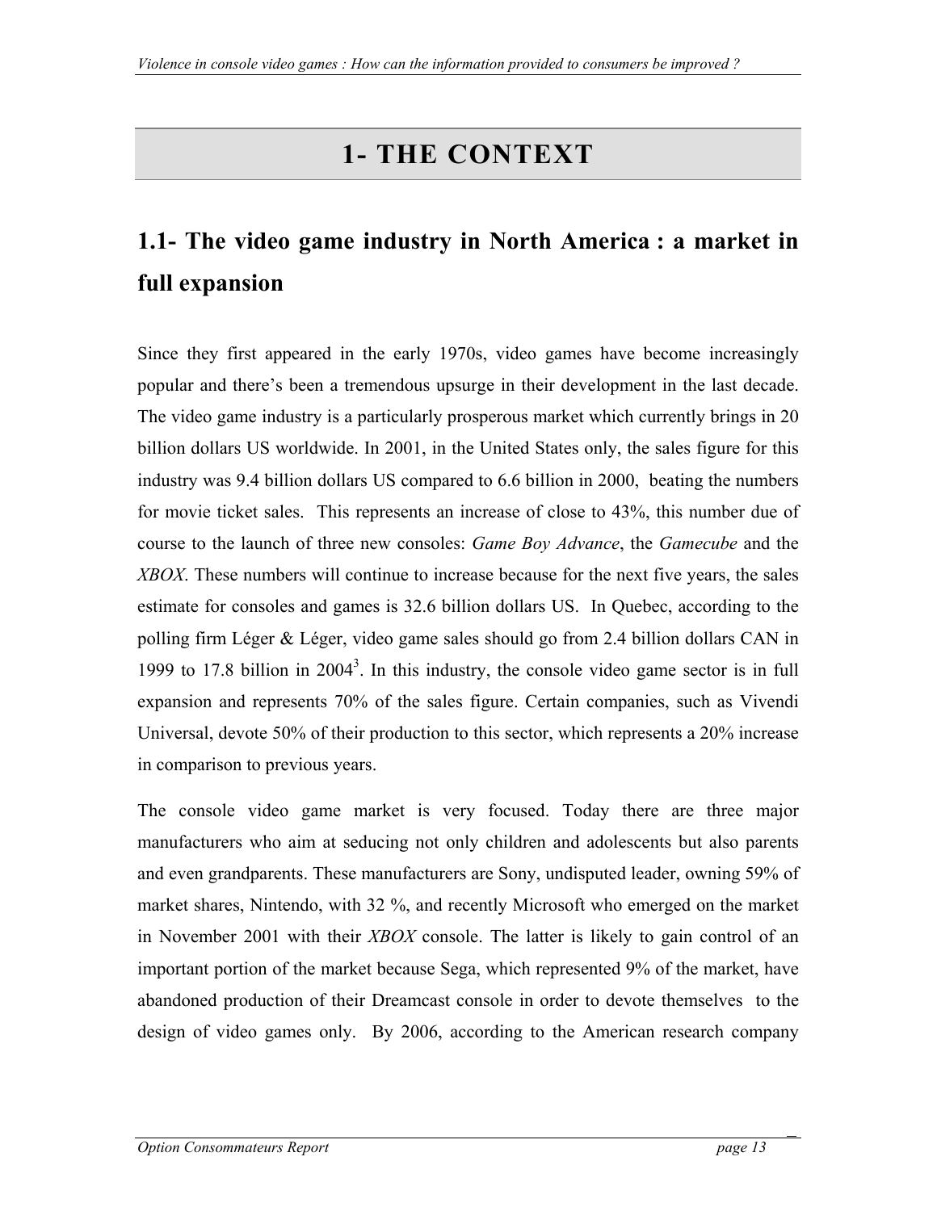# 1- THE CONTEXT

## 1.1- The video game industry in North America : a market in full expansion

Since they first appeared in the early 1970s, video games have become increasingly popular and there's been a tremendous upsurge in their development in the last decade. The video game industry is a particularly prosperous market which currently brings in 20 billion dollars US worldwide. In 2001, in the United States only, the sales figure for this industry was 9.4 billion dollars US compared to 6.6 billion in 2000, beating the numbers for movie ticket sales. This represents an increase of close to 43%, this number due of course to the launch of three new consoles: *Game Boy Advance*, the *Gamecube* and the *XBOX*. These numbers will continue to increase because for the next five years, the sales estimate for consoles and games is 32.6 billion dollars US. In Quebec, according to the polling firm Léger & Léger, video game sales should go from 2.4 billion dollars CAN in 1999 to 17.8 billion in 2004[3]. In this industry, the console video game sector is in full expansion and represents 70% of the sales figure. Certain companies, such as Vivendi Universal, devote 50% of their production to this sector, which represents a 20% increase in comparison to previous years.

The console video game market is very focused. Today there are three major manufacturers who aim at seducing not only children and adolescents but also parents and even grandparents. These manufacturers are Sony, undisputed leader, owning 59% of market shares, Nintendo, with 32 %, and recently Microsoft who emerged on the market in November 2001 with their *XBOX* console. The latter is likely to gain control of an important portion of the market because Sega, which represented 9% of the market, have abandoned production of their Dreamcast console in order to devote themselves to the design of video games only. By 2006, according to the American research company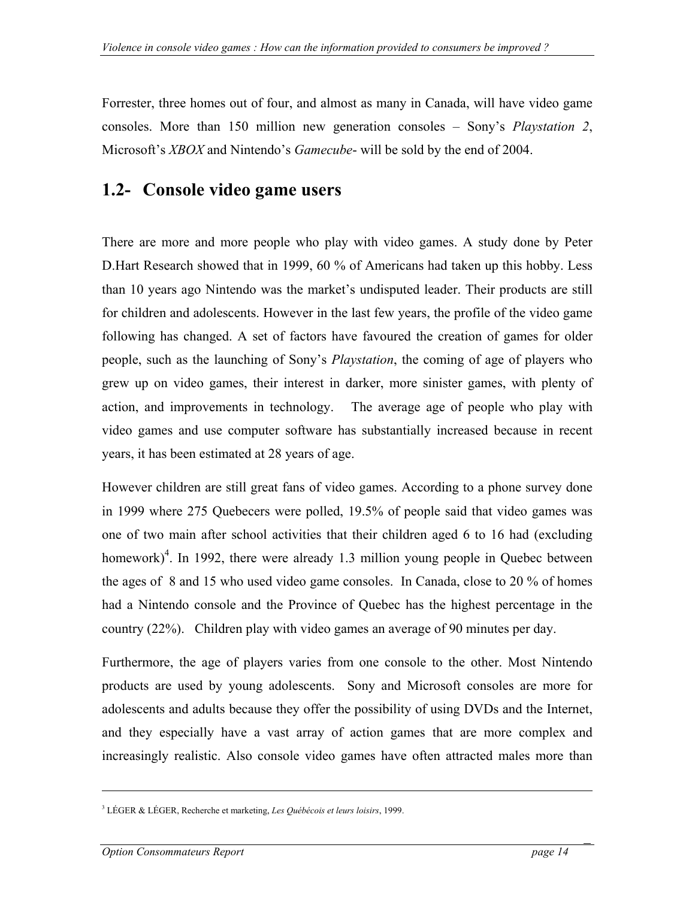Forrester, three homes out of four, and almost as many in Canada, will have video game consoles. More than 150 million new generation consoles – Sony's *Playstation 2*, Microsoft's *XBOX* and Nintendo's *Gamecube*- will be sold by the end of 2004.

## 1.2- Console video game users

There are more and more people who play with video games. A study done by Peter D.Hart Research showed that in 1999, 60 % of Americans had taken up this hobby. Less than 10 years ago Nintendo was the market's undisputed leader. Their products are still for children and adolescents. However in the last few years, the profile of the video game following has changed. A set of factors have favoured the creation of games for older people, such as the launching of Sony's *Playstation*, the coming of age of players who grew up on video games, their interest in darker, more sinister games, with plenty of action, and improvements in technology. The average age of people who play with video games and use computer software has substantially increased because in recent years, it has been estimated at 28 years of age.

However children are still great fans of video games. According to a phone survey done in 1999 where 275 Quebecers were polled, 19.5% of people said that video games was one of two main after school activities that their children aged 6 to 16 had (excluding homework)[4]. In 1992, there were already 1.3 million young people in Quebec between the ages of 8 and 15 who used video game consoles. In Canada, close to 20 % of homes had a Nintendo console and the Province of Quebec has the highest percentage in the country (22%). Children play with video games an average of 90 minutes per day.

Furthermore, the age of players varies from one console to the other. Most Nintendo products are used by young adolescents. Sony and Microsoft consoles are more for adolescents and adults because they offer the possibility of using DVDs and the Internet, and they especially have a vast array of action games that are more complex and increasingly realistic. Also console video games have often attracted males more than

---

[3] LÉGER & LÉGER, Recherche et marketing, *Les Québécois et leurs loisirs*, 1999.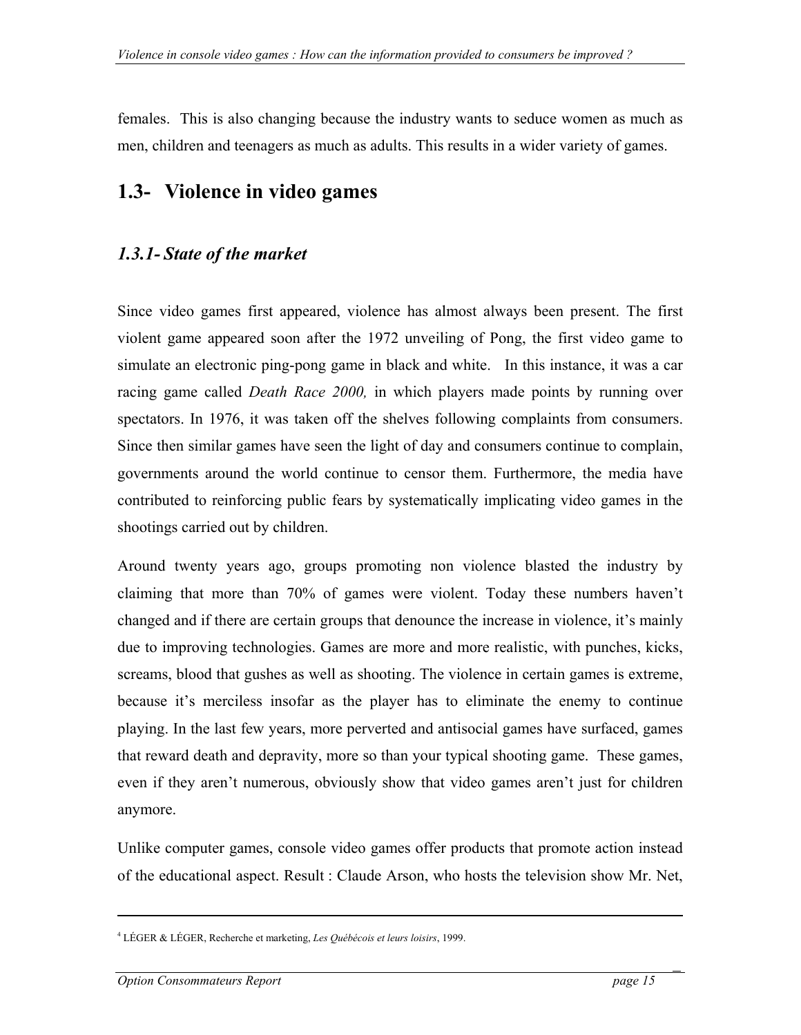females. This is also changing because the industry wants to seduce women as much as men, children and teenagers as much as adults. This results in a wider variety of games.

## 1.3- Violence in video games

### *1.3.1- State of the market*

Since video games first appeared, violence has almost always been present. The first violent game appeared soon after the 1972 unveiling of Pong, the first video game to simulate an electronic ping-pong game in black and white. In this instance, it was a car racing game called *Death Race 2000,* in which players made points by running over spectators. In 1976, it was taken off the shelves following complaints from consumers. Since then similar games have seen the light of day and consumers continue to complain, governments around the world continue to censor them. Furthermore, the media have contributed to reinforcing public fears by systematically implicating video games in the shootings carried out by children.

Around twenty years ago, groups promoting non violence blasted the industry by claiming that more than 70% of games were violent. Today these numbers haven't changed and if there are certain groups that denounce the increase in violence, it's mainly due to improving technologies. Games are more and more realistic, with punches, kicks, screams, blood that gushes as well as shooting. The violence in certain games is extreme, because it's merciless insofar as the player has to eliminate the enemy to continue playing. In the last few years, more perverted and antisocial games have surfaced, games that reward death and depravity, more so than your typical shooting game. These games, even if they aren't numerous, obviously show that video games aren't just for children anymore.

Unlike computer games, console video games offer products that promote action instead of the educational aspect. Result : Claude Arson, who hosts the television show Mr. Net,

---

[4] LÉGER & LÉGER, Recherche et marketing, *Les Québécois et leurs loisirs*, 1999.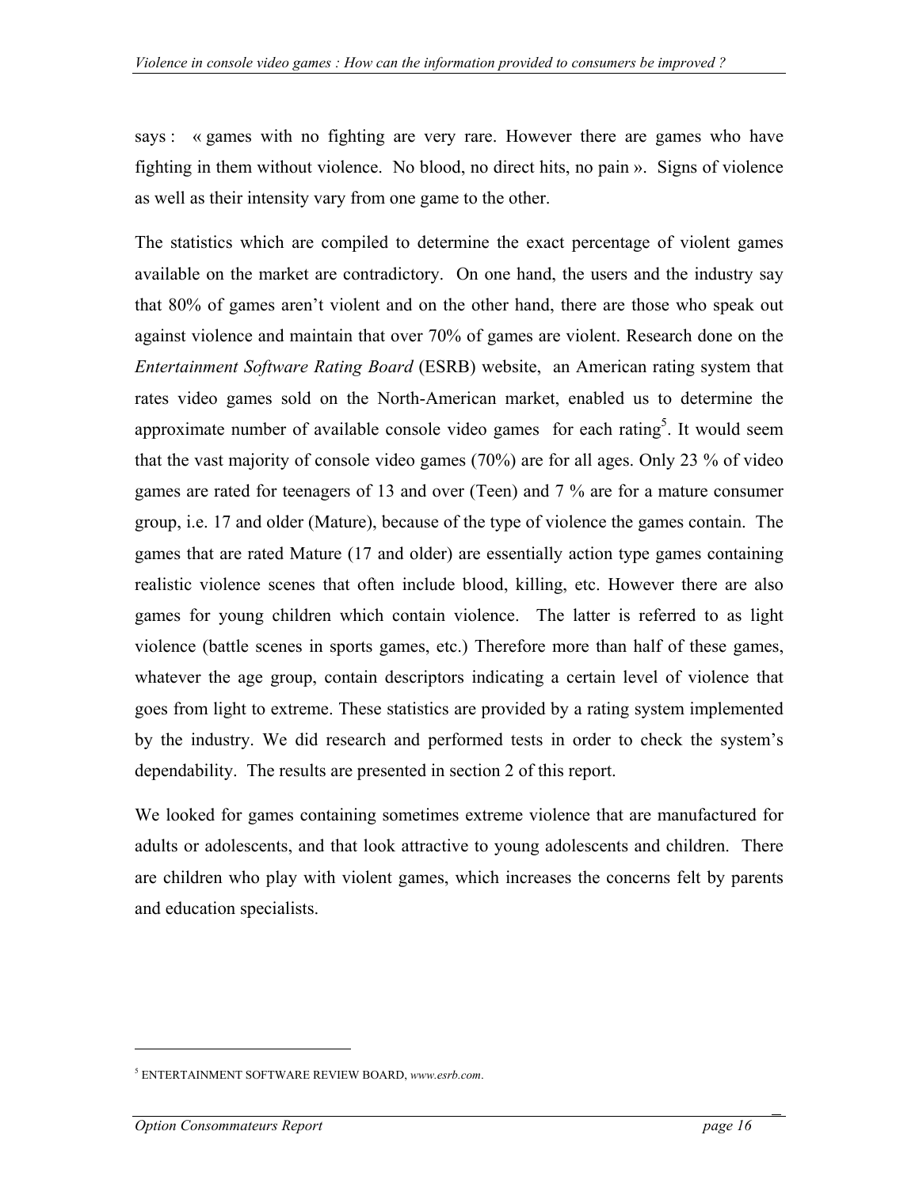says : « games with no fighting are very rare. However there are games who have fighting in them without violence. No blood, no direct hits, no pain ». Signs of violence as well as their intensity vary from one game to the other.

The statistics which are compiled to determine the exact percentage of violent games available on the market are contradictory. On one hand, the users and the industry say that 80% of games aren't violent and on the other hand, there are those who speak out against violence and maintain that over 70% of games are violent. Research done on the *Entertainment Software Rating Board* (ESRB) website, an American rating system that rates video games sold on the North-American market, enabled us to determine the approximate number of available console video games for each rating[5]. It would seem that the vast majority of console video games (70%) are for all ages. Only 23 % of video games are rated for teenagers of 13 and over (Teen) and 7 % are for a mature consumer group, i.e. 17 and older (Mature), because of the type of violence the games contain. The games that are rated Mature (17 and older) are essentially action type games containing realistic violence scenes that often include blood, killing, etc. However there are also games for young children which contain violence. The latter is referred to as light violence (battle scenes in sports games, etc.) Therefore more than half of these games, whatever the age group, contain descriptors indicating a certain level of violence that goes from light to extreme. These statistics are provided by a rating system implemented by the industry. We did research and performed tests in order to check the system's dependability. The results are presented in section 2 of this report.

We looked for games containing sometimes extreme violence that are manufactured for adults or adolescents, and that look attractive to young adolescents and children. There are children who play with violent games, which increases the concerns felt by parents and education specialists.

---

[5] ENTERTAINMENT SOFTWARE REVIEW BOARD, *www.esrb.com*.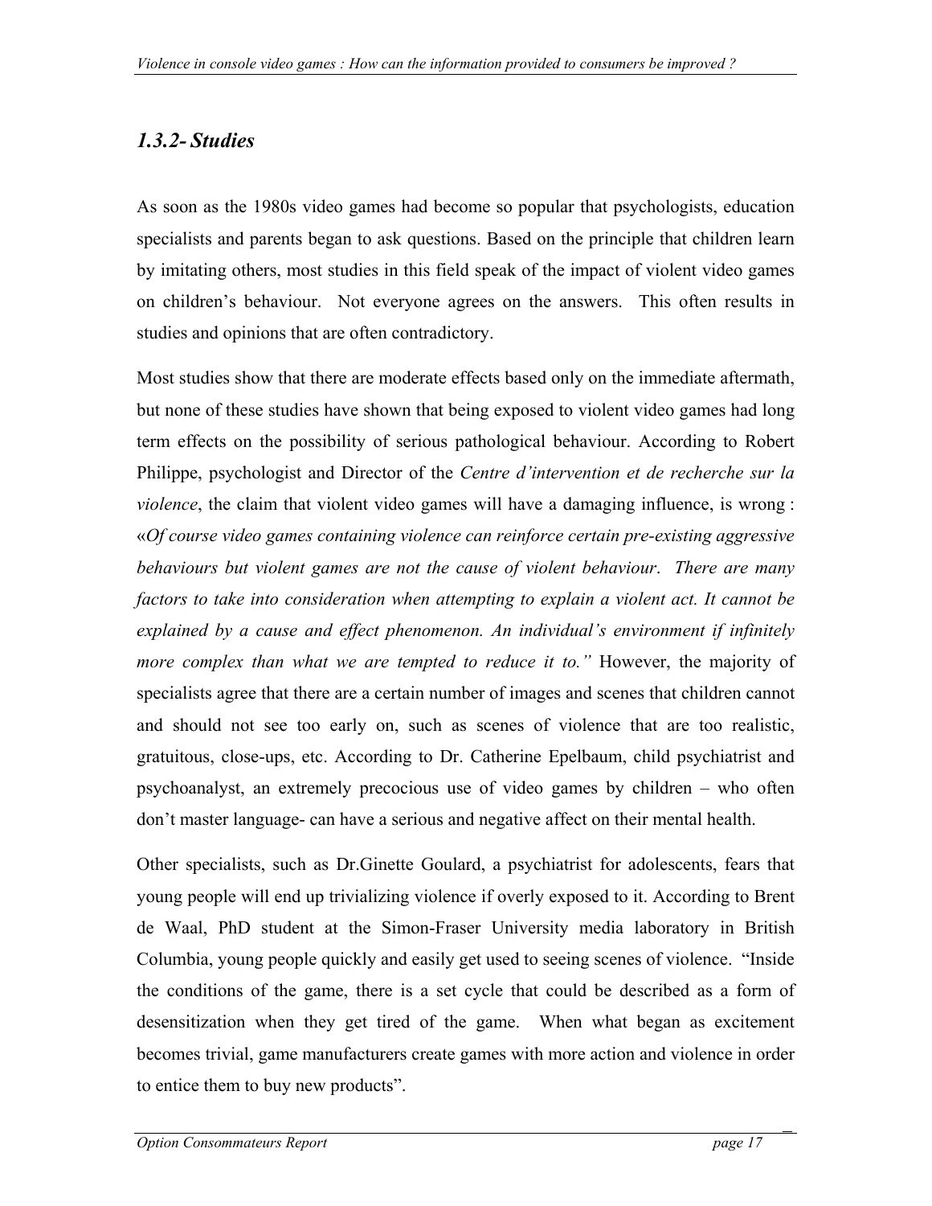### *1.3.2- Studies*

As soon as the 1980s video games had become so popular that psychologists, education specialists and parents began to ask questions. Based on the principle that children learn by imitating others, most studies in this field speak of the impact of violent video games on children's behaviour. Not everyone agrees on the answers. This often results in studies and opinions that are often contradictory.

Most studies show that there are moderate effects based only on the immediate aftermath, but none of these studies have shown that being exposed to violent video games had long term effects on the possibility of serious pathological behaviour. According to Robert Philippe, psychologist and Director of the *Centre d'intervention et de recherche sur la violence*, the claim that violent video games will have a damaging influence, is wrong : «*Of course video games containing violence can reinforce certain pre-existing aggressive behaviours but violent games are not the cause of violent behaviour. There are many factors to take into consideration when attempting to explain a violent act. It cannot be explained by a cause and effect phenomenon. An individual's environment if infinitely more complex than what we are tempted to reduce it to."* However, the majority of specialists agree that there are a certain number of images and scenes that children cannot and should not see too early on, such as scenes of violence that are too realistic, gratuitous, close-ups, etc. According to Dr. Catherine Epelbaum, child psychiatrist and psychoanalyst, an extremely precocious use of video games by children – who often don't master language- can have a serious and negative affect on their mental health.

Other specialists, such as Dr.Ginette Goulard, a psychiatrist for adolescents, fears that young people will end up trivializing violence if overly exposed to it. According to Brent de Waal, PhD student at the Simon-Fraser University media laboratory in British Columbia, young people quickly and easily get used to seeing scenes of violence. "Inside the conditions of the game, there is a set cycle that could be described as a form of desensitization when they get tired of the game. When what began as excitement becomes trivial, game manufacturers create games with more action and violence in order to entice them to buy new products".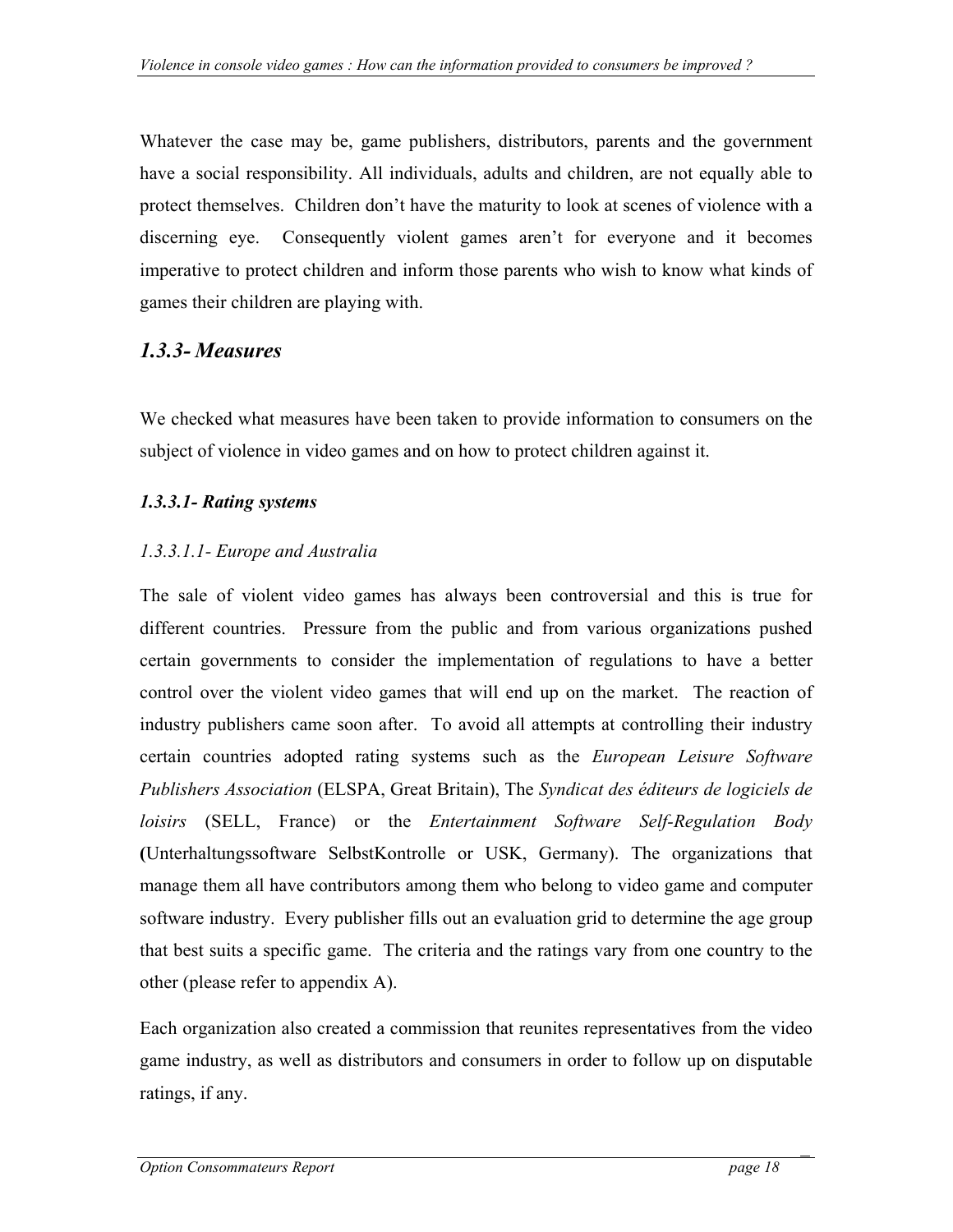Whatever the case may be, game publishers, distributors, parents and the government have a social responsibility. All individuals, adults and children, are not equally able to protect themselves. Children don't have the maturity to look at scenes of violence with a discerning eye. Consequently violent games aren't for everyone and it becomes imperative to protect children and inform those parents who wish to know what kinds of games their children are playing with.

## *1.3.3- Measures*

We checked what measures have been taken to provide information to consumers on the subject of violence in video games and on how to protect children against it.

### *1.3.3.1- Rating systems*

#### *1.3.3.1.1- Europe and Australia*

The sale of violent video games has always been controversial and this is true for different countries. Pressure from the public and from various organizations pushed certain governments to consider the implementation of regulations to have a better control over the violent video games that will end up on the market. The reaction of industry publishers came soon after. To avoid all attempts at controlling their industry certain countries adopted rating systems such as the *European Leisure Software Publishers Association* (ELSPA, Great Britain), The *Syndicat des éditeurs de logiciels de loisirs* (SELL, France) or the *Entertainment Software Self-Regulation Body* **(**Unterhaltungssoftware SelbstKontrolle or USK, Germany). The organizations that manage them all have contributors among them who belong to video game and computer software industry. Every publisher fills out an evaluation grid to determine the age group that best suits a specific game. The criteria and the ratings vary from one country to the other (please refer to appendix A).

Each organization also created a commission that reunites representatives from the video game industry, as well as distributors and consumers in order to follow up on disputable ratings, if any.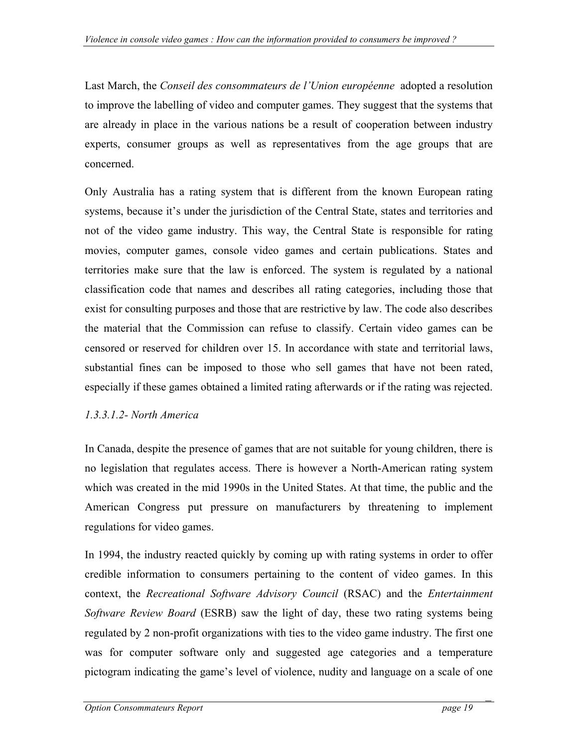Last March, the *Conseil des consommateurs de l'Union européenne* adopted a resolution to improve the labelling of video and computer games. They suggest that the systems that are already in place in the various nations be a result of cooperation between industry experts, consumer groups as well as representatives from the age groups that are concerned.

Only Australia has a rating system that is different from the known European rating systems, because it's under the jurisdiction of the Central State, states and territories and not of the video game industry. This way, the Central State is responsible for rating movies, computer games, console video games and certain publications. States and territories make sure that the law is enforced. The system is regulated by a national classification code that names and describes all rating categories, including those that exist for consulting purposes and those that are restrictive by law. The code also describes the material that the Commission can refuse to classify. Certain video games can be censored or reserved for children over 15. In accordance with state and territorial laws, substantial fines can be imposed to those who sell games that have not been rated, especially if these games obtained a limited rating afterwards or if the rating was rejected.

#### *1.3.3.1.2- North America*

In Canada, despite the presence of games that are not suitable for young children, there is no legislation that regulates access. There is however a North-American rating system which was created in the mid 1990s in the United States. At that time, the public and the American Congress put pressure on manufacturers by threatening to implement regulations for video games.

In 1994, the industry reacted quickly by coming up with rating systems in order to offer credible information to consumers pertaining to the content of video games. In this context, the *Recreational Software Advisory Council* (RSAC) and the *Entertainment Software Review Board* (ESRB) saw the light of day, these two rating systems being regulated by 2 non-profit organizations with ties to the video game industry. The first one was for computer software only and suggested age categories and a temperature pictogram indicating the game's level of violence, nudity and language on a scale of one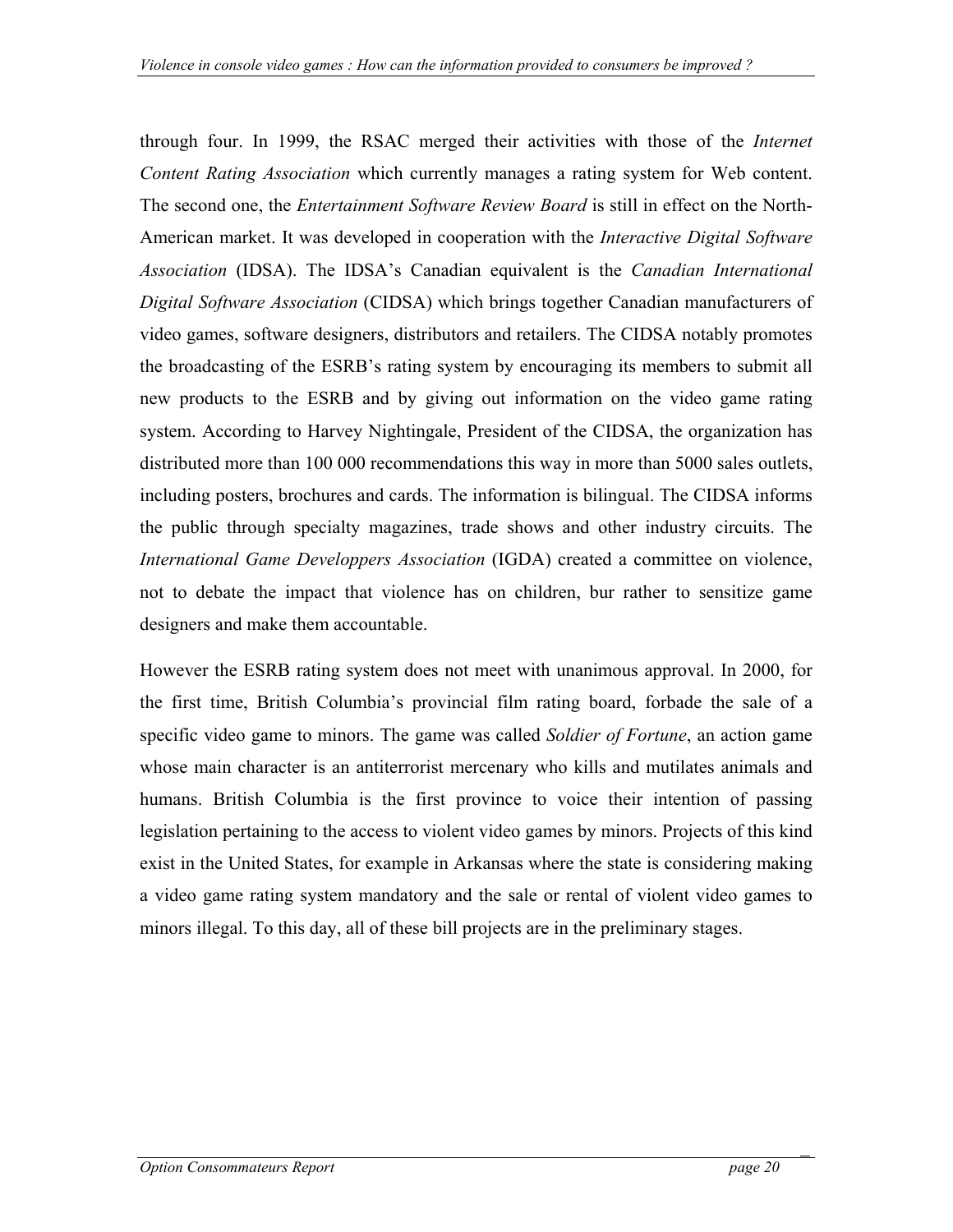through four. In 1999, the RSAC merged their activities with those of the *Internet Content Rating Association* which currently manages a rating system for Web content. The second one, the *Entertainment Software Review Board* is still in effect on the North-American market. It was developed in cooperation with the *Interactive Digital Software Association* (IDSA). The IDSA's Canadian equivalent is the *Canadian International Digital Software Association* (CIDSA) which brings together Canadian manufacturers of video games, software designers, distributors and retailers. The CIDSA notably promotes the broadcasting of the ESRB's rating system by encouraging its members to submit all new products to the ESRB and by giving out information on the video game rating system. According to Harvey Nightingale, President of the CIDSA, the organization has distributed more than 100 000 recommendations this way in more than 5000 sales outlets, including posters, brochures and cards. The information is bilingual. The CIDSA informs the public through specialty magazines, trade shows and other industry circuits. The *International Game Developpers Association* (IGDA) created a committee on violence, not to debate the impact that violence has on children, bur rather to sensitize game designers and make them accountable.

However the ESRB rating system does not meet with unanimous approval. In 2000, for the first time, British Columbia's provincial film rating board, forbade the sale of a specific video game to minors. The game was called *Soldier of Fortune*, an action game whose main character is an antiterrorist mercenary who kills and mutilates animals and humans. British Columbia is the first province to voice their intention of passing legislation pertaining to the access to violent video games by minors. Projects of this kind exist in the United States, for example in Arkansas where the state is considering making a video game rating system mandatory and the sale or rental of violent video games to minors illegal. To this day, all of these bill projects are in the preliminary stages.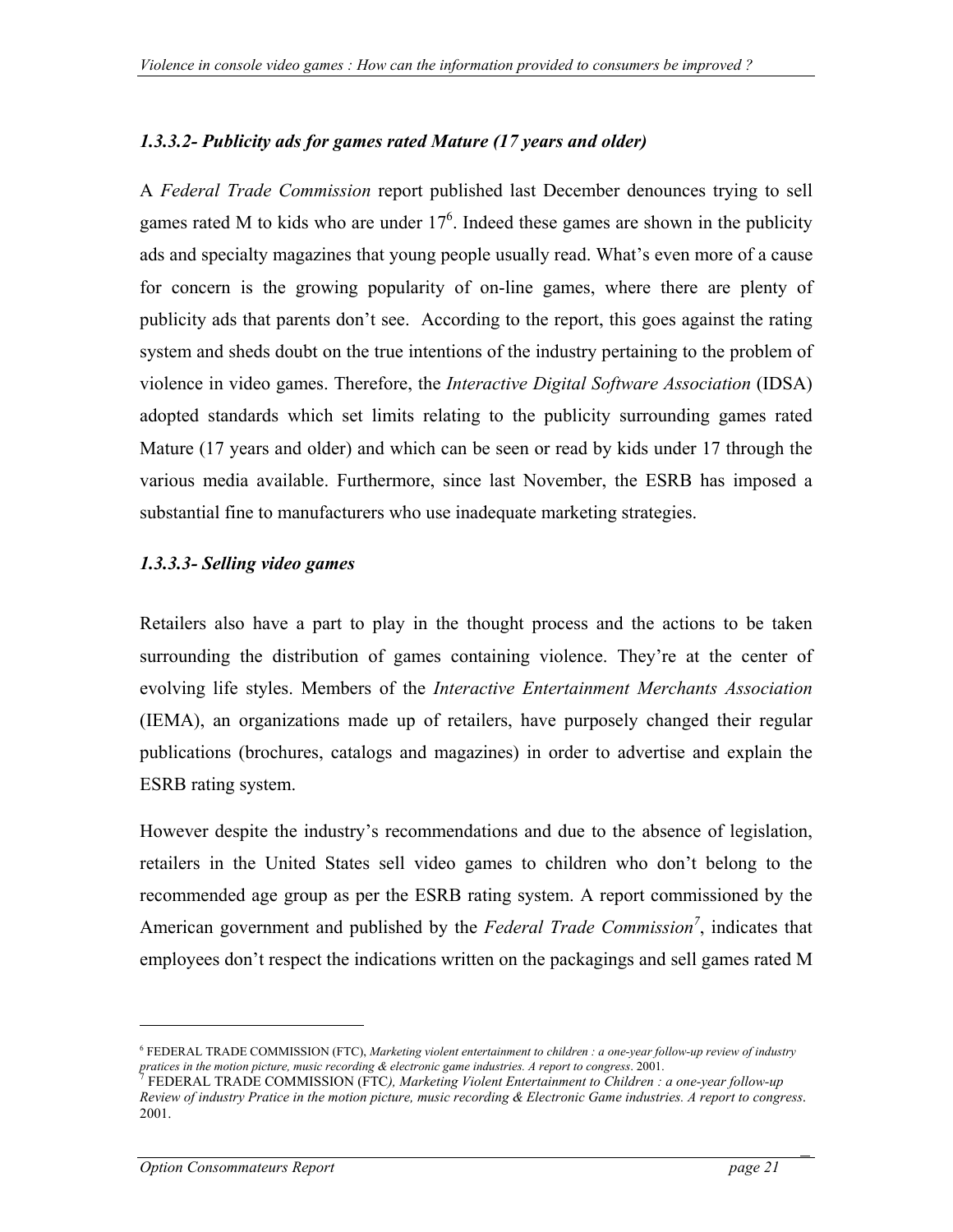### *1.3.3.2- Publicity ads for games rated Mature (17 years and older)*

A *Federal Trade Commission* report published last December denounces trying to sell games rated M to kids who are under 17[6]. Indeed these games are shown in the publicity ads and specialty magazines that young people usually read. What's even more of a cause for concern is the growing popularity of on-line games, where there are plenty of publicity ads that parents don't see. According to the report, this goes against the rating system and sheds doubt on the true intentions of the industry pertaining to the problem of violence in video games. Therefore, the *Interactive Digital Software Association* (IDSA) adopted standards which set limits relating to the publicity surrounding games rated Mature (17 years and older) and which can be seen or read by kids under 17 through the various media available. Furthermore, since last November, the ESRB has imposed a substantial fine to manufacturers who use inadequate marketing strategies.

### *1.3.3.3- Selling video games*

Retailers also have a part to play in the thought process and the actions to be taken surrounding the distribution of games containing violence. They're at the center of evolving life styles. Members of the *Interactive Entertainment Merchants Association* (IEMA), an organizations made up of retailers, have purposely changed their regular publications (brochures, catalogs and magazines) in order to advertise and explain the ESRB rating system.

However despite the industry's recommendations and due to the absence of legislation, retailers in the United States sell video games to children who don't belong to the recommended age group as per the ESRB rating system. A report commissioned by the American government and published by the *Federal Trade Commission*[7], indicates that employees don't respect the indications written on the packagings and sell games rated M

---

[6] FEDERAL TRADE COMMISSION (FTC), *Marketing violent entertainment to children : a one-year follow-up review of industry pratices in the motion picture, music recording & electronic game industries. A report to congress*. 2001.

[7] FEDERAL TRADE COMMISSION (FTC*), Marketing Violent Entertainment to Children : a one-year follow-up Review of industry Pratice in the motion picture, music recording & Electronic Game industries. A report to congress*. 2001.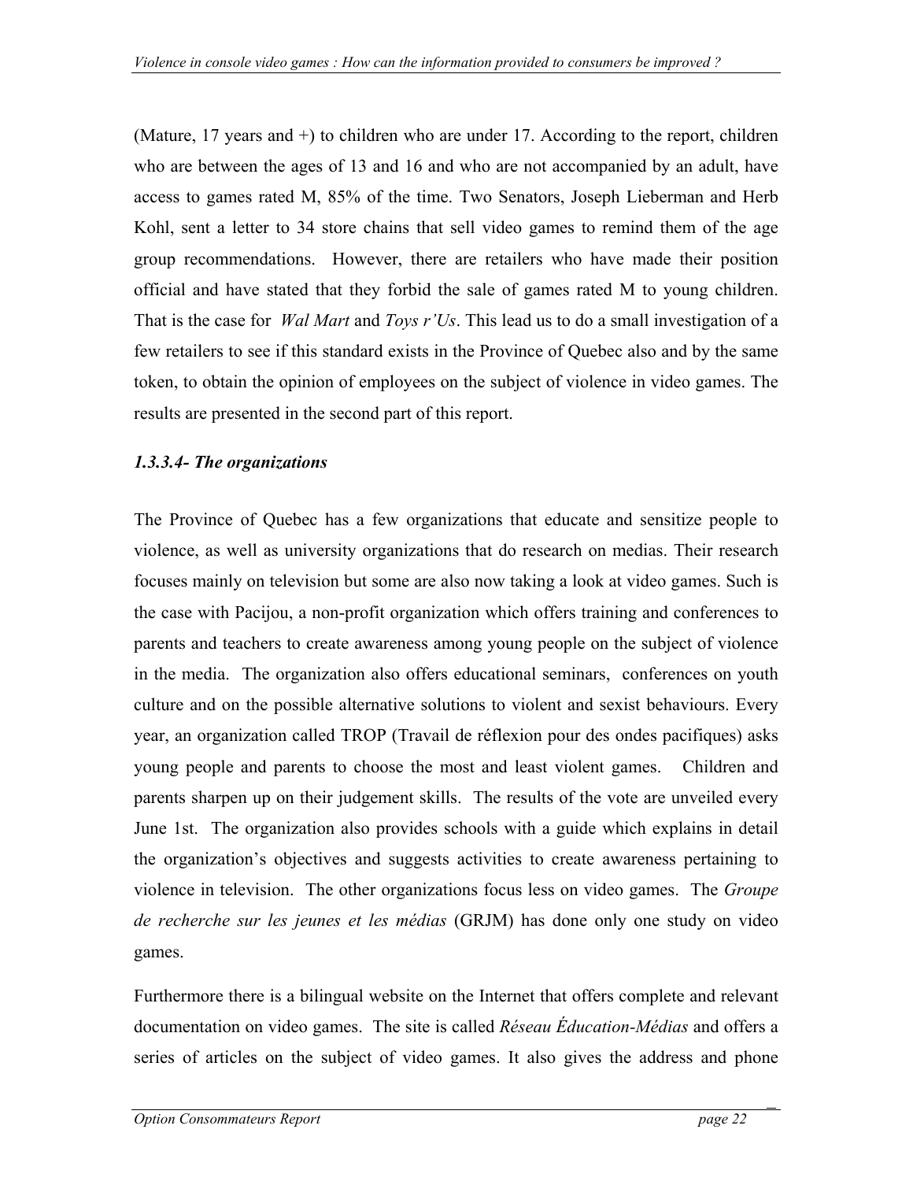(Mature, 17 years and +) to children who are under 17. According to the report, children who are between the ages of 13 and 16 and who are not accompanied by an adult, have access to games rated M, 85% of the time. Two Senators, Joseph Lieberman and Herb Kohl, sent a letter to 34 store chains that sell video games to remind them of the age group recommendations. However, there are retailers who have made their position official and have stated that they forbid the sale of games rated M to young children. That is the case for *Wal Mart* and *Toys r'Us*. This lead us to do a small investigation of a few retailers to see if this standard exists in the Province of Quebec also and by the same token, to obtain the opinion of employees on the subject of violence in video games. The results are presented in the second part of this report.

#### *1.3.3.4- The organizations*

The Province of Quebec has a few organizations that educate and sensitize people to violence, as well as university organizations that do research on medias. Their research focuses mainly on television but some are also now taking a look at video games. Such is the case with Pacijou, a non-profit organization which offers training and conferences to parents and teachers to create awareness among young people on the subject of violence in the media. The organization also offers educational seminars, conferences on youth culture and on the possible alternative solutions to violent and sexist behaviours. Every year, an organization called TROP (Travail de réflexion pour des ondes pacifiques) asks young people and parents to choose the most and least violent games. Children and parents sharpen up on their judgement skills. The results of the vote are unveiled every June 1st. The organization also provides schools with a guide which explains in detail the organization's objectives and suggests activities to create awareness pertaining to violence in television. The other organizations focus less on video games. The *Groupe de recherche sur les jeunes et les médias* (GRJM) has done only one study on video games.

Furthermore there is a bilingual website on the Internet that offers complete and relevant documentation on video games. The site is called *Réseau Éducation-Médias* and offers a series of articles on the subject of video games. It also gives the address and phone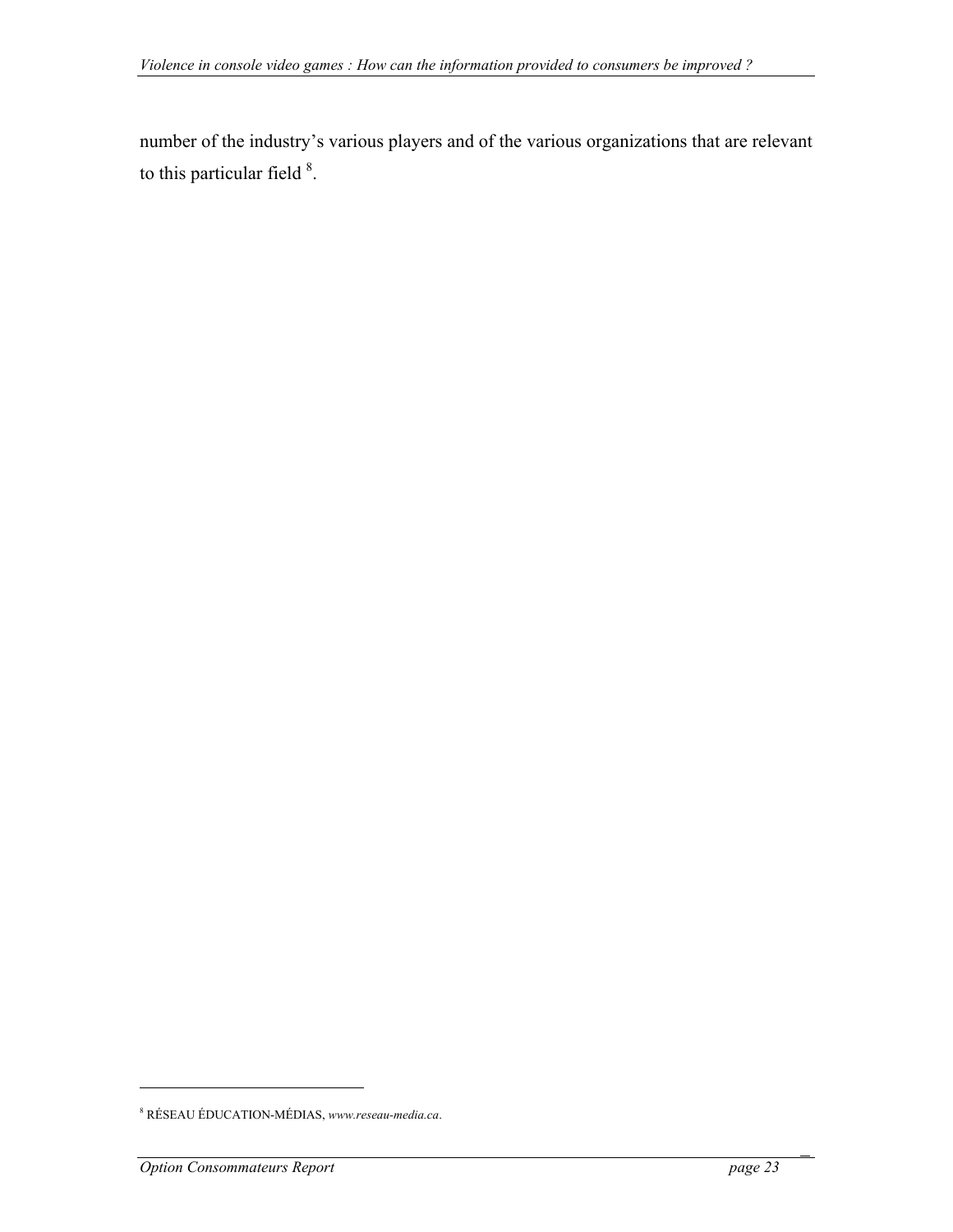number of the industry's various players and of the various organizations that are relevant to this particular field [8].

[8] RÉSEAU ÉDUCATION-MÉDIAS, *www.reseau-media.ca*.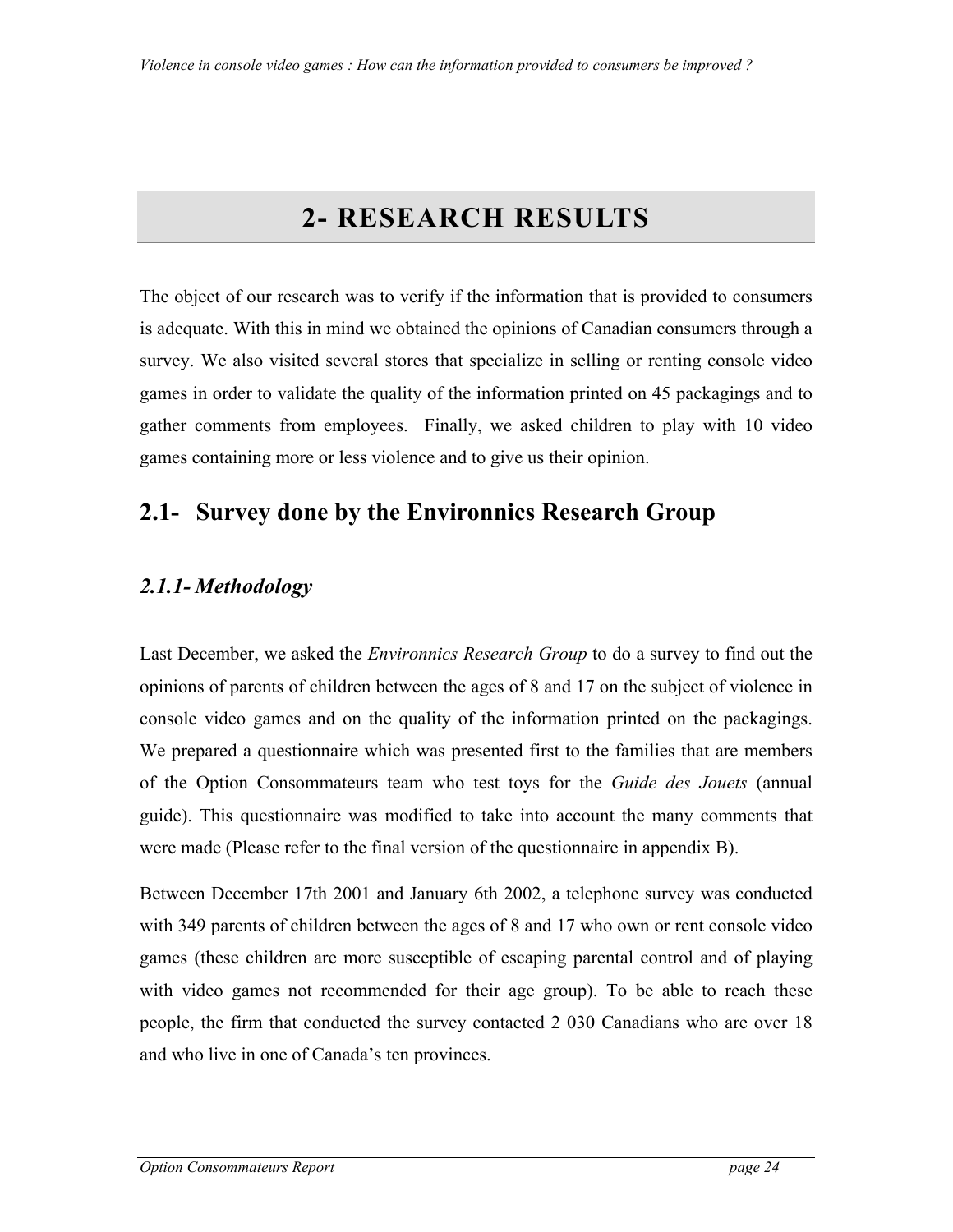# 2- RESEARCH RESULTS

The object of our research was to verify if the information that is provided to consumers is adequate. With this in mind we obtained the opinions of Canadian consumers through a survey. We also visited several stores that specialize in selling or renting console video games in order to validate the quality of the information printed on 45 packagings and to gather comments from employees. Finally, we asked children to play with 10 video games containing more or less violence and to give us their opinion.

## 2.1- Survey done by the Environnics Research Group

### *2.1.1- Methodology*

Last December, we asked the *Environnics Research Group* to do a survey to find out the opinions of parents of children between the ages of 8 and 17 on the subject of violence in console video games and on the quality of the information printed on the packagings. We prepared a questionnaire which was presented first to the families that are members of the Option Consommateurs team who test toys for the *Guide des Jouets* (annual guide). This questionnaire was modified to take into account the many comments that were made (Please refer to the final version of the questionnaire in appendix B).

Between December 17th 2001 and January 6th 2002, a telephone survey was conducted with 349 parents of children between the ages of 8 and 17 who own or rent console video games (these children are more susceptible of escaping parental control and of playing with video games not recommended for their age group). To be able to reach these people, the firm that conducted the survey contacted 2 030 Canadians who are over 18 and who live in one of Canada's ten provinces.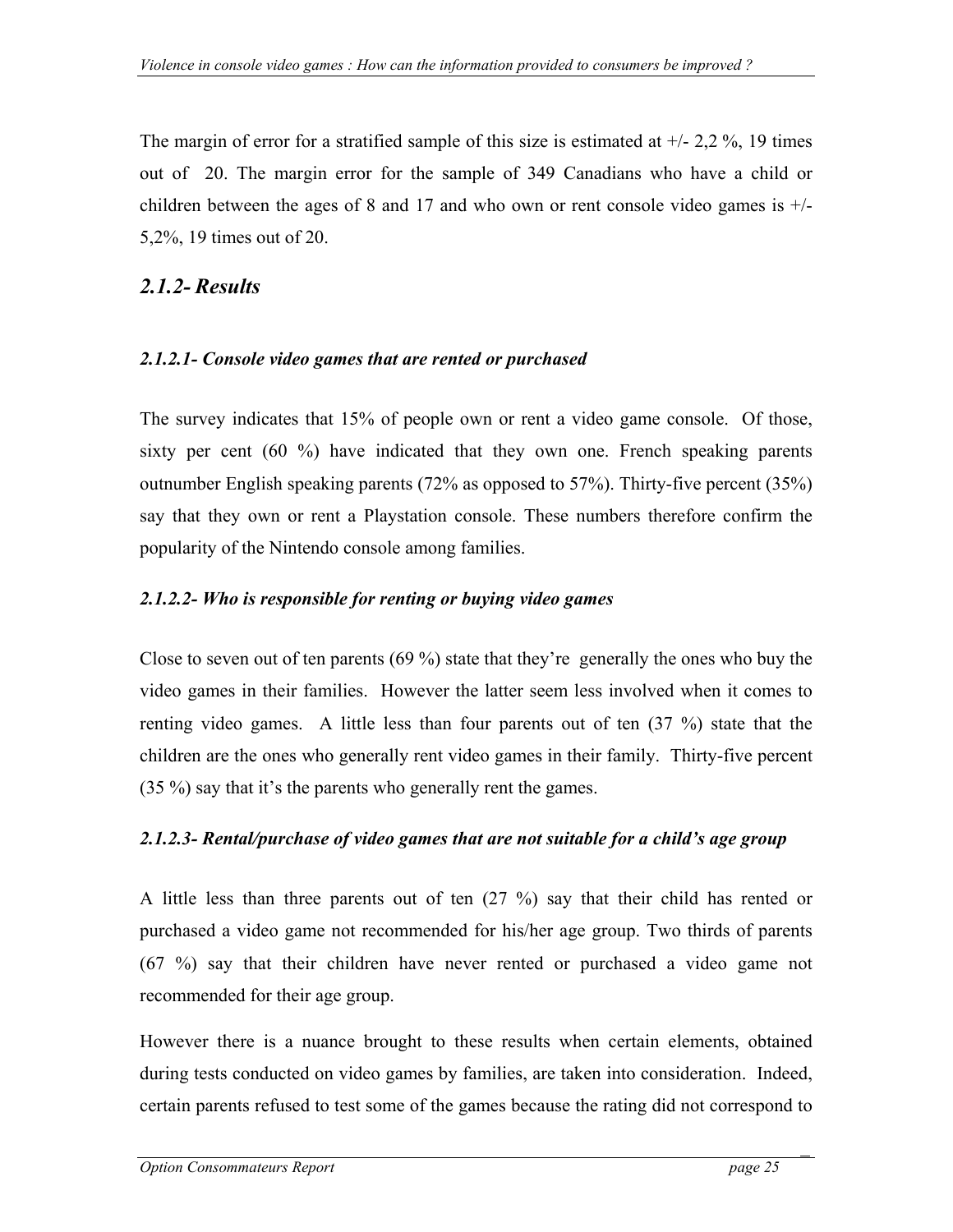The margin of error for a stratified sample of this size is estimated at +/- 2,2 %, 19 times out of 20. The margin error for the sample of 349 Canadians who have a child or children between the ages of 8 and 17 and who own or rent console video games is +/- 5,2%, 19 times out of 20.

## *2.1.2- Results*

### *2.1.2.1- Console video games that are rented or purchased*

The survey indicates that 15% of people own or rent a video game console. Of those, sixty per cent (60 %) have indicated that they own one. French speaking parents outnumber English speaking parents (72% as opposed to 57%). Thirty-five percent (35%) say that they own or rent a Playstation console. These numbers therefore confirm the popularity of the Nintendo console among families.

### *2.1.2.2- Who is responsible for renting or buying video games*

Close to seven out of ten parents (69 %) state that they're generally the ones who buy the video games in their families. However the latter seem less involved when it comes to renting video games. A little less than four parents out of ten (37 %) state that the children are the ones who generally rent video games in their family. Thirty-five percent (35 %) say that it's the parents who generally rent the games.

### *2.1.2.3- Rental/purchase of video games that are not suitable for a child's age group*

A little less than three parents out of ten (27 %) say that their child has rented or purchased a video game not recommended for his/her age group. Two thirds of parents (67 %) say that their children have never rented or purchased a video game not recommended for their age group.

However there is a nuance brought to these results when certain elements, obtained during tests conducted on video games by families, are taken into consideration. Indeed, certain parents refused to test some of the games because the rating did not correspond to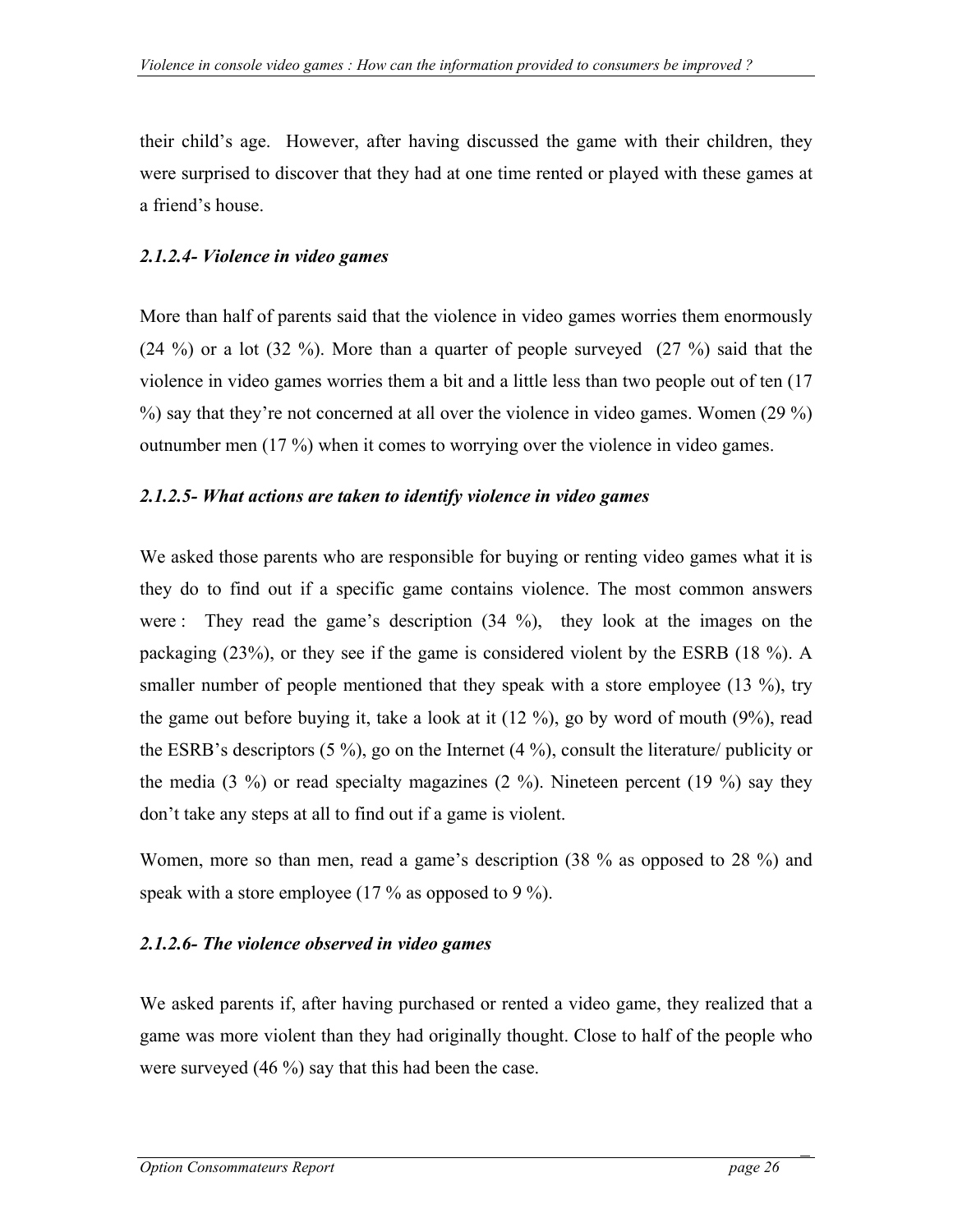their child's age. However, after having discussed the game with their children, they were surprised to discover that they had at one time rented or played with these games at a friend's house.

#### *2.1.2.4- Violence in video games*

More than half of parents said that the violence in video games worries them enormously (24 %) or a lot (32 %). More than a quarter of people surveyed (27 %) said that the violence in video games worries them a bit and a little less than two people out of ten (17 %) say that they're not concerned at all over the violence in video games. Women (29 %) outnumber men (17 %) when it comes to worrying over the violence in video games.

#### *2.1.2.5- What actions are taken to identify violence in video games*

We asked those parents who are responsible for buying or renting video games what it is they do to find out if a specific game contains violence. The most common answers were : They read the game's description (34 %), they look at the images on the packaging (23%), or they see if the game is considered violent by the ESRB (18 %). A smaller number of people mentioned that they speak with a store employee (13 %), try the game out before buying it, take a look at it (12 %), go by word of mouth (9%), read the ESRB's descriptors (5 %), go on the Internet (4 %), consult the literature/ publicity or the media (3 %) or read specialty magazines (2 %). Nineteen percent (19 %) say they don't take any steps at all to find out if a game is violent.

Women, more so than men, read a game's description (38 % as opposed to 28 %) and speak with a store employee (17 % as opposed to 9 %).

#### *2.1.2.6- The violence observed in video games*

We asked parents if, after having purchased or rented a video game, they realized that a game was more violent than they had originally thought. Close to half of the people who were surveyed (46 %) say that this had been the case.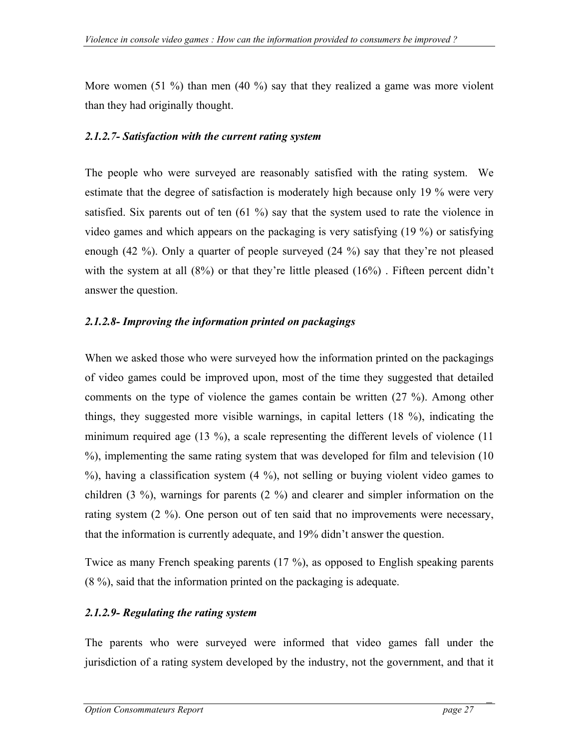More women (51 %) than men (40 %) say that they realized a game was more violent than they had originally thought.

#### *2.1.2.7- Satisfaction with the current rating system*

The people who were surveyed are reasonably satisfied with the rating system. We estimate that the degree of satisfaction is moderately high because only 19 % were very satisfied. Six parents out of ten (61 %) say that the system used to rate the violence in video games and which appears on the packaging is very satisfying (19 %) or satisfying enough (42 %). Only a quarter of people surveyed (24 %) say that they're not pleased with the system at all (8%) or that they're little pleased (16%) . Fifteen percent didn't answer the question.

#### *2.1.2.8- Improving the information printed on packagings*

When we asked those who were surveyed how the information printed on the packagings of video games could be improved upon, most of the time they suggested that detailed comments on the type of violence the games contain be written (27 %). Among other things, they suggested more visible warnings, in capital letters (18 %), indicating the minimum required age (13 %), a scale representing the different levels of violence (11 %), implementing the same rating system that was developed for film and television (10 %), having a classification system (4 %), not selling or buying violent video games to children (3 %), warnings for parents (2 %) and clearer and simpler information on the rating system (2 %). One person out of ten said that no improvements were necessary, that the information is currently adequate, and 19% didn't answer the question.

Twice as many French speaking parents (17 %), as opposed to English speaking parents (8 %), said that the information printed on the packaging is adequate.

#### *2.1.2.9- Regulating the rating system*

The parents who were surveyed were informed that video games fall under the jurisdiction of a rating system developed by the industry, not the government, and that it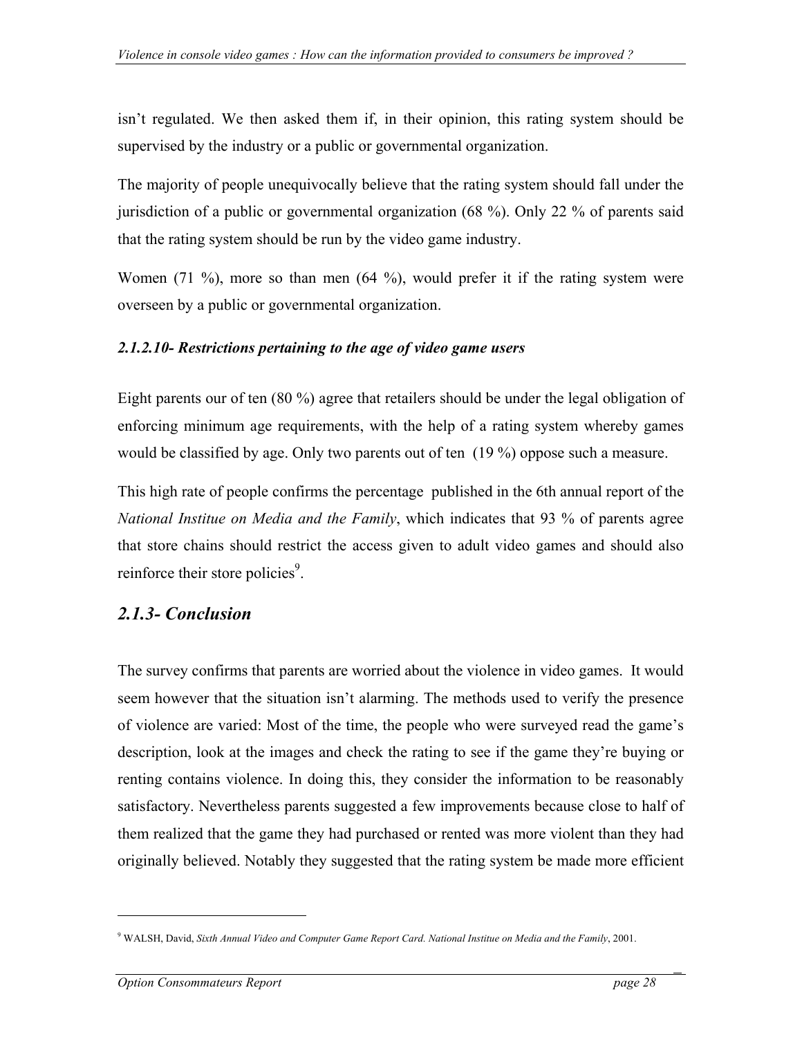isn't regulated. We then asked them if, in their opinion, this rating system should be supervised by the industry or a public or governmental organization.

The majority of people unequivocally believe that the rating system should fall under the jurisdiction of a public or governmental organization (68 %). Only 22 % of parents said that the rating system should be run by the video game industry.

Women (71 %), more so than men (64 %), would prefer it if the rating system were overseen by a public or governmental organization.

#### *2.1.2.10- Restrictions pertaining to the age of video game users*

Eight parents our of ten (80 %) agree that retailers should be under the legal obligation of enforcing minimum age requirements, with the help of a rating system whereby games would be classified by age. Only two parents out of ten (19 %) oppose such a measure.

This high rate of people confirms the percentage published in the 6th annual report of the *National Institue on Media and the Family*, which indicates that 93 % of parents agree that store chains should restrict the access given to adult video games and should also reinforce their store policies[9].

## *2.1.3- Conclusion*

The survey confirms that parents are worried about the violence in video games. It would seem however that the situation isn't alarming. The methods used to verify the presence of violence are varied: Most of the time, the people who were surveyed read the game's description, look at the images and check the rating to see if the game they're buying or renting contains violence. In doing this, they consider the information to be reasonably satisfactory. Nevertheless parents suggested a few improvements because close to half of them realized that the game they had purchased or rented was more violent than they had originally believed. Notably they suggested that the rating system be made more efficient

---

[9] WALSH, David, *Sixth Annual Video and Computer Game Report Card. National Institue on Media and the Family*, 2001.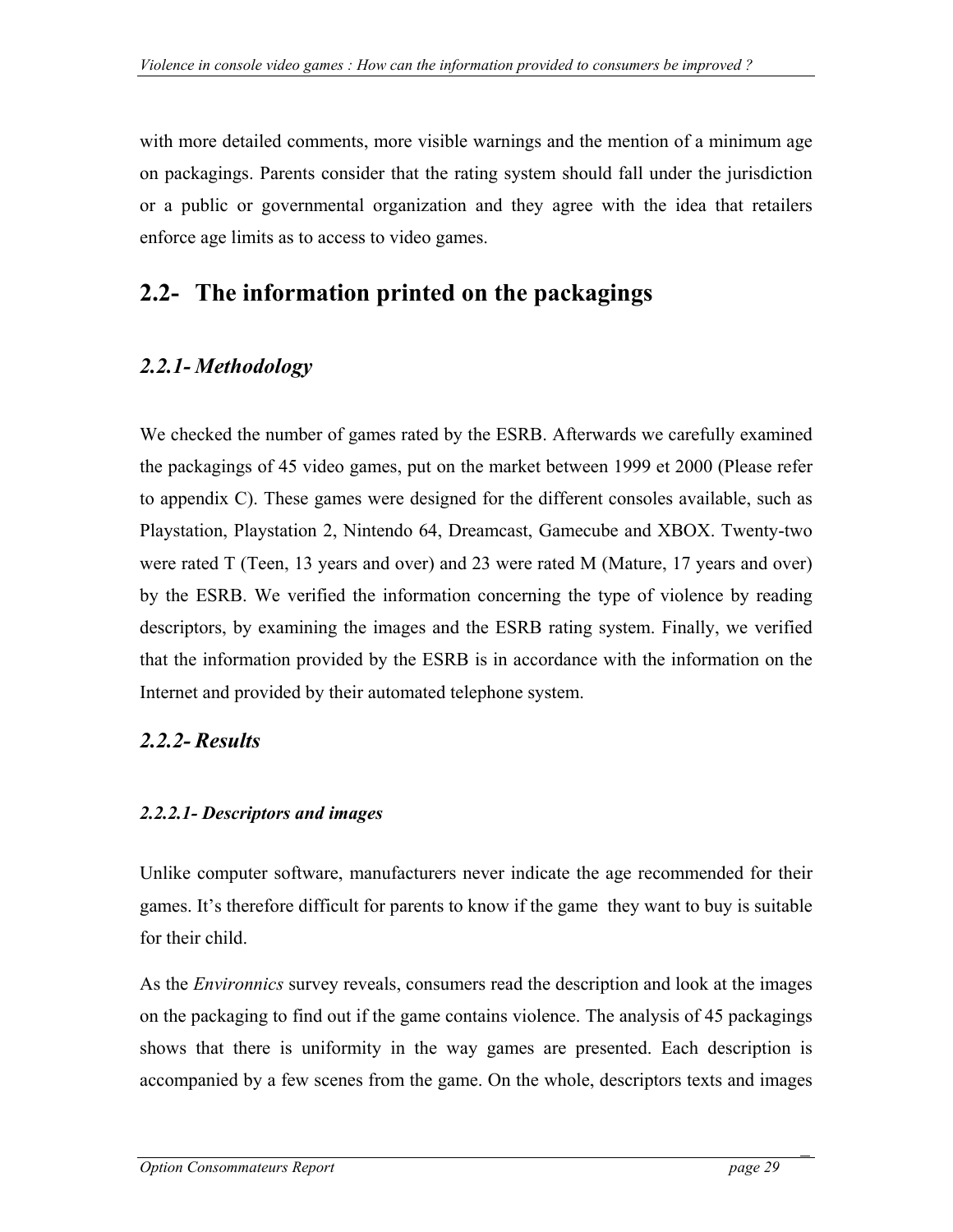with more detailed comments, more visible warnings and the mention of a minimum age on packagings. Parents consider that the rating system should fall under the jurisdiction or a public or governmental organization and they agree with the idea that retailers enforce age limits as to access to video games.

## 2.2- The information printed on the packagings

### *2.2.1- Methodology*

We checked the number of games rated by the ESRB. Afterwards we carefully examined the packagings of 45 video games, put on the market between 1999 et 2000 (Please refer to appendix C). These games were designed for the different consoles available, such as Playstation, Playstation 2, Nintendo 64, Dreamcast, Gamecube and XBOX. Twenty-two were rated T (Teen, 13 years and over) and 23 were rated M (Mature, 17 years and over) by the ESRB. We verified the information concerning the type of violence by reading descriptors, by examining the images and the ESRB rating system. Finally, we verified that the information provided by the ESRB is in accordance with the information on the Internet and provided by their automated telephone system.

### *2.2.2- Results*

#### *2.2.2.1- Descriptors and images*

Unlike computer software, manufacturers never indicate the age recommended for their games. It's therefore difficult for parents to know if the game they want to buy is suitable for their child.

As the *Environnics* survey reveals, consumers read the description and look at the images on the packaging to find out if the game contains violence. The analysis of 45 packagings shows that there is uniformity in the way games are presented. Each description is accompanied by a few scenes from the game. On the whole, descriptors texts and images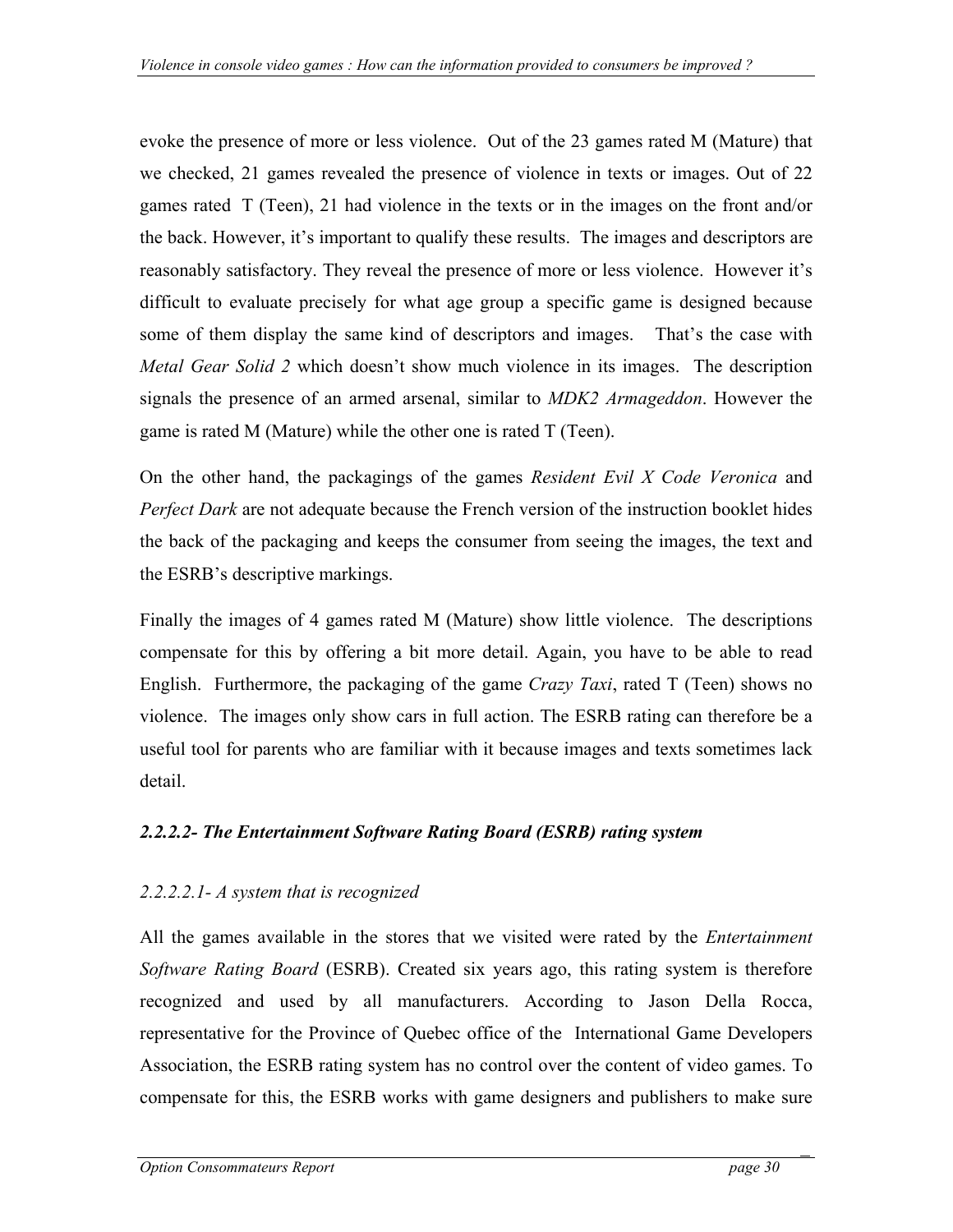evoke the presence of more or less violence. Out of the 23 games rated M (Mature) that we checked, 21 games revealed the presence of violence in texts or images. Out of 22 games rated T (Teen), 21 had violence in the texts or in the images on the front and/or the back. However, it's important to qualify these results. The images and descriptors are reasonably satisfactory. They reveal the presence of more or less violence. However it's difficult to evaluate precisely for what age group a specific game is designed because some of them display the same kind of descriptors and images. That's the case with *Metal Gear Solid 2* which doesn't show much violence in its images. The description signals the presence of an armed arsenal, similar to *MDK2 Armageddon*. However the game is rated M (Mature) while the other one is rated T (Teen).

On the other hand, the packagings of the games *Resident Evil X Code Veronica* and *Perfect Dark* are not adequate because the French version of the instruction booklet hides the back of the packaging and keeps the consumer from seeing the images, the text and the ESRB's descriptive markings.

Finally the images of 4 games rated M (Mature) show little violence. The descriptions compensate for this by offering a bit more detail. Again, you have to be able to read English. Furthermore, the packaging of the game *Crazy Taxi*, rated T (Teen) shows no violence. The images only show cars in full action. The ESRB rating can therefore be a useful tool for parents who are familiar with it because images and texts sometimes lack detail.

#### *2.2.2.2- The Entertainment Software Rating Board (ESRB) rating system*

##### *2.2.2.2.1- A system that is recognized*

All the games available in the stores that we visited were rated by the *Entertainment Software Rating Board* (ESRB). Created six years ago, this rating system is therefore recognized and used by all manufacturers. According to Jason Della Rocca, representative for the Province of Quebec office of the International Game Developers Association, the ESRB rating system has no control over the content of video games. To compensate for this, the ESRB works with game designers and publishers to make sure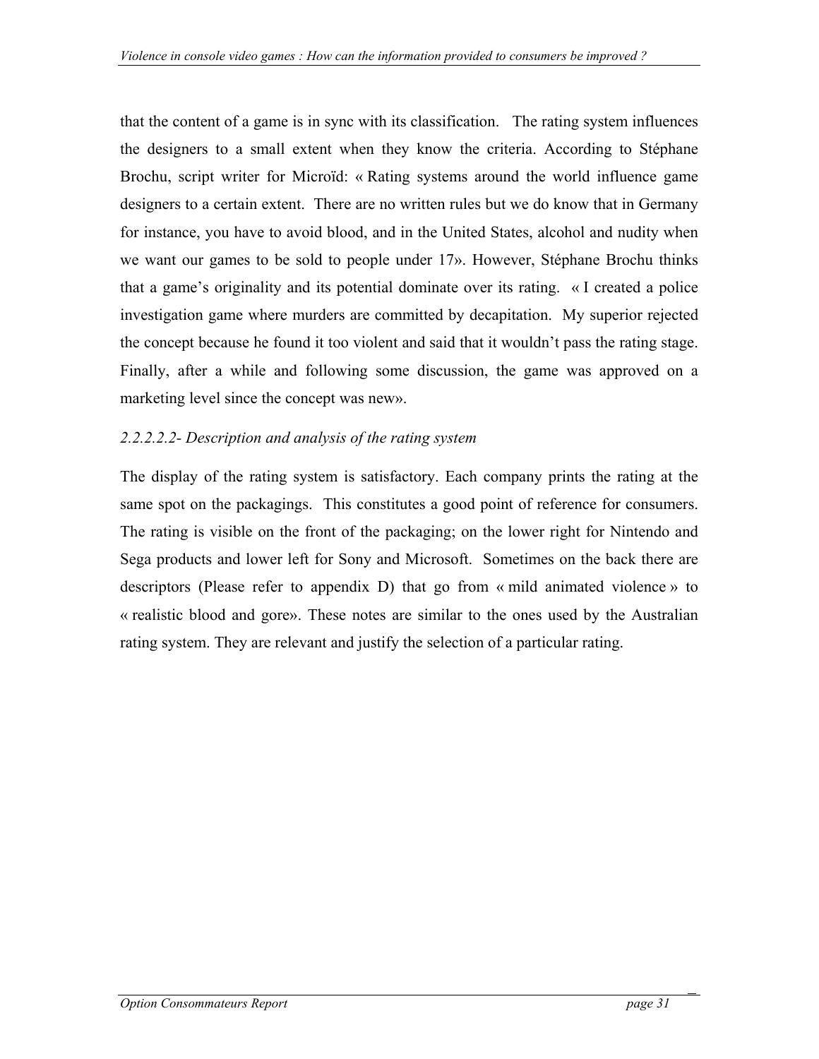that the content of a game is in sync with its classification. The rating system influences the designers to a small extent when they know the criteria. According to Stéphane Brochu, script writer for Microïd: « Rating systems around the world influence game designers to a certain extent. There are no written rules but we do know that in Germany for instance, you have to avoid blood, and in the United States, alcohol and nudity when we want our games to be sold to people under 17». However, Stéphane Brochu thinks that a game's originality and its potential dominate over its rating. « I created a police investigation game where murders are committed by decapitation. My superior rejected the concept because he found it too violent and said that it wouldn't pass the rating stage. Finally, after a while and following some discussion, the game was approved on a marketing level since the concept was new».

*2.2.2.2.2- Description and analysis of the rating system*

The display of the rating system is satisfactory. Each company prints the rating at the same spot on the packagings. This constitutes a good point of reference for consumers. The rating is visible on the front of the packaging; on the lower right for Nintendo and Sega products and lower left for Sony and Microsoft. Sometimes on the back there are descriptors (Please refer to appendix D) that go from « mild animated violence » to « realistic blood and gore». These notes are similar to the ones used by the Australian rating system. They are relevant and justify the selection of a particular rating.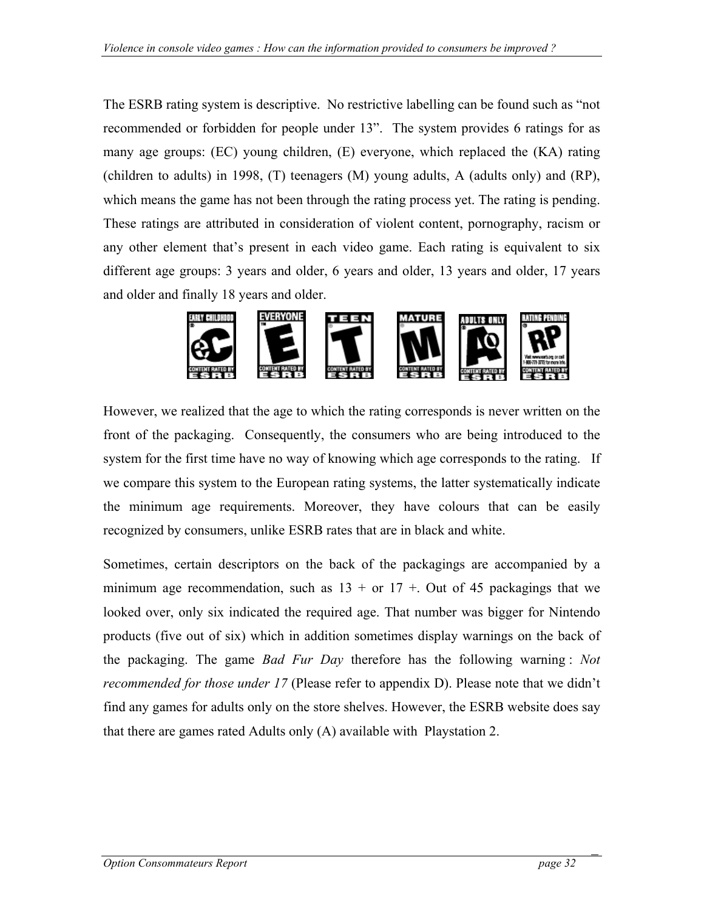The ESRB rating system is descriptive. No restrictive labelling can be found such as "not recommended or forbidden for people under 13". The system provides 6 ratings for as many age groups: (EC) young children, (E) everyone, which replaced the (KA) rating (children to adults) in 1998, (T) teenagers (M) young adults, A (adults only) and (RP), which means the game has not been through the rating process yet. The rating is pending. These ratings are attributed in consideration of violent content, pornography, racism or any other element that's present in each video game. Each rating is equivalent to six different age groups: 3 years and older, 6 years and older, 13 years and older, 17 years and older and finally 18 years and older.

However, we realized that the age to which the rating corresponds is never written on the front of the packaging. Consequently, the consumers who are being introduced to the system for the first time have no way of knowing which age corresponds to the rating. If we compare this system to the European rating systems, the latter systematically indicate the minimum age requirements. Moreover, they have colours that can be easily recognized by consumers, unlike ESRB rates that are in black and white.

Sometimes, certain descriptors on the back of the packagings are accompanied by a minimum age recommendation, such as 13 + or 17 +. Out of 45 packagings that we looked over, only six indicated the required age. That number was bigger for Nintendo products (five out of six) which in addition sometimes display warnings on the back of the packaging. The game *Bad Fur Day* therefore has the following warning : *Not recommended for those under 17* (Please refer to appendix D). Please note that we didn't find any games for adults only on the store shelves. However, the ESRB website does say that there are games rated Adults only (A) available with Playstation 2.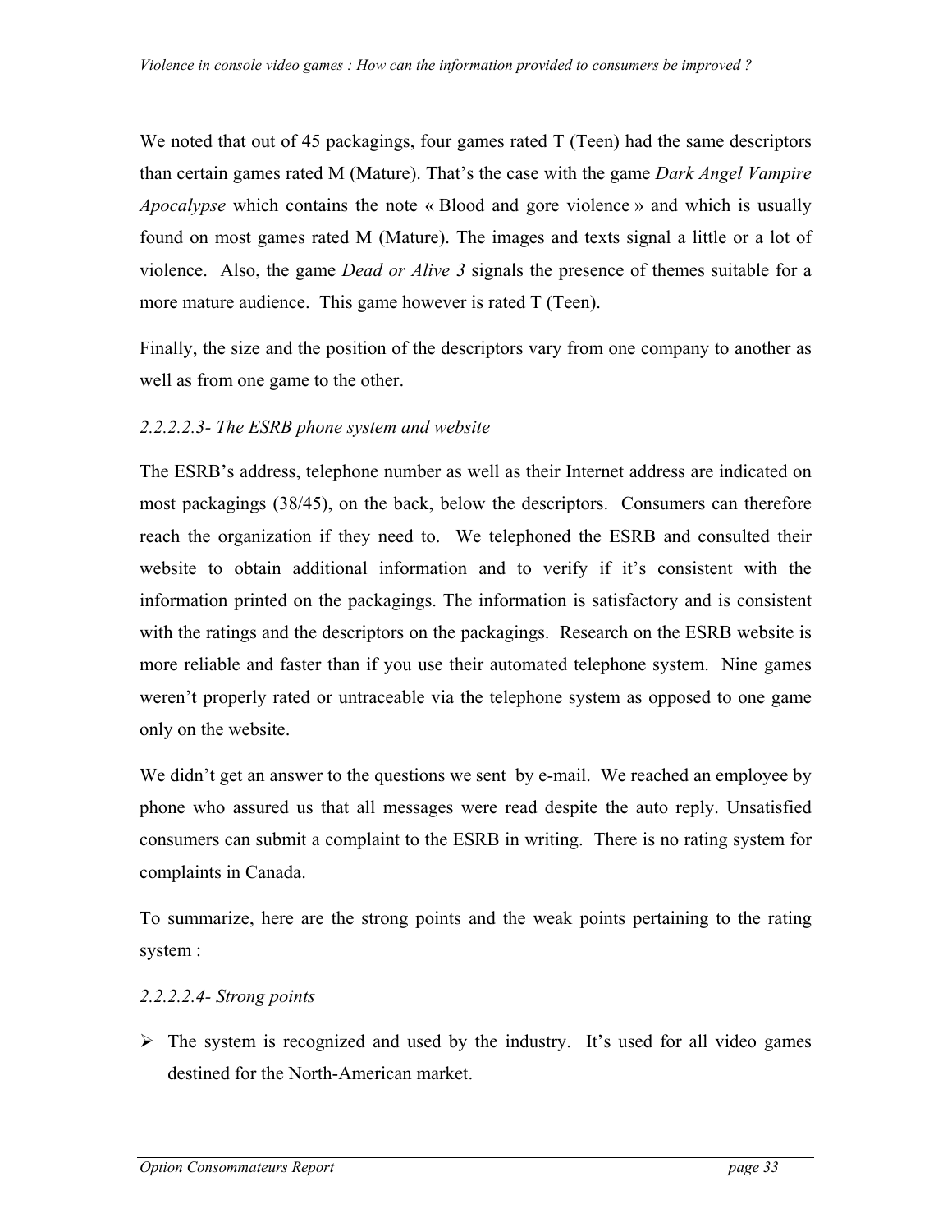We noted that out of 45 packagings, four games rated T (Teen) had the same descriptors than certain games rated M (Mature). That's the case with the game *Dark Angel Vampire Apocalypse* which contains the note « Blood and gore violence » and which is usually found on most games rated M (Mature). The images and texts signal a little or a lot of violence. Also, the game *Dead or Alive 3* signals the presence of themes suitable for a more mature audience. This game however is rated T (Teen).

Finally, the size and the position of the descriptors vary from one company to another as well as from one game to the other.

*2.2.2.2.3- The ESRB phone system and website*

The ESRB's address, telephone number as well as their Internet address are indicated on most packagings (38/45), on the back, below the descriptors. Consumers can therefore reach the organization if they need to. We telephoned the ESRB and consulted their website to obtain additional information and to verify if it's consistent with the information printed on the packagings. The information is satisfactory and is consistent with the ratings and the descriptors on the packagings. Research on the ESRB website is more reliable and faster than if you use their automated telephone system. Nine games weren't properly rated or untraceable via the telephone system as opposed to one game only on the website.

We didn't get an answer to the questions we sent by e-mail. We reached an employee by phone who assured us that all messages were read despite the auto reply. Unsatisfied consumers can submit a complaint to the ESRB in writing. There is no rating system for complaints in Canada.

To summarize, here are the strong points and the weak points pertaining to the rating system :

*2.2.2.2.4- Strong points*

- The system is recognized and used by the industry. It's used for all video games destined for the North-American market.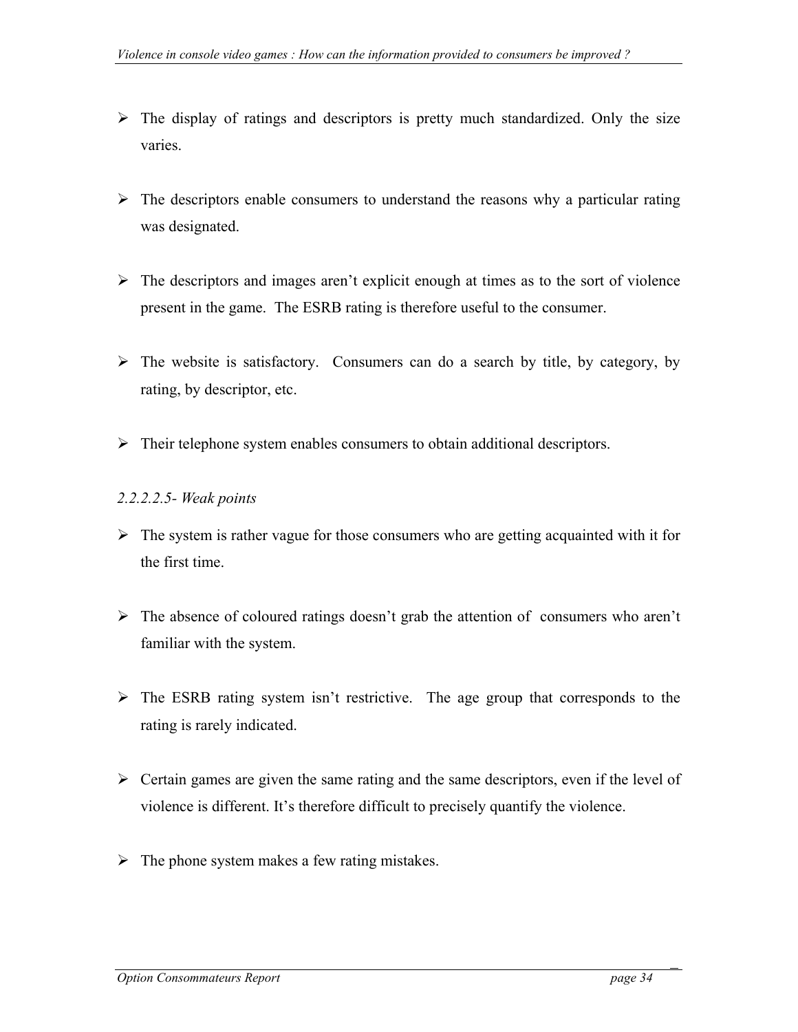- The display of ratings and descriptors is pretty much standardized. Only the size varies.

- The descriptors enable consumers to understand the reasons why a particular rating was designated.

- The descriptors and images aren't explicit enough at times as to the sort of violence present in the game. The ESRB rating is therefore useful to the consumer.

- The website is satisfactory. Consumers can do a search by title, by category, by rating, by descriptor, etc.

- Their telephone system enables consumers to obtain additional descriptors.

*2.2.2.2.5- Weak points*

- The system is rather vague for those consumers who are getting acquainted with it for the first time.

- The absence of coloured ratings doesn't grab the attention of consumers who aren't familiar with the system.

- The ESRB rating system isn't restrictive. The age group that corresponds to the rating is rarely indicated.

- Certain games are given the same rating and the same descriptors, even if the level of violence is different. It's therefore difficult to precisely quantify the violence.

- The phone system makes a few rating mistakes.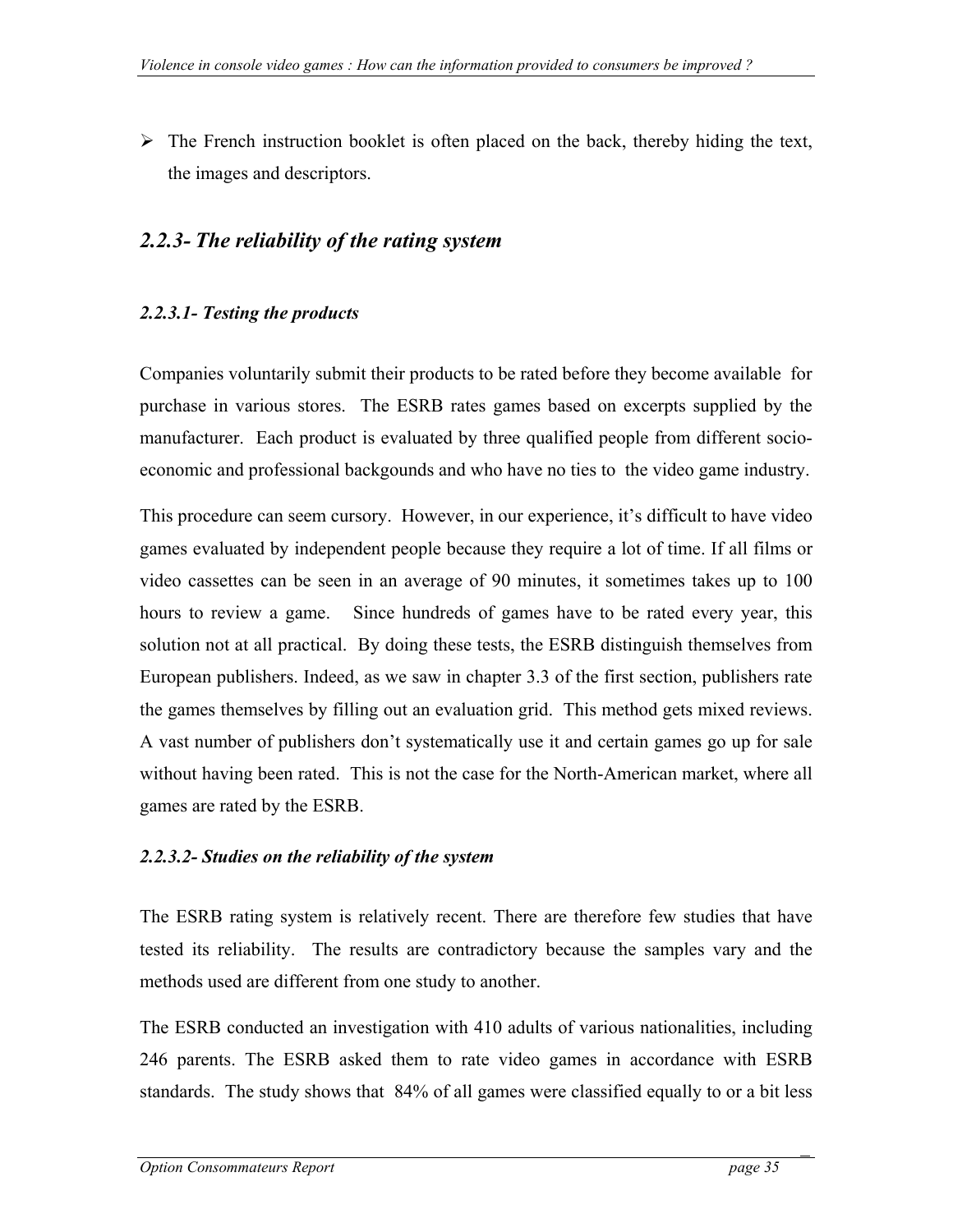- The French instruction booklet is often placed on the back, thereby hiding the text, the images and descriptors.

## *2.2.3- The reliability of the rating system*

### *2.2.3.1- Testing the products*

Companies voluntarily submit their products to be rated before they become available for purchase in various stores. The ESRB rates games based on excerpts supplied by the manufacturer. Each product is evaluated by three qualified people from different socio-economic and professional backgounds and who have no ties to the video game industry.

This procedure can seem cursory. However, in our experience, it's difficult to have video games evaluated by independent people because they require a lot of time. If all films or video cassettes can be seen in an average of 90 minutes, it sometimes takes up to 100 hours to review a game. Since hundreds of games have to be rated every year, this solution not at all practical. By doing these tests, the ESRB distinguish themselves from European publishers. Indeed, as we saw in chapter 3.3 of the first section, publishers rate the games themselves by filling out an evaluation grid. This method gets mixed reviews. A vast number of publishers don't systematically use it and certain games go up for sale without having been rated. This is not the case for the North-American market, where all games are rated by the ESRB.

### *2.2.3.2- Studies on the reliability of the system*

The ESRB rating system is relatively recent. There are therefore few studies that have tested its reliability. The results are contradictory because the samples vary and the methods used are different from one study to another.

The ESRB conducted an investigation with 410 adults of various nationalities, including 246 parents. The ESRB asked them to rate video games in accordance with ESRB standards. The study shows that 84% of all games were classified equally to or a bit less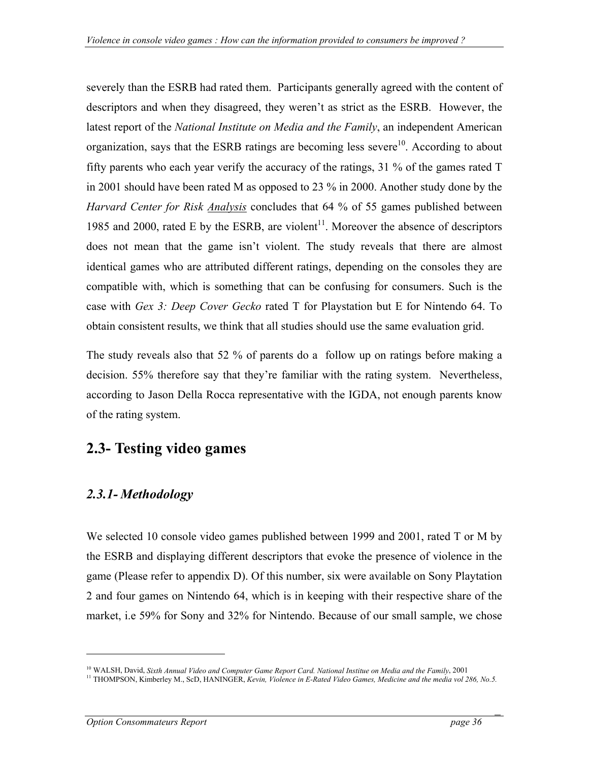severely than the ESRB had rated them. Participants generally agreed with the content of descriptors and when they disagreed, they weren't as strict as the ESRB. However, the latest report of the *National Institute on Media and the Family*, an independent American organization, says that the ESRB ratings are becoming less severe[10]. According to about fifty parents who each year verify the accuracy of the ratings, 31 % of the games rated T in 2001 should have been rated M as opposed to 23 % in 2000. Another study done by the *Harvard Center for Risk Analysis* concludes that 64 % of 55 games published between 1985 and 2000, rated E by the ESRB, are violent[11]. Moreover the absence of descriptors does not mean that the game isn't violent. The study reveals that there are almost identical games who are attributed different ratings, depending on the consoles they are compatible with, which is something that can be confusing for consumers. Such is the case with *Gex 3: Deep Cover Gecko* rated T for Playstation but E for Nintendo 64. To obtain consistent results, we think that all studies should use the same evaluation grid.

The study reveals also that 52 % of parents do a follow up on ratings before making a decision. 55% therefore say that they're familiar with the rating system. Nevertheless, according to Jason Della Rocca representative with the IGDA, not enough parents know of the rating system.

## 2.3- Testing video games

### *2.3.1- Methodology*

We selected 10 console video games published between 1999 and 2001, rated T or M by the ESRB and displaying different descriptors that evoke the presence of violence in the game (Please refer to appendix D). Of this number, six were available on Sony Playtation 2 and four games on Nintendo 64, which is in keeping with their respective share of the market, i.e 59% for Sony and 32% for Nintendo. Because of our small sample, we chose

---

[10] WALSH, David, *Sixth Annual Video and Computer Game Report Card. National Institue on Media and the Family*, 2001

[11] THOMPSON, Kimberley M., ScD, HANINGER, *Kevin, Violence in E-Rated Video Games, Medicine and the media vol 286, No.5.*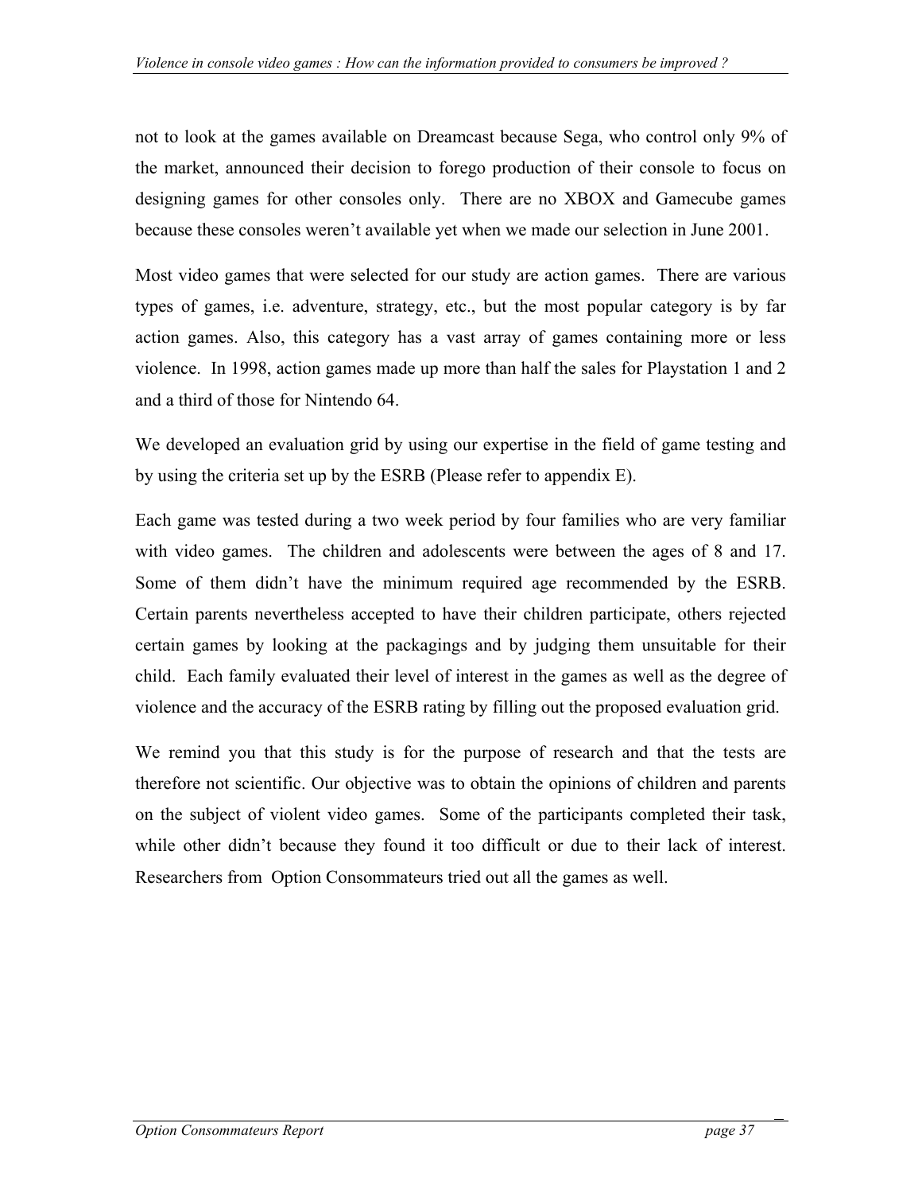not to look at the games available on Dreamcast because Sega, who control only 9% of the market, announced their decision to forego production of their console to focus on designing games for other consoles only. There are no XBOX and Gamecube games because these consoles weren't available yet when we made our selection in June 2001.

Most video games that were selected for our study are action games. There are various types of games, i.e. adventure, strategy, etc., but the most popular category is by far action games. Also, this category has a vast array of games containing more or less violence. In 1998, action games made up more than half the sales for Playstation 1 and 2 and a third of those for Nintendo 64.

We developed an evaluation grid by using our expertise in the field of game testing and by using the criteria set up by the ESRB (Please refer to appendix E).

Each game was tested during a two week period by four families who are very familiar with video games. The children and adolescents were between the ages of 8 and 17. Some of them didn't have the minimum required age recommended by the ESRB. Certain parents nevertheless accepted to have their children participate, others rejected certain games by looking at the packagings and by judging them unsuitable for their child. Each family evaluated their level of interest in the games as well as the degree of violence and the accuracy of the ESRB rating by filling out the proposed evaluation grid.

We remind you that this study is for the purpose of research and that the tests are therefore not scientific. Our objective was to obtain the opinions of children and parents on the subject of violent video games. Some of the participants completed their task, while other didn't because they found it too difficult or due to their lack of interest. Researchers from Option Consommateurs tried out all the games as well.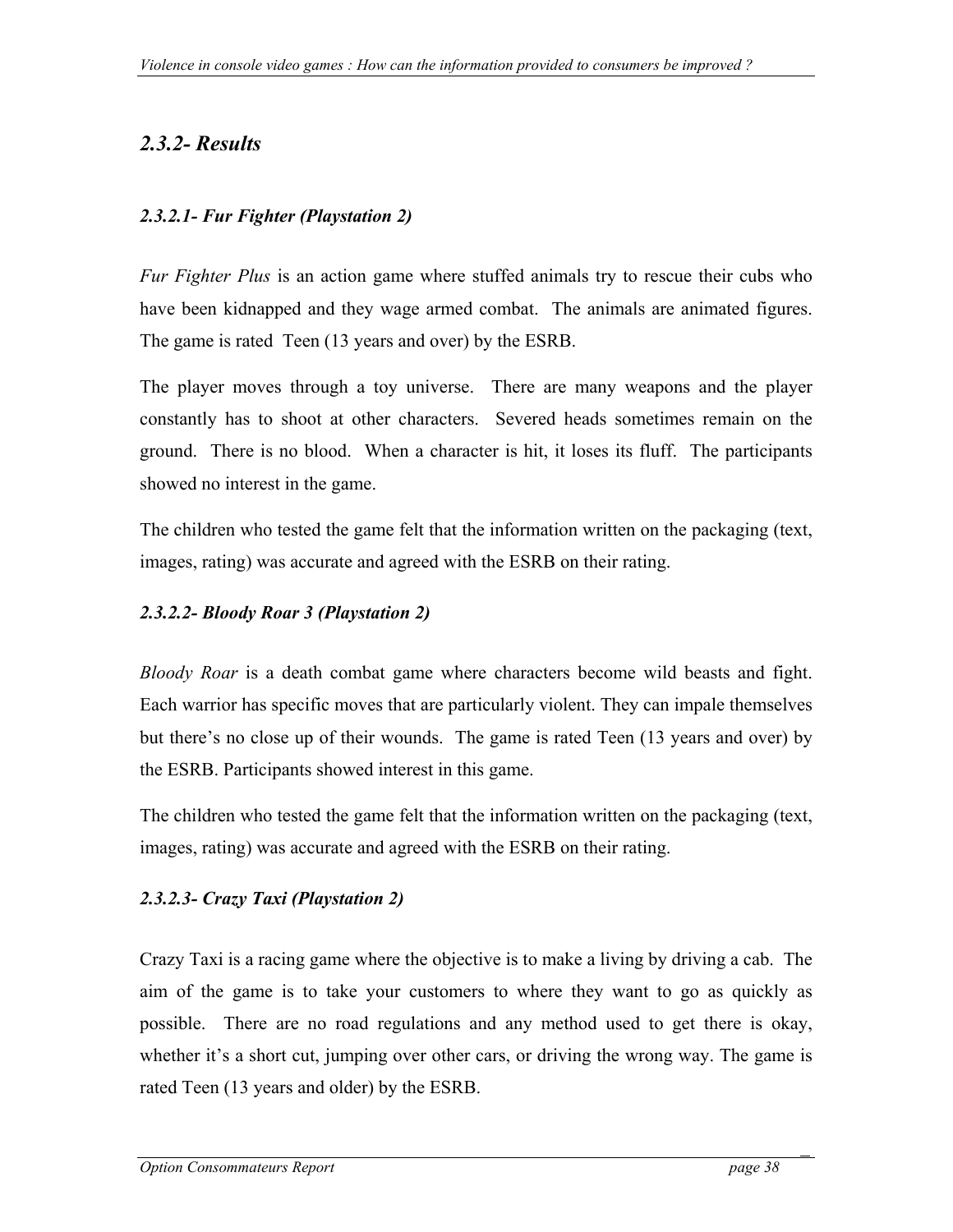### *2.3.2- Results*

#### *2.3.2.1- Fur Fighter (Playstation 2)*

*Fur Fighter Plus* is an action game where stuffed animals try to rescue their cubs who have been kidnapped and they wage armed combat. The animals are animated figures. The game is rated Teen (13 years and over) by the ESRB.

The player moves through a toy universe. There are many weapons and the player constantly has to shoot at other characters. Severed heads sometimes remain on the ground. There is no blood. When a character is hit, it loses its fluff. The participants showed no interest in the game.

The children who tested the game felt that the information written on the packaging (text, images, rating) was accurate and agreed with the ESRB on their rating.

#### *2.3.2.2- Bloody Roar 3 (Playstation 2)*

*Bloody Roar* is a death combat game where characters become wild beasts and fight. Each warrior has specific moves that are particularly violent. They can impale themselves but there's no close up of their wounds. The game is rated Teen (13 years and over) by the ESRB. Participants showed interest in this game.

The children who tested the game felt that the information written on the packaging (text, images, rating) was accurate and agreed with the ESRB on their rating.

#### *2.3.2.3- Crazy Taxi (Playstation 2)*

Crazy Taxi is a racing game where the objective is to make a living by driving a cab. The aim of the game is to take your customers to where they want to go as quickly as possible. There are no road regulations and any method used to get there is okay, whether it's a short cut, jumping over other cars, or driving the wrong way. The game is rated Teen (13 years and older) by the ESRB.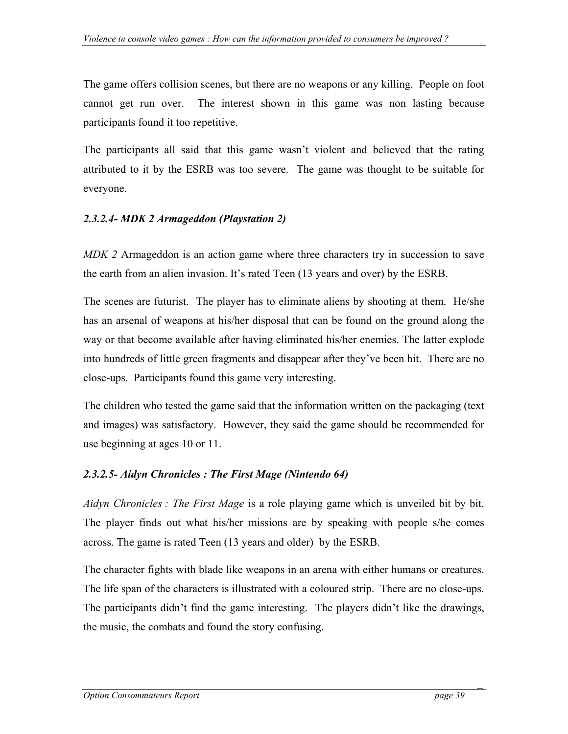The game offers collision scenes, but there are no weapons or any killing. People on foot cannot get run over. The interest shown in this game was non lasting because participants found it too repetitive.

The participants all said that this game wasn't violent and believed that the rating attributed to it by the ESRB was too severe. The game was thought to be suitable for everyone.

### *2.3.2.4- MDK 2 Armageddon (Playstation 2)*

*MDK 2* Armageddon is an action game where three characters try in succession to save the earth from an alien invasion. It's rated Teen (13 years and over) by the ESRB.

The scenes are futurist. The player has to eliminate aliens by shooting at them. He/she has an arsenal of weapons at his/her disposal that can be found on the ground along the way or that become available after having eliminated his/her enemies. The latter explode into hundreds of little green fragments and disappear after they've been hit. There are no close-ups. Participants found this game very interesting.

The children who tested the game said that the information written on the packaging (text and images) was satisfactory. However, they said the game should be recommended for use beginning at ages 10 or 11.

### *2.3.2.5- Aidyn Chronicles : The First Mage (Nintendo 64)*

*Aidyn Chronicles : The First Mage* is a role playing game which is unveiled bit by bit. The player finds out what his/her missions are by speaking with people s/he comes across. The game is rated Teen (13 years and older) by the ESRB.

The character fights with blade like weapons in an arena with either humans or creatures. The life span of the characters is illustrated with a coloured strip. There are no close-ups. The participants didn't find the game interesting. The players didn't like the drawings, the music, the combats and found the story confusing.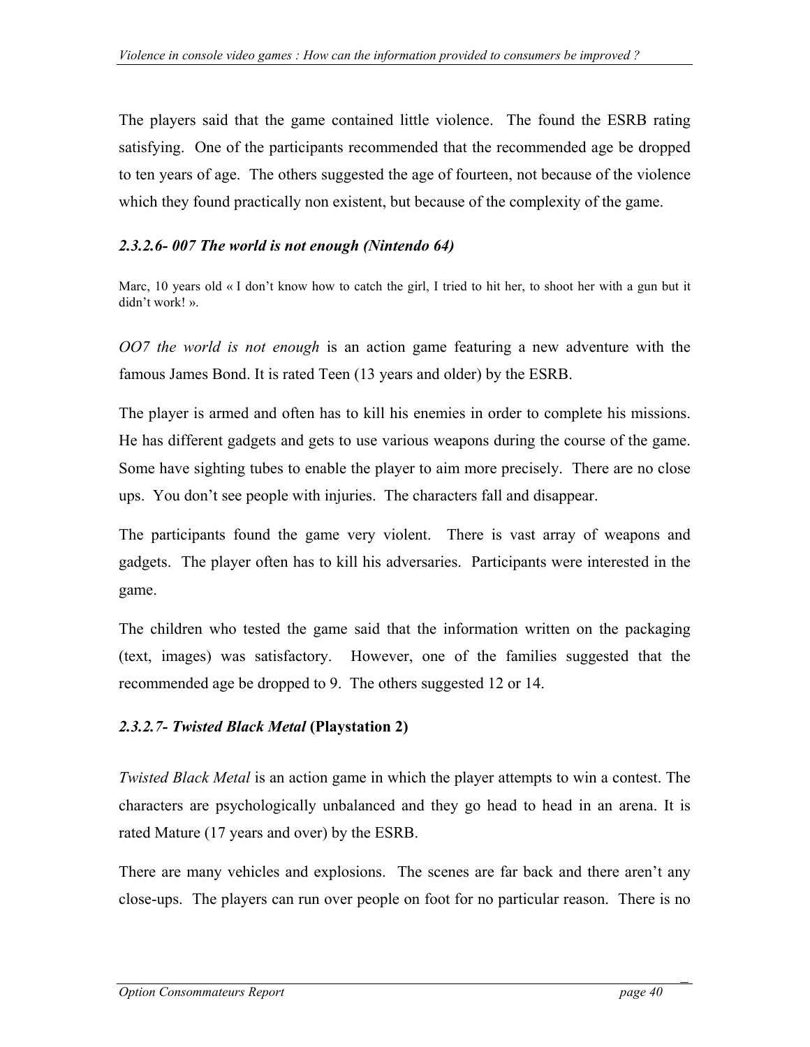The players said that the game contained little violence. The found the ESRB rating satisfying. One of the participants recommended that the recommended age be dropped to ten years of age. The others suggested the age of fourteen, not because of the violence which they found practically non existent, but because of the complexity of the game.

### *2.3.2.6- 007 The world is not enough (Nintendo 64)*

Marc, 10 years old « I don't know how to catch the girl, I tried to hit her, to shoot her with a gun but it didn't work! ».

*OO7 the world is not enough* is an action game featuring a new adventure with the famous James Bond. It is rated Teen (13 years and older) by the ESRB.

The player is armed and often has to kill his enemies in order to complete his missions. He has different gadgets and gets to use various weapons during the course of the game. Some have sighting tubes to enable the player to aim more precisely. There are no close ups. You don't see people with injuries. The characters fall and disappear.

The participants found the game very violent. There is vast array of weapons and gadgets. The player often has to kill his adversaries. Participants were interested in the game.

The children who tested the game said that the information written on the packaging (text, images) was satisfactory. However, one of the families suggested that the recommended age be dropped to 9. The others suggested 12 or 14.

### *2.3.2.7- Twisted Black Metal* **(Playstation 2)**

*Twisted Black Metal* is an action game in which the player attempts to win a contest. The characters are psychologically unbalanced and they go head to head in an arena. It is rated Mature (17 years and over) by the ESRB.

There are many vehicles and explosions. The scenes are far back and there aren't any close-ups. The players can run over people on foot for no particular reason. There is no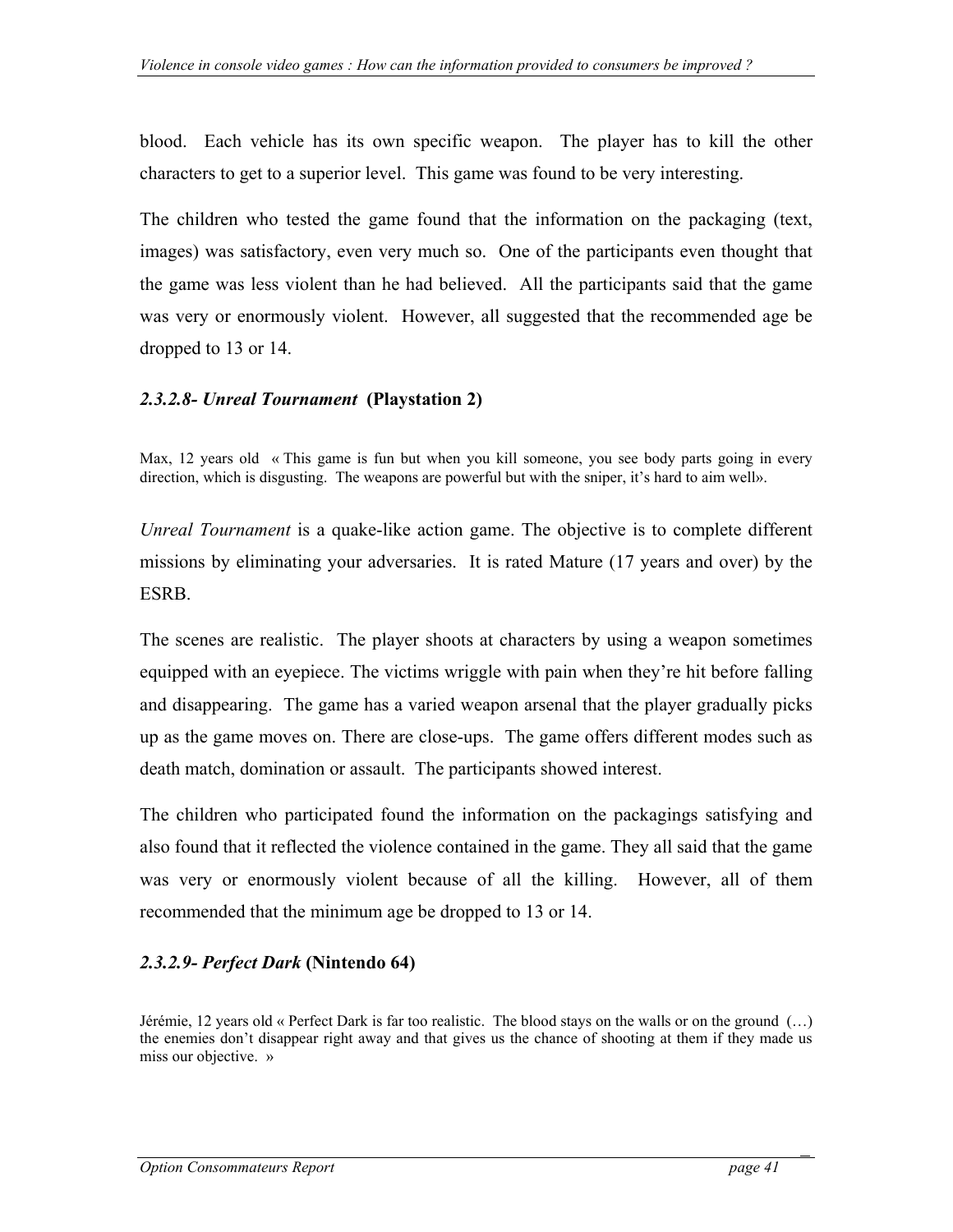blood. Each vehicle has its own specific weapon. The player has to kill the other characters to get to a superior level. This game was found to be very interesting.

The children who tested the game found that the information on the packaging (text, images) was satisfactory, even very much so. One of the participants even thought that the game was less violent than he had believed. All the participants said that the game was very or enormously violent. However, all suggested that the recommended age be dropped to 13 or 14.

### *2.3.2.8- Unreal Tournament* (Playstation 2)

Max, 12 years old « This game is fun but when you kill someone, you see body parts going in every direction, which is disgusting. The weapons are powerful but with the sniper, it's hard to aim well».

*Unreal Tournament* is a quake-like action game. The objective is to complete different missions by eliminating your adversaries. It is rated Mature (17 years and over) by the ESRB.

The scenes are realistic. The player shoots at characters by using a weapon sometimes equipped with an eyepiece. The victims wriggle with pain when they're hit before falling and disappearing. The game has a varied weapon arsenal that the player gradually picks up as the game moves on. There are close-ups. The game offers different modes such as death match, domination or assault. The participants showed interest.

The children who participated found the information on the packagings satisfying and also found that it reflected the violence contained in the game. They all said that the game was very or enormously violent because of all the killing. However, all of them recommended that the minimum age be dropped to 13 or 14.

### *2.3.2.9- Perfect Dark* (Nintendo 64)

Jérémie, 12 years old « Perfect Dark is far too realistic. The blood stays on the walls or on the ground (…) the enemies don't disappear right away and that gives us the chance of shooting at them if they made us miss our objective. »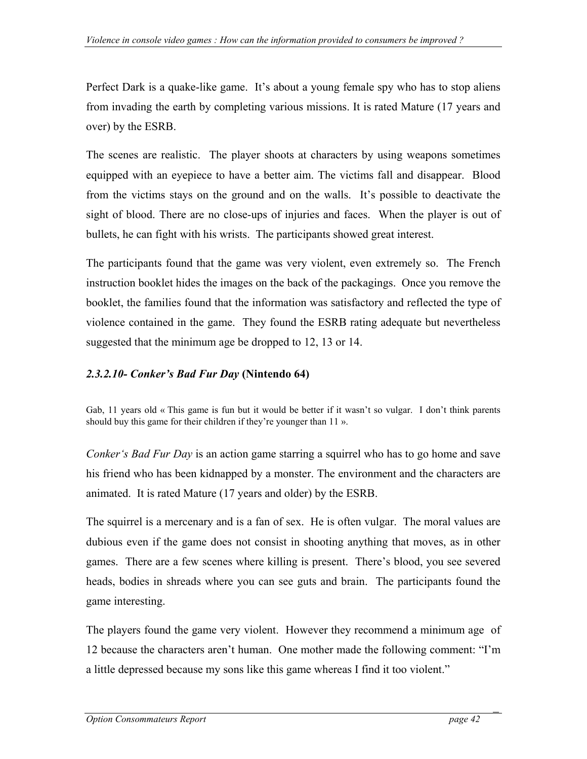Perfect Dark is a quake-like game. It's about a young female spy who has to stop aliens from invading the earth by completing various missions. It is rated Mature (17 years and over) by the ESRB.

The scenes are realistic. The player shoots at characters by using weapons sometimes equipped with an eyepiece to have a better aim. The victims fall and disappear. Blood from the victims stays on the ground and on the walls. It's possible to deactivate the sight of blood. There are no close-ups of injuries and faces. When the player is out of bullets, he can fight with his wrists. The participants showed great interest.

The participants found that the game was very violent, even extremely so. The French instruction booklet hides the images on the back of the packagings. Once you remove the booklet, the families found that the information was satisfactory and reflected the type of violence contained in the game. They found the ESRB rating adequate but nevertheless suggested that the minimum age be dropped to 12, 13 or 14.

### *2.3.2.10- Conker's Bad Fur Day* (Nintendo 64)

Gab, 11 years old « This game is fun but it would be better if it wasn't so vulgar. I don't think parents should buy this game for their children if they're younger than 11 ».

*Conker's Bad Fur Day* is an action game starring a squirrel who has to go home and save his friend who has been kidnapped by a monster. The environment and the characters are animated. It is rated Mature (17 years and older) by the ESRB.

The squirrel is a mercenary and is a fan of sex. He is often vulgar. The moral values are dubious even if the game does not consist in shooting anything that moves, as in other games. There are a few scenes where killing is present. There's blood, you see severed heads, bodies in shreads where you can see guts and brain. The participants found the game interesting.

The players found the game very violent. However they recommend a minimum age of 12 because the characters aren't human. One mother made the following comment: "I'm a little depressed because my sons like this game whereas I find it too violent."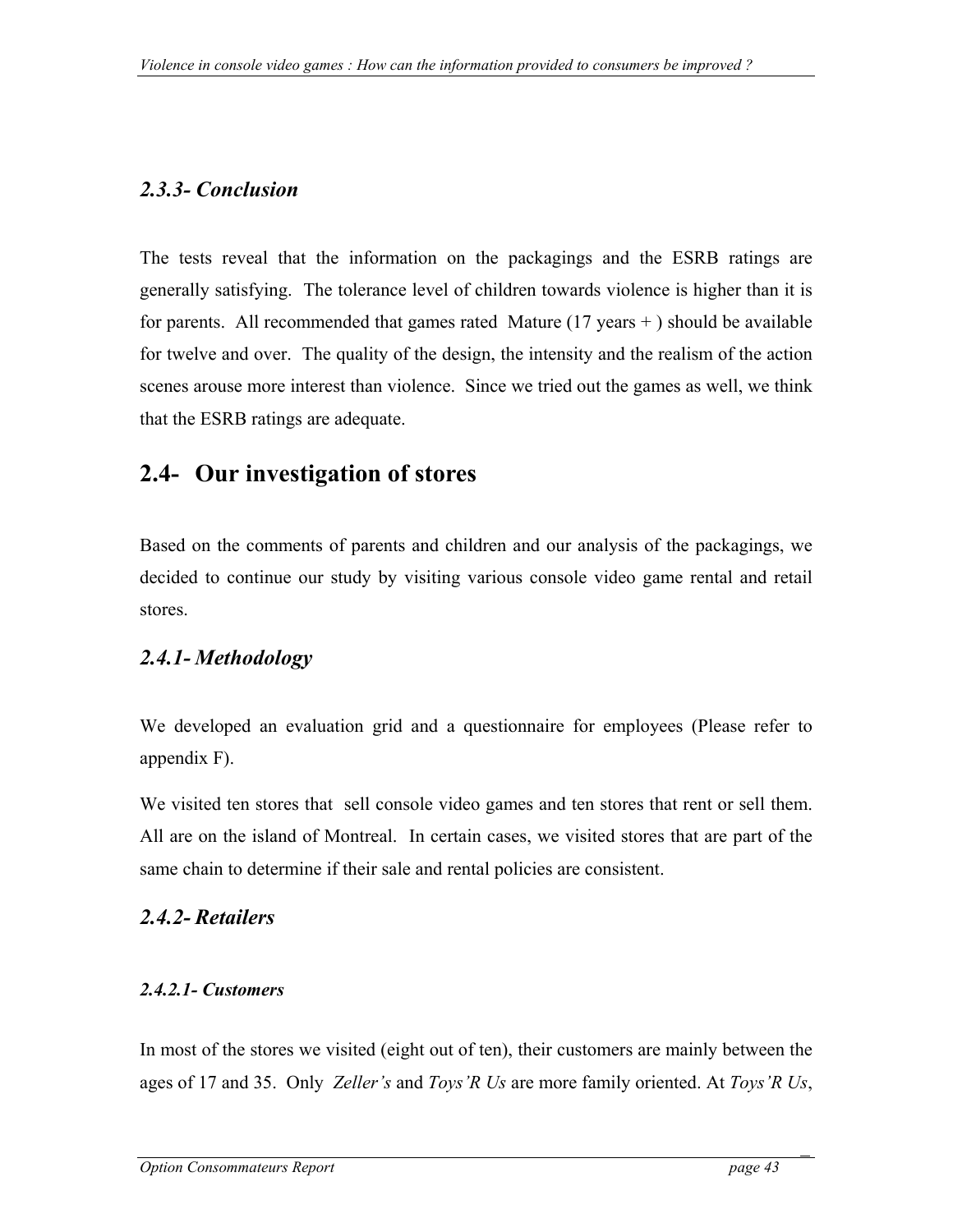### *2.3.3- Conclusion*

The tests reveal that the information on the packagings and the ESRB ratings are generally satisfying. The tolerance level of children towards violence is higher than it is for parents. All recommended that games rated Mature (17 years + ) should be available for twelve and over. The quality of the design, the intensity and the realism of the action scenes arouse more interest than violence. Since we tried out the games as well, we think that the ESRB ratings are adequate.

## 2.4- Our investigation of stores

Based on the comments of parents and children and our analysis of the packagings, we decided to continue our study by visiting various console video game rental and retail stores.

### *2.4.1- Methodology*

We developed an evaluation grid and a questionnaire for employees (Please refer to appendix F).

We visited ten stores that sell console video games and ten stores that rent or sell them. All are on the island of Montreal. In certain cases, we visited stores that are part of the same chain to determine if their sale and rental policies are consistent.

### *2.4.2- Retailers*

#### *2.4.2.1- Customers*

In most of the stores we visited (eight out of ten), their customers are mainly between the ages of 17 and 35. Only *Zeller's* and *Toys'R Us* are more family oriented. At *Toys'R Us*,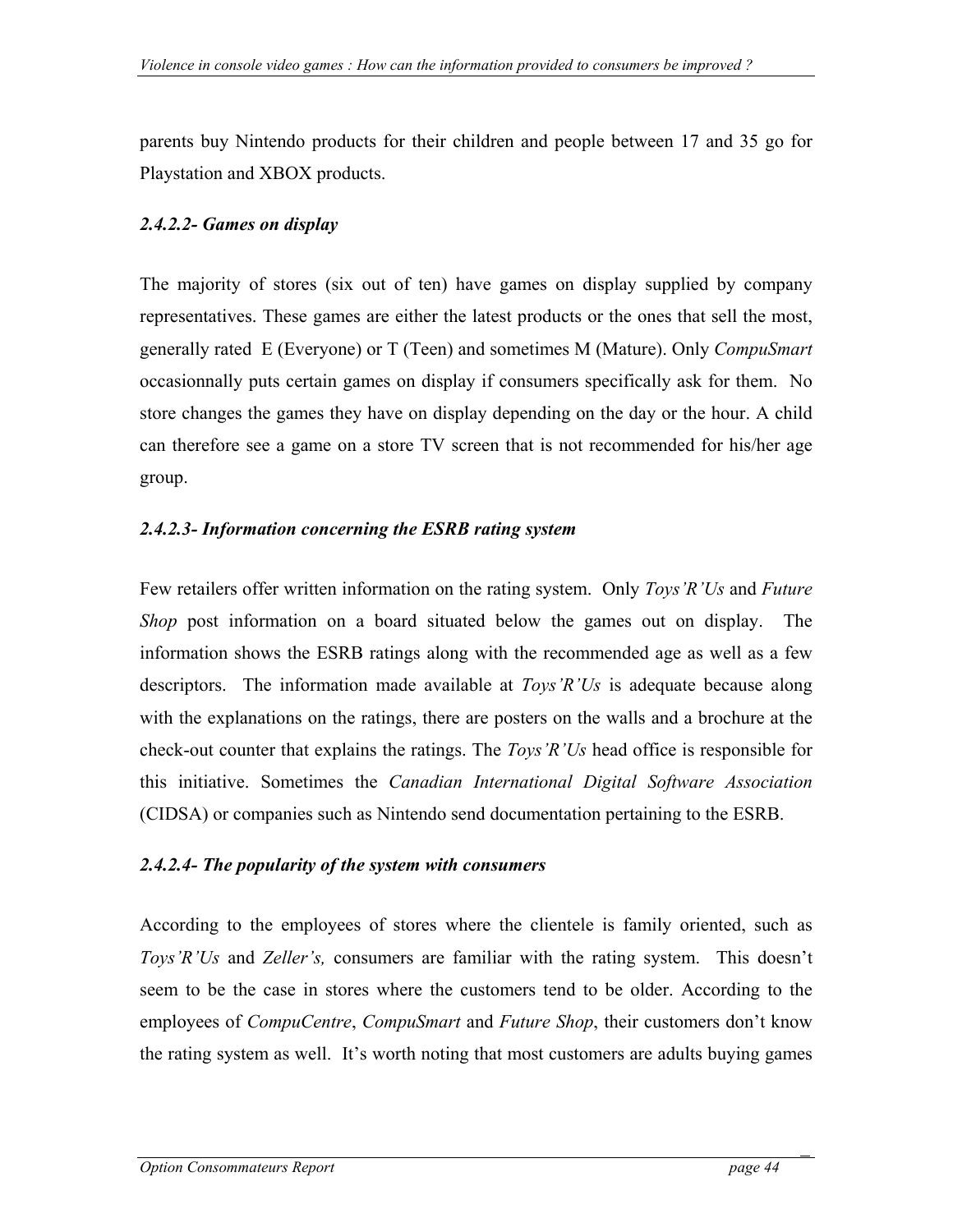parents buy Nintendo products for their children and people between 17 and 35 go for Playstation and XBOX products.

#### *2.4.2.2- Games on display*

The majority of stores (six out of ten) have games on display supplied by company representatives. These games are either the latest products or the ones that sell the most, generally rated E (Everyone) or T (Teen) and sometimes M (Mature). Only *CompuSmart* occasionnally puts certain games on display if consumers specifically ask for them. No store changes the games they have on display depending on the day or the hour. A child can therefore see a game on a store TV screen that is not recommended for his/her age group.

#### *2.4.2.3- Information concerning the ESRB rating system*

Few retailers offer written information on the rating system. Only *Toys'R'Us* and *Future Shop* post information on a board situated below the games out on display. The information shows the ESRB ratings along with the recommended age as well as a few descriptors. The information made available at *Toys'R'Us* is adequate because along with the explanations on the ratings, there are posters on the walls and a brochure at the check-out counter that explains the ratings. The *Toys'R'Us* head office is responsible for this initiative. Sometimes the *Canadian International Digital Software Association* (CIDSA) or companies such as Nintendo send documentation pertaining to the ESRB.

#### *2.4.2.4- The popularity of the system with consumers*

According to the employees of stores where the clientele is family oriented, such as *Toys'R'Us* and *Zeller's,* consumers are familiar with the rating system. This doesn't seem to be the case in stores where the customers tend to be older. According to the employees of *CompuCentre*, *CompuSmart* and *Future Shop*, their customers don't know the rating system as well. It's worth noting that most customers are adults buying games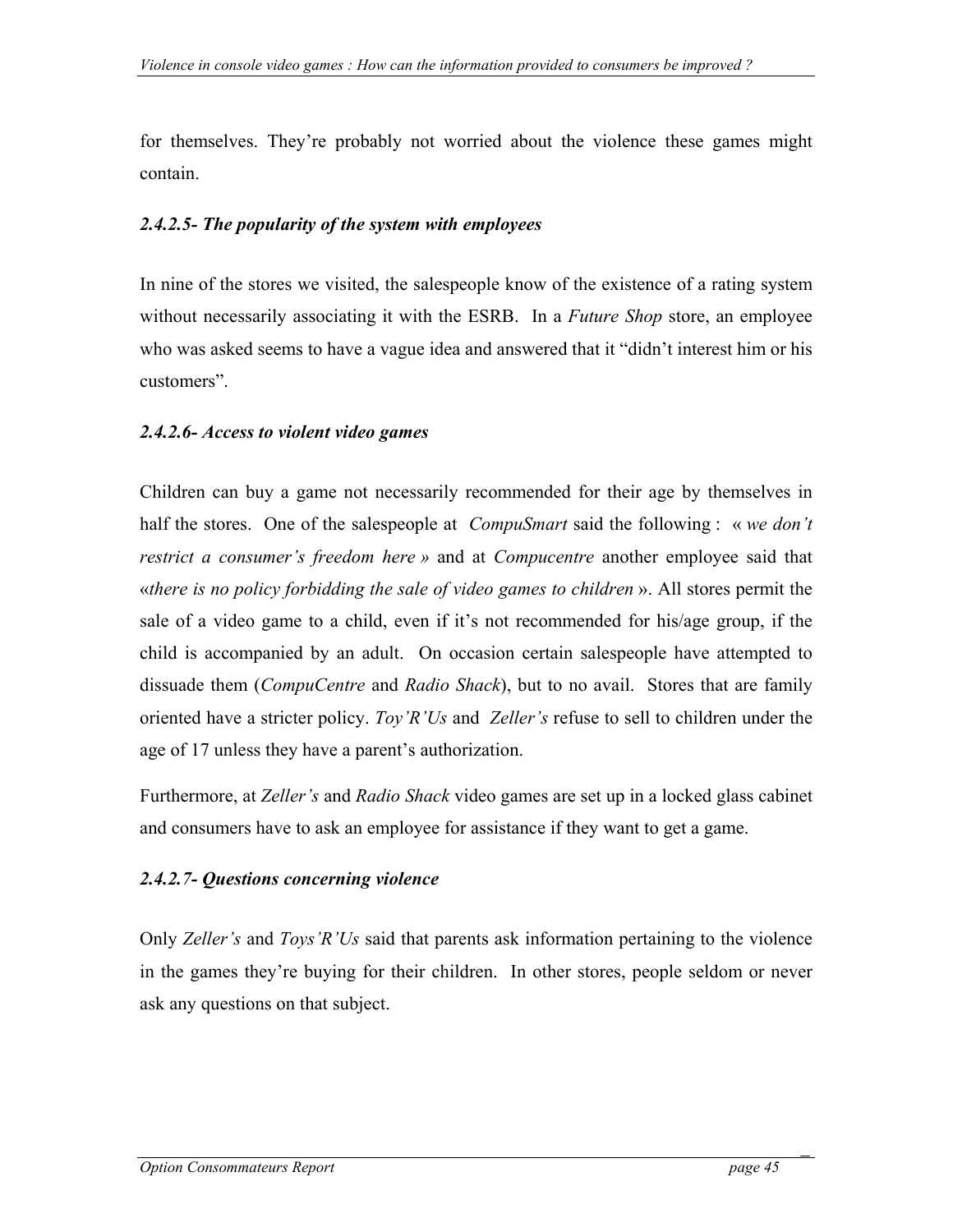for themselves. They're probably not worried about the violence these games might contain.

#### *2.4.2.5- The popularity of the system with employees*

In nine of the stores we visited, the salespeople know of the existence of a rating system without necessarily associating it with the ESRB. In a *Future Shop* store, an employee who was asked seems to have a vague idea and answered that it "didn't interest him or his customers".

#### *2.4.2.6- Access to violent video games*

Children can buy a game not necessarily recommended for their age by themselves in half the stores. One of the salespeople at *CompuSmart* said the following : « *we don't restrict a consumer's freedom here* » and at *Compucentre* another employee said that «*there is no policy forbidding the sale of video games to children* ». All stores permit the sale of a video game to a child, even if it's not recommended for his/age group, if the child is accompanied by an adult. On occasion certain salespeople have attempted to dissuade them (*CompuCentre* and *Radio Shack*), but to no avail. Stores that are family oriented have a stricter policy. *Toy'R'Us* and *Zeller's* refuse to sell to children under the age of 17 unless they have a parent's authorization.

Furthermore, at *Zeller's* and *Radio Shack* video games are set up in a locked glass cabinet and consumers have to ask an employee for assistance if they want to get a game.

#### *2.4.2.7- Questions concerning violence*

Only *Zeller's* and *Toys'R'Us* said that parents ask information pertaining to the violence in the games they're buying for their children. In other stores, people seldom or never ask any questions on that subject.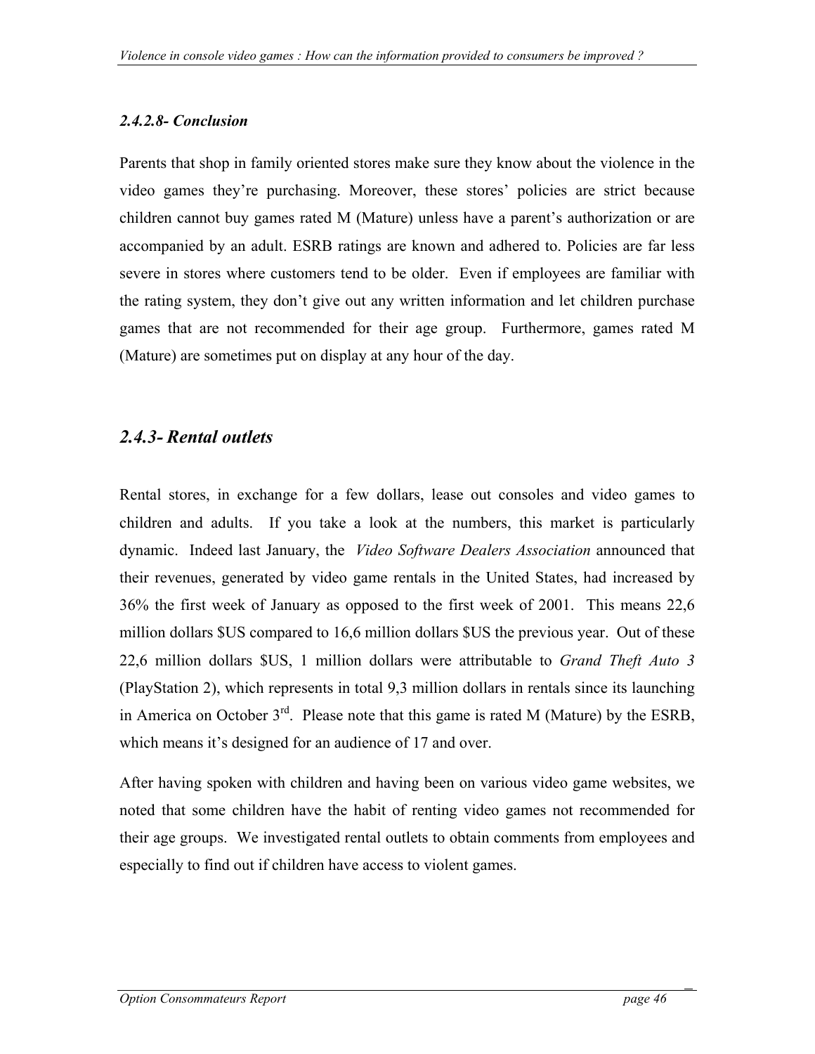#### *2.4.2.8- Conclusion*

Parents that shop in family oriented stores make sure they know about the violence in the video games they're purchasing. Moreover, these stores' policies are strict because children cannot buy games rated M (Mature) unless have a parent's authorization or are accompanied by an adult. ESRB ratings are known and adhered to. Policies are far less severe in stores where customers tend to be older. Even if employees are familiar with the rating system, they don't give out any written information and let children purchase games that are not recommended for their age group. Furthermore, games rated M (Mature) are sometimes put on display at any hour of the day.

### *2.4.3- Rental outlets*

Rental stores, in exchange for a few dollars, lease out consoles and video games to children and adults. If you take a look at the numbers, this market is particularly dynamic. Indeed last January, the *Video Software Dealers Association* announced that their revenues, generated by video game rentals in the United States, had increased by 36% the first week of January as opposed to the first week of 2001. This means 22,6 million dollars $US compared to 16,6 million dollars $US the previous year. Out of these 22,6 million dollars $US, 1 million dollars were attributable to *Grand Theft Auto 3* (PlayStation 2), which represents in total 9,3 million dollars in rentals since its launching in America on October 3rd. Please note that this game is rated M (Mature) by the ESRB, which means it's designed for an audience of 17 and over.

After having spoken with children and having been on various video game websites, we noted that some children have the habit of renting video games not recommended for their age groups. We investigated rental outlets to obtain comments from employees and especially to find out if children have access to violent games.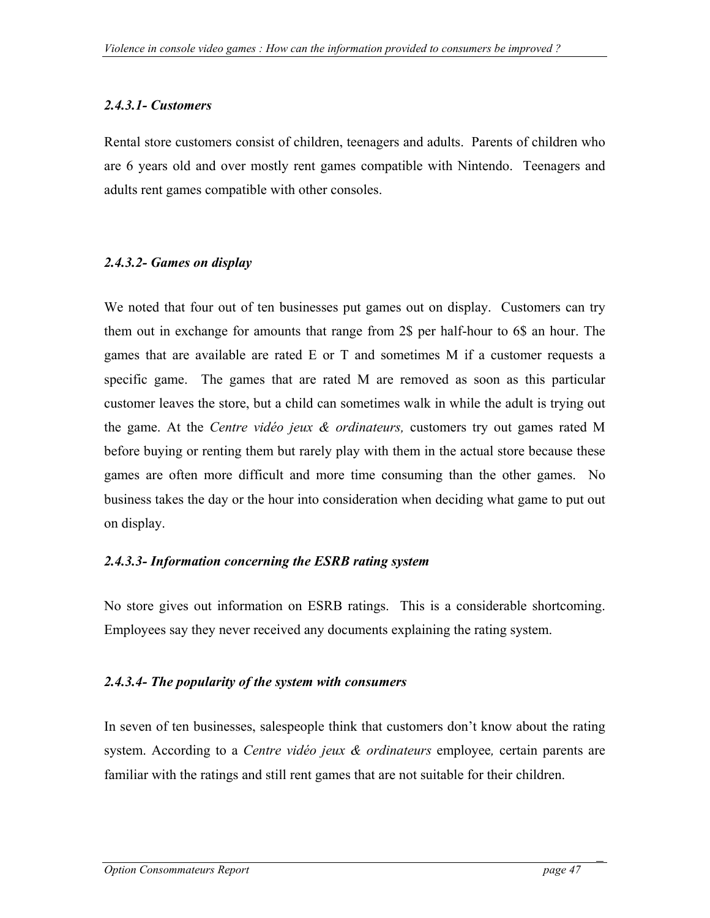#### *2.4.3.1- Customers*

Rental store customers consist of children, teenagers and adults. Parents of children who are 6 years old and over mostly rent games compatible with Nintendo. Teenagers and adults rent games compatible with other consoles.

#### *2.4.3.2- Games on display*

We noted that four out of ten businesses put games out on display. Customers can try them out in exchange for amounts that range from 2$ per half-hour to 6$ an hour. The games that are available are rated E or T and sometimes M if a customer requests a specific game. The games that are rated M are removed as soon as this particular customer leaves the store, but a child can sometimes walk in while the adult is trying out the game. At the *Centre vidéo jeux & ordinateurs,* customers try out games rated M before buying or renting them but rarely play with them in the actual store because these games are often more difficult and more time consuming than the other games. No business takes the day or the hour into consideration when deciding what game to put out on display.

#### *2.4.3.3- Information concerning the ESRB rating system*

No store gives out information on ESRB ratings. This is a considerable shortcoming. Employees say they never received any documents explaining the rating system.

#### *2.4.3.4- The popularity of the system with consumers*

In seven of ten businesses, salespeople think that customers don't know about the rating system. According to a *Centre vidéo jeux & ordinateurs* employee*,* certain parents are familiar with the ratings and still rent games that are not suitable for their children.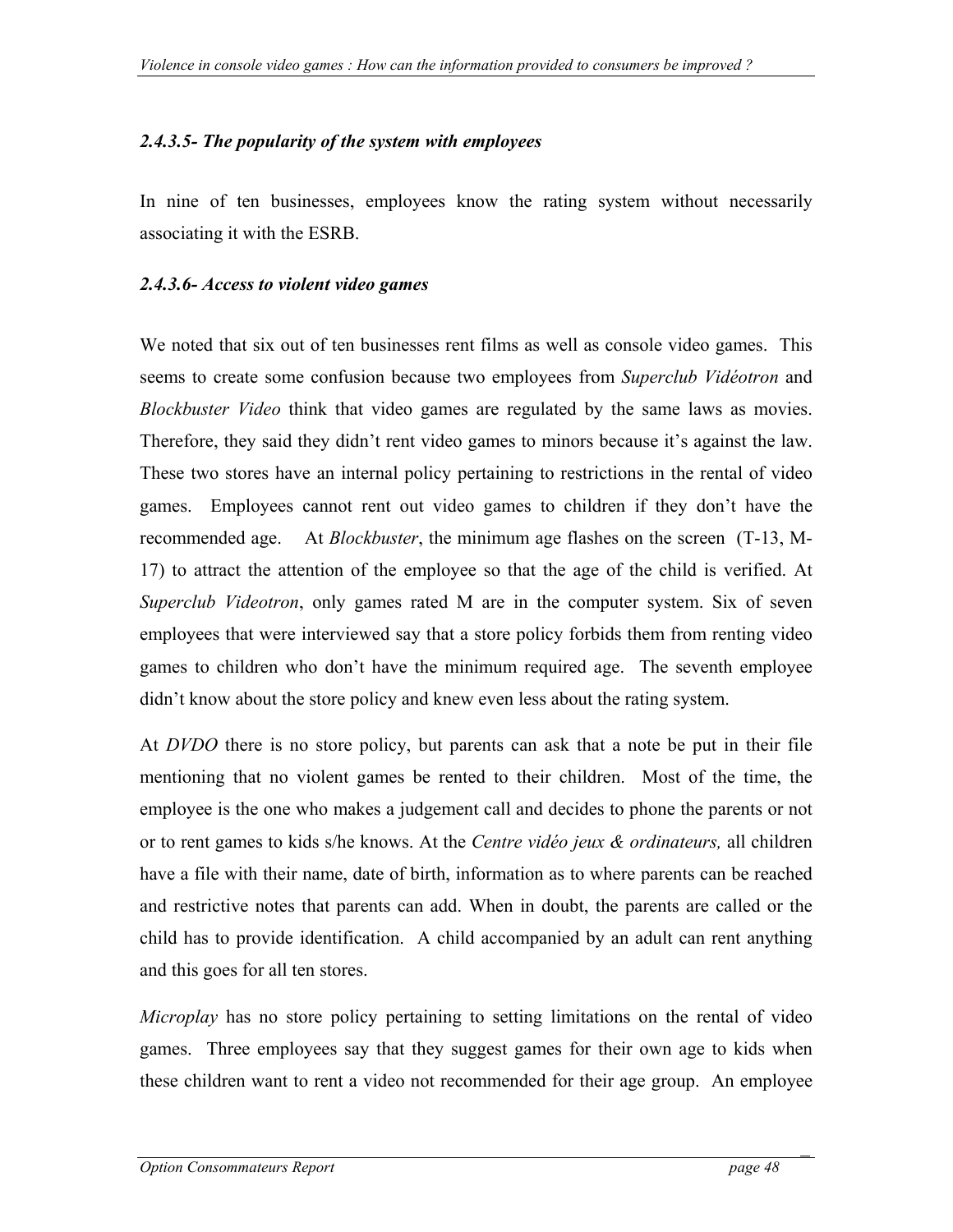#### *2.4.3.5- The popularity of the system with employees*

In nine of ten businesses, employees know the rating system without necessarily associating it with the ESRB.

#### *2.4.3.6- Access to violent video games*

We noted that six out of ten businesses rent films as well as console video games. This seems to create some confusion because two employees from *Superclub Vidéotron* and *Blockbuster Video* think that video games are regulated by the same laws as movies. Therefore, they said they didn't rent video games to minors because it's against the law. These two stores have an internal policy pertaining to restrictions in the rental of video games. Employees cannot rent out video games to children if they don't have the recommended age. At *Blockbuster*, the minimum age flashes on the screen (T-13, M-17) to attract the attention of the employee so that the age of the child is verified. At *Superclub Videotron*, only games rated M are in the computer system. Six of seven employees that were interviewed say that a store policy forbids them from renting video games to children who don't have the minimum required age. The seventh employee didn't know about the store policy and knew even less about the rating system.

At *DVDO* there is no store policy, but parents can ask that a note be put in their file mentioning that no violent games be rented to their children. Most of the time, the employee is the one who makes a judgement call and decides to phone the parents or not or to rent games to kids s/he knows. At the *Centre vidéo jeux & ordinateurs,* all children have a file with their name, date of birth, information as to where parents can be reached and restrictive notes that parents can add. When in doubt, the parents are called or the child has to provide identification. A child accompanied by an adult can rent anything and this goes for all ten stores.

*Microplay* has no store policy pertaining to setting limitations on the rental of video games. Three employees say that they suggest games for their own age to kids when these children want to rent a video not recommended for their age group. An employee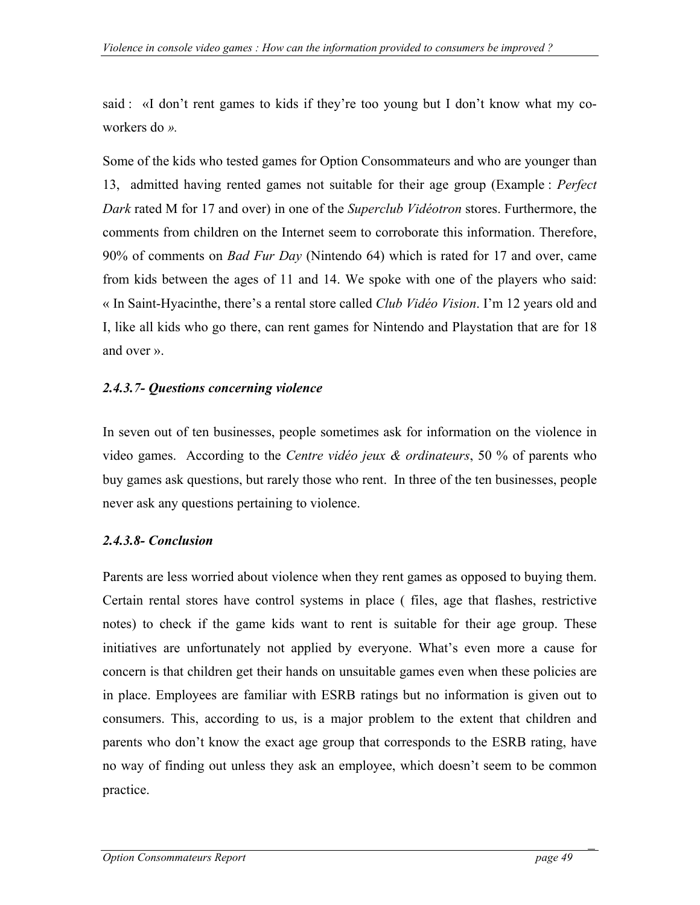said : «I don't rent games to kids if they're too young but I don't know what my co-workers do *».*

Some of the kids who tested games for Option Consommateurs and who are younger than 13, admitted having rented games not suitable for their age group (Example : *Perfect Dark* rated M for 17 and over) in one of the *Superclub Vidéotron* stores. Furthermore, the comments from children on the Internet seem to corroborate this information. Therefore, 90% of comments on *Bad Fur Day* (Nintendo 64) which is rated for 17 and over, came from kids between the ages of 11 and 14. We spoke with one of the players who said: « In Saint-Hyacinthe, there's a rental store called *Club Vidéo Vision*. I'm 12 years old and I, like all kids who go there, can rent games for Nintendo and Playstation that are for 18 and over ».

#### *2.4.3.7- Questions concerning violence*

In seven out of ten businesses, people sometimes ask for information on the violence in video games. According to the *Centre vidéo jeux & ordinateurs*, 50 % of parents who buy games ask questions, but rarely those who rent. In three of the ten businesses, people never ask any questions pertaining to violence.

#### *2.4.3.8- Conclusion*

Parents are less worried about violence when they rent games as opposed to buying them. Certain rental stores have control systems in place ( files, age that flashes, restrictive notes) to check if the game kids want to rent is suitable for their age group. These initiatives are unfortunately not applied by everyone. What's even more a cause for concern is that children get their hands on unsuitable games even when these policies are in place. Employees are familiar with ESRB ratings but no information is given out to consumers. This, according to us, is a major problem to the extent that children and parents who don't know the exact age group that corresponds to the ESRB rating, have no way of finding out unless they ask an employee, which doesn't seem to be common practice.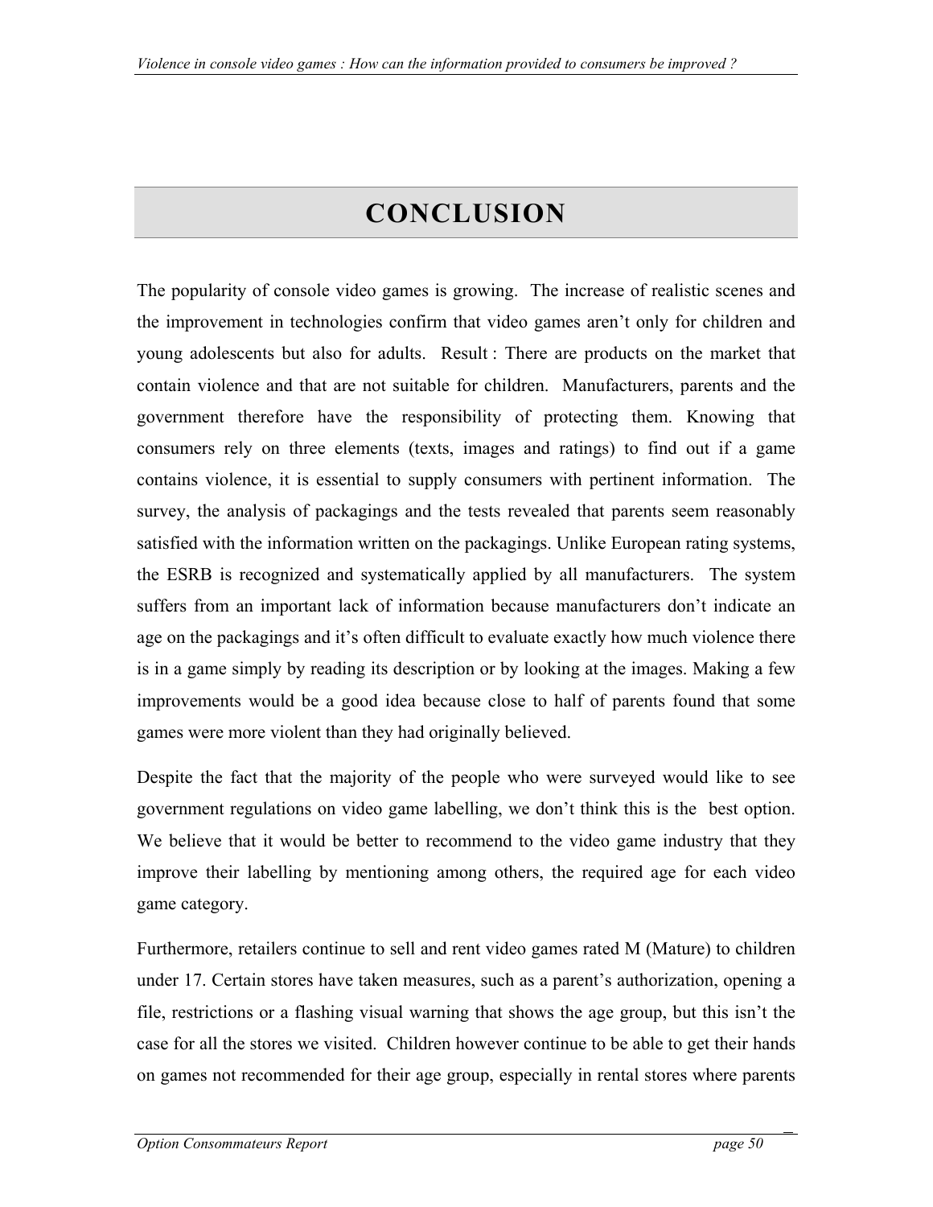# CONCLUSION

The popularity of console video games is growing. The increase of realistic scenes and the improvement in technologies confirm that video games aren't only for children and young adolescents but also for adults. Result : There are products on the market that contain violence and that are not suitable for children. Manufacturers, parents and the government therefore have the responsibility of protecting them. Knowing that consumers rely on three elements (texts, images and ratings) to find out if a game contains violence, it is essential to supply consumers with pertinent information. The survey, the analysis of packagings and the tests revealed that parents seem reasonably satisfied with the information written on the packagings. Unlike European rating systems, the ESRB is recognized and systematically applied by all manufacturers. The system suffers from an important lack of information because manufacturers don't indicate an age on the packagings and it's often difficult to evaluate exactly how much violence there is in a game simply by reading its description or by looking at the images. Making a few improvements would be a good idea because close to half of parents found that some games were more violent than they had originally believed.

Despite the fact that the majority of the people who were surveyed would like to see government regulations on video game labelling, we don't think this is the best option. We believe that it would be better to recommend to the video game industry that they improve their labelling by mentioning among others, the required age for each video game category.

Furthermore, retailers continue to sell and rent video games rated M (Mature) to children under 17. Certain stores have taken measures, such as a parent's authorization, opening a file, restrictions or a flashing visual warning that shows the age group, but this isn't the case for all the stores we visited. Children however continue to be able to get their hands on games not recommended for their age group, especially in rental stores where parents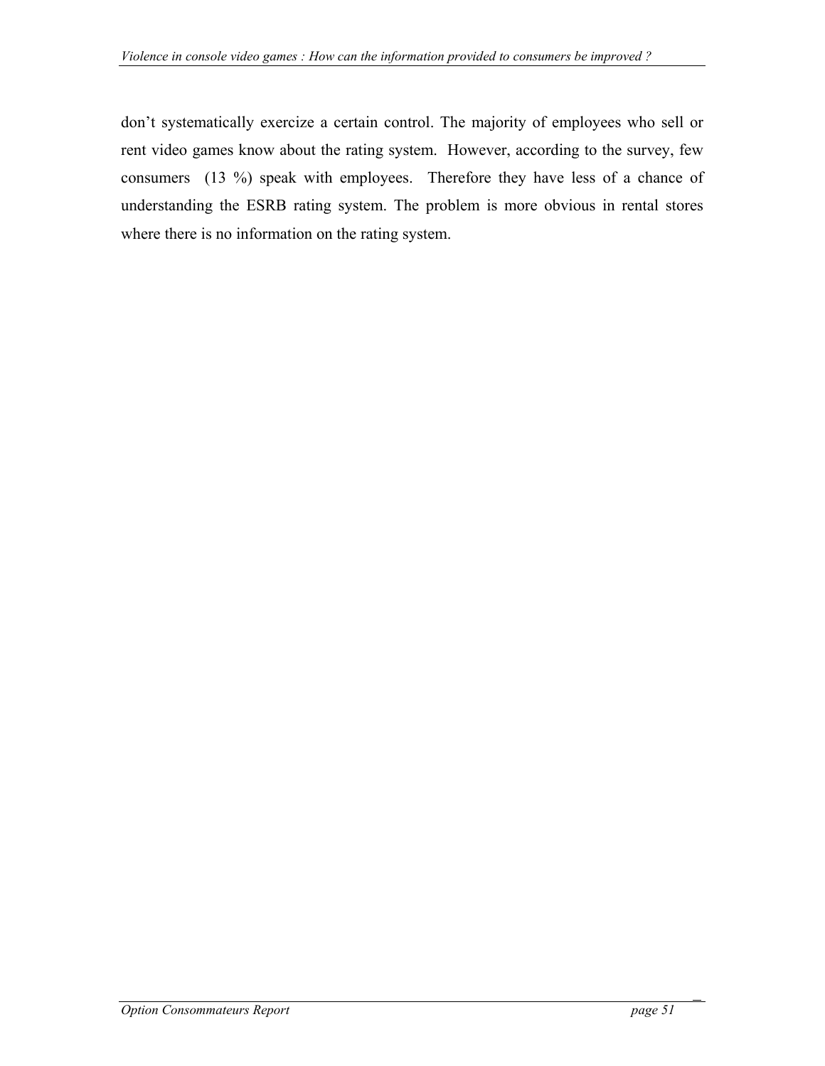don't systematically exercize a certain control. The majority of employees who sell or rent video games know about the rating system. However, according to the survey, few consumers (13 %) speak with employees. Therefore they have less of a chance of understanding the ESRB rating system. The problem is more obvious in rental stores where there is no information on the rating system.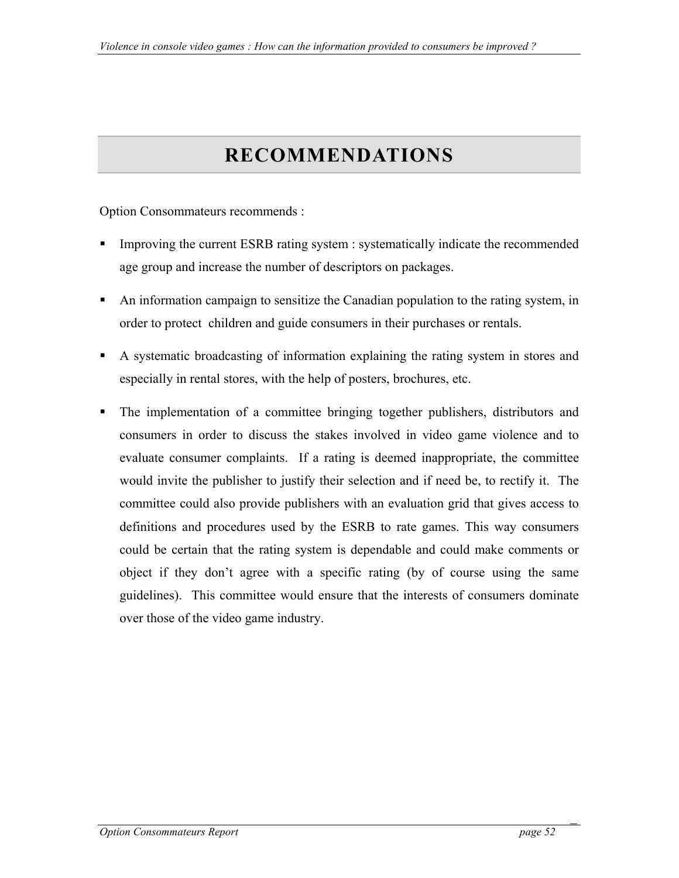# RECOMMENDATIONS

Option Consommateurs recommends :

- Improving the current ESRB rating system : systematically indicate the recommended age group and increase the number of descriptors on packages.
- An information campaign to sensitize the Canadian population to the rating system, in order to protect children and guide consumers in their purchases or rentals.
- A systematic broadcasting of information explaining the rating system in stores and especially in rental stores, with the help of posters, brochures, etc.
- The implementation of a committee bringing together publishers, distributors and consumers in order to discuss the stakes involved in video game violence and to evaluate consumer complaints. If a rating is deemed inappropriate, the committee would invite the publisher to justify their selection and if need be, to rectify it. The committee could also provide publishers with an evaluation grid that gives access to definitions and procedures used by the ESRB to rate games. This way consumers could be certain that the rating system is dependable and could make comments or object if they don't agree with a specific rating (by of course using the same guidelines). This committee would ensure that the interests of consumers dominate over those of the video game industry.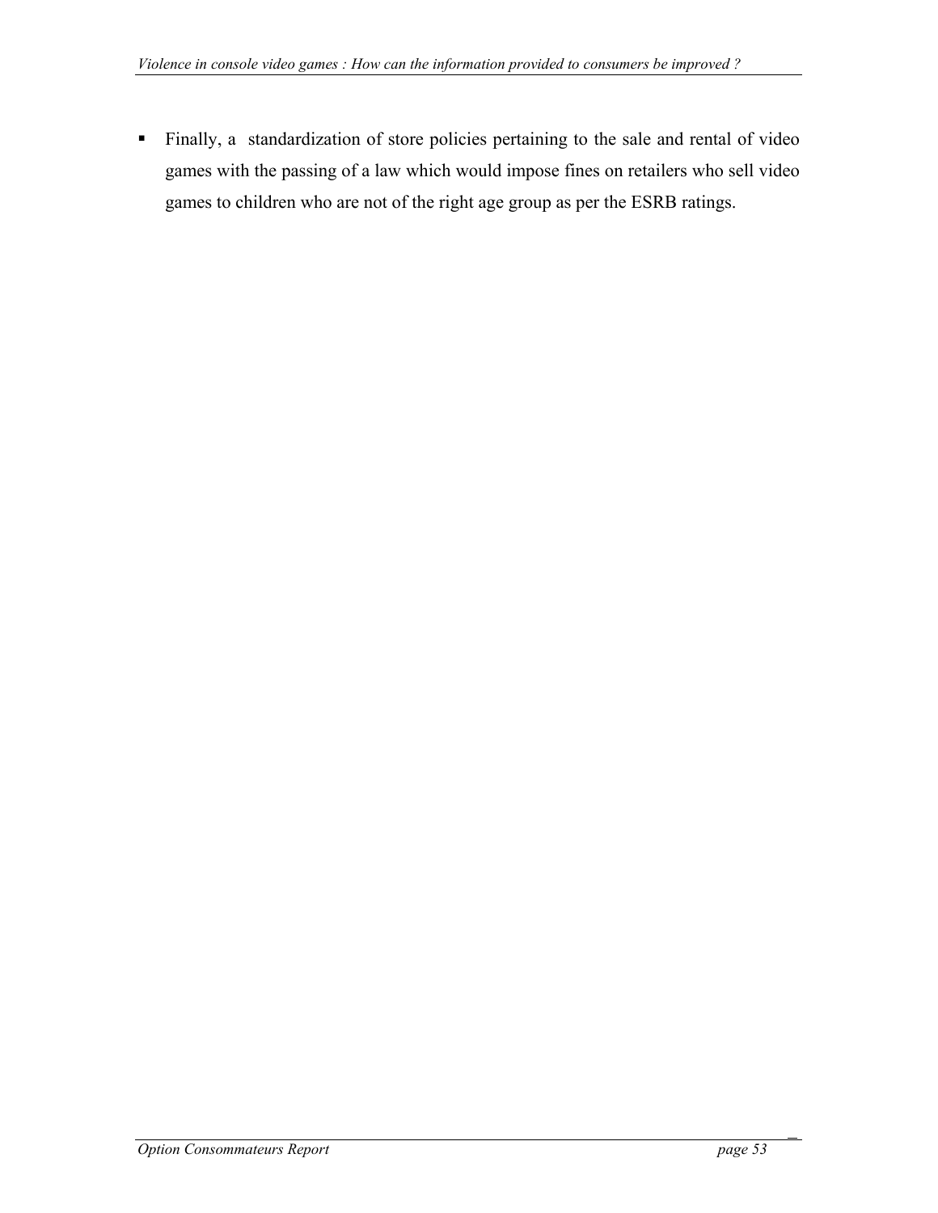- Finally, a standardization of store policies pertaining to the sale and rental of video games with the passing of a law which would impose fines on retailers who sell video games to children who are not of the right age group as per the ESRB ratings.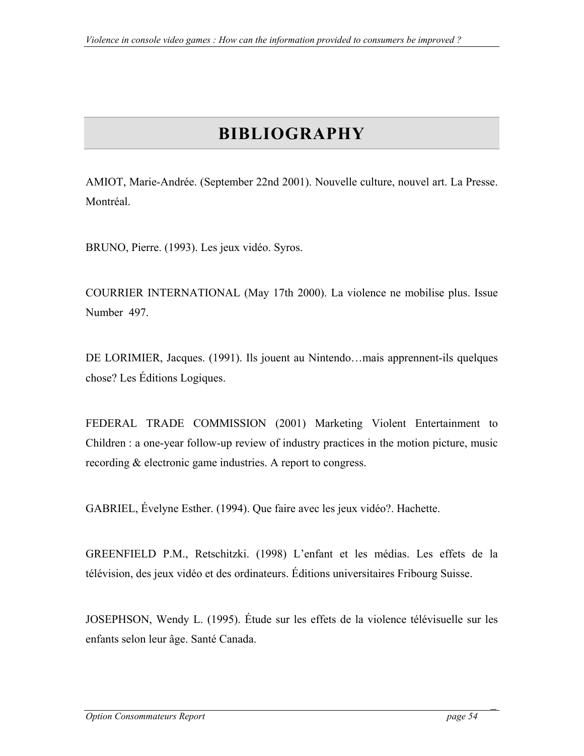# BIBLIOGRAPHY

AMIOT, Marie-Andrée. (September 22nd 2001). Nouvelle culture, nouvel art. La Presse. Montréal.

BRUNO, Pierre. (1993). Les jeux vidéo. Syros.

COURRIER INTERNATIONAL (May 17th 2000). La violence ne mobilise plus. Issue Number 497.

DE LORIMIER, Jacques. (1991). Ils jouent au Nintendo…mais apprennent-ils quelques chose? Les Éditions Logiques.

FEDERAL TRADE COMMISSION (2001) Marketing Violent Entertainment to Children : a one-year follow-up review of industry practices in the motion picture, music recording & electronic game industries. A report to congress.

GABRIEL, Évelyne Esther. (1994). Que faire avec les jeux vidéo?. Hachette.

GREENFIELD P.M., Retschitzki. (1998) L'enfant et les médias. Les effets de la télévision, des jeux vidéo et des ordinateurs. Éditions universitaires Fribourg Suisse.

JOSEPHSON, Wendy L. (1995). Étude sur les effets de la violence télévisuelle sur les enfants selon leur âge. Santé Canada.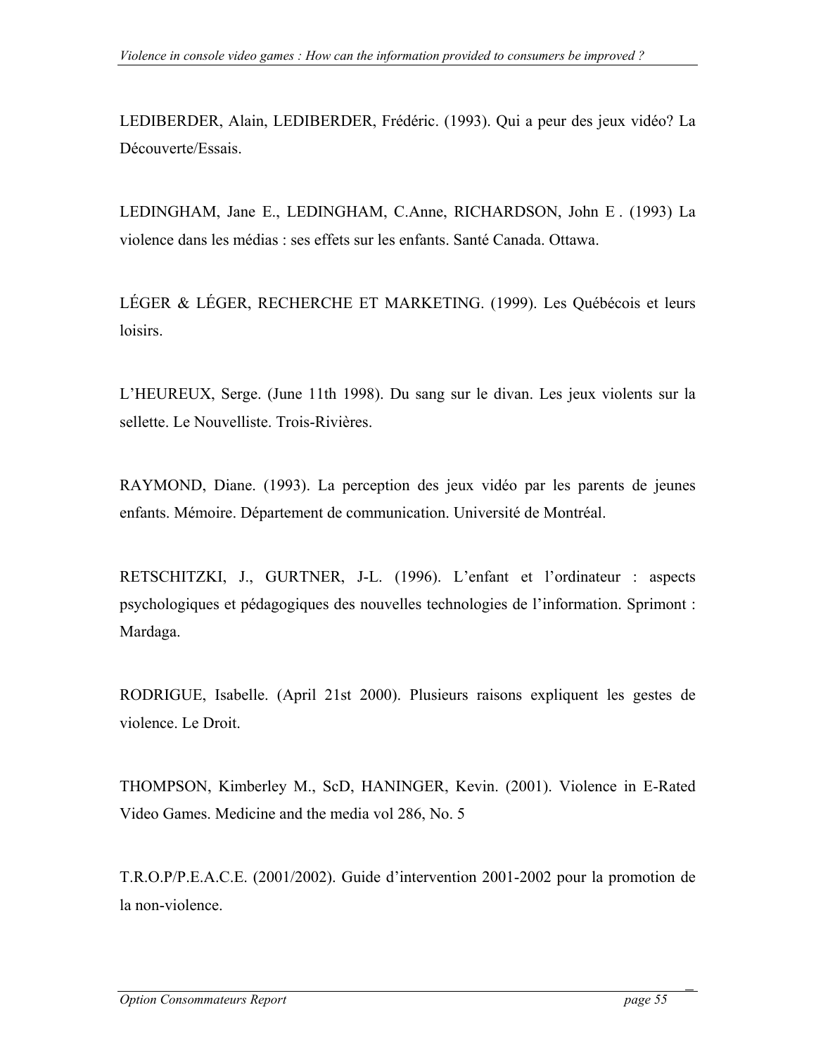LEDIBERDER, Alain, LEDIBERDER, Frédéric. (1993). Qui a peur des jeux vidéo? La Découverte/Essais.

LEDINGHAM, Jane E., LEDINGHAM, C.Anne, RICHARDSON, John E . (1993) La violence dans les médias : ses effets sur les enfants. Santé Canada. Ottawa.

LÉGER & LÉGER, RECHERCHE ET MARKETING. (1999). Les Québécois et leurs loisirs.

L'HEUREUX, Serge. (June 11th 1998). Du sang sur le divan. Les jeux violents sur la sellette. Le Nouvelliste. Trois-Rivières.

RAYMOND, Diane. (1993). La perception des jeux vidéo par les parents de jeunes enfants. Mémoire. Département de communication. Université de Montréal.

RETSCHITZKI, J., GURTNER, J-L. (1996). L'enfant et l'ordinateur : aspects psychologiques et pédagogiques des nouvelles technologies de l'information. Sprimont : Mardaga.

RODRIGUE, Isabelle. (April 21st 2000). Plusieurs raisons expliquent les gestes de violence. Le Droit.

THOMPSON, Kimberley M., ScD, HANINGER, Kevin. (2001). Violence in E-Rated Video Games. Medicine and the media vol 286, No. 5

T.R.O.P/P.E.A.C.E. (2001/2002). Guide d'intervention 2001-2002 pour la promotion de la non-violence.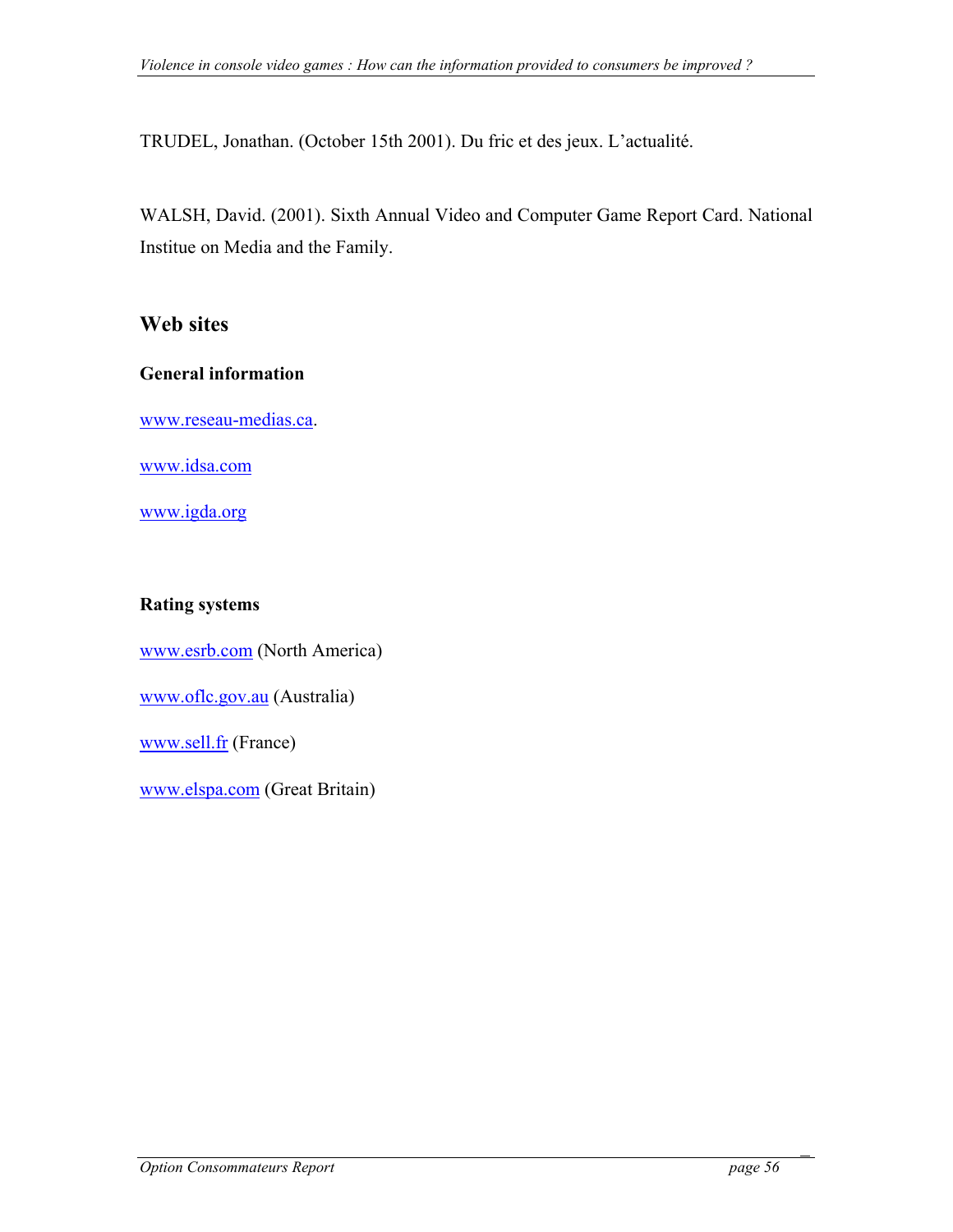TRUDEL, Jonathan. (October 15th 2001). Du fric et des jeux. L'actualité.

WALSH, David. (2001). Sixth Annual Video and Computer Game Report Card. National Institue on Media and the Family.

## Web sites

### General information

www.reseau-medias.ca.

www.idsa.com

www.igda.org

### Rating systems

www.esrb.com (North America)

www.oflc.gov.au (Australia)

www.sell.fr (France)

www.elspa.com (Great Britain)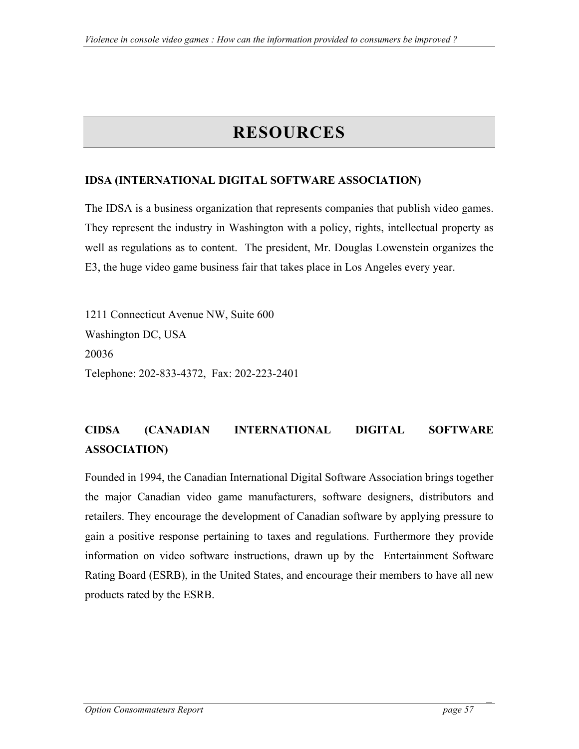# RESOURCES

### IDSA (INTERNATIONAL DIGITAL SOFTWARE ASSOCIATION)

The IDSA is a business organization that represents companies that publish video games. They represent the industry in Washington with a policy, rights, intellectual property as well as regulations as to content. The president, Mr. Douglas Lowenstein organizes the E3, the huge video game business fair that takes place in Los Angeles every year.

1211 Connecticut Avenue NW, Suite 600
Washington DC, USA
20036
Telephone: 202-833-4372, Fax: 202-223-2401

### CIDSA (CANADIAN INTERNATIONAL DIGITAL SOFTWARE ASSOCIATION)

Founded in 1994, the Canadian International Digital Software Association brings together the major Canadian video game manufacturers, software designers, distributors and retailers. They encourage the development of Canadian software by applying pressure to gain a positive response pertaining to taxes and regulations. Furthermore they provide information on video software instructions, drawn up by the Entertainment Software Rating Board (ESRB), in the United States, and encourage their members to have all new products rated by the ESRB.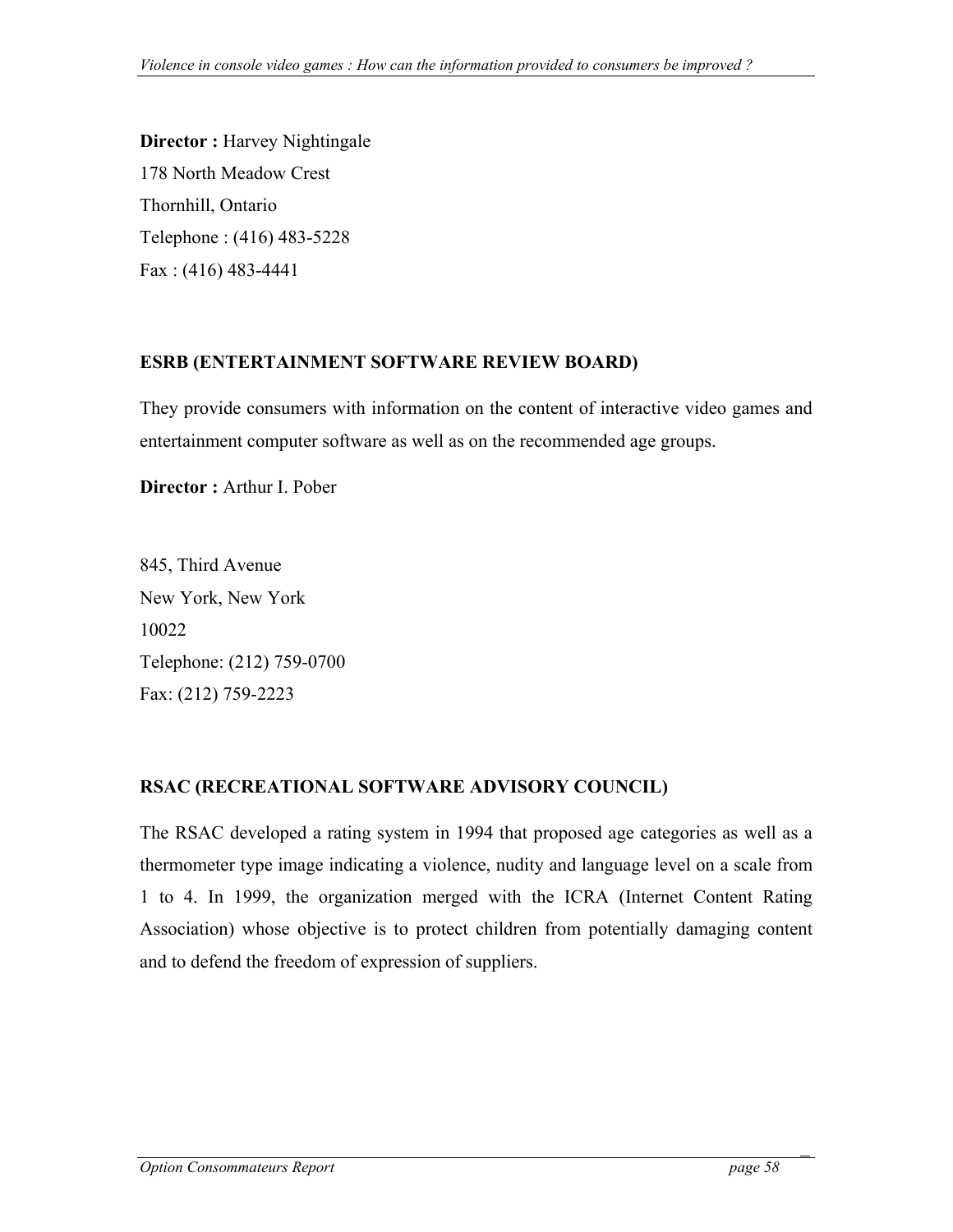**Director :** Harvey Nightingale
178 North Meadow Crest
Thornhill, Ontario
Telephone : (416) 483-5228
Fax : (416) 483-4441

### ESRB (ENTERTAINMENT SOFTWARE REVIEW BOARD)

They provide consumers with information on the content of interactive video games and entertainment computer software as well as on the recommended age groups.

**Director :** Arthur I. Pober

845, Third Avenue
New York, New York
10022
Telephone: (212) 759-0700
Fax: (212) 759-2223

### RSAC (RECREATIONAL SOFTWARE ADVISORY COUNCIL)

The RSAC developed a rating system in 1994 that proposed age categories as well as a thermometer type image indicating a violence, nudity and language level on a scale from 1 to 4. In 1999, the organization merged with the ICRA (Internet Content Rating Association) whose objective is to protect children from potentially damaging content and to defend the freedom of expression of suppliers.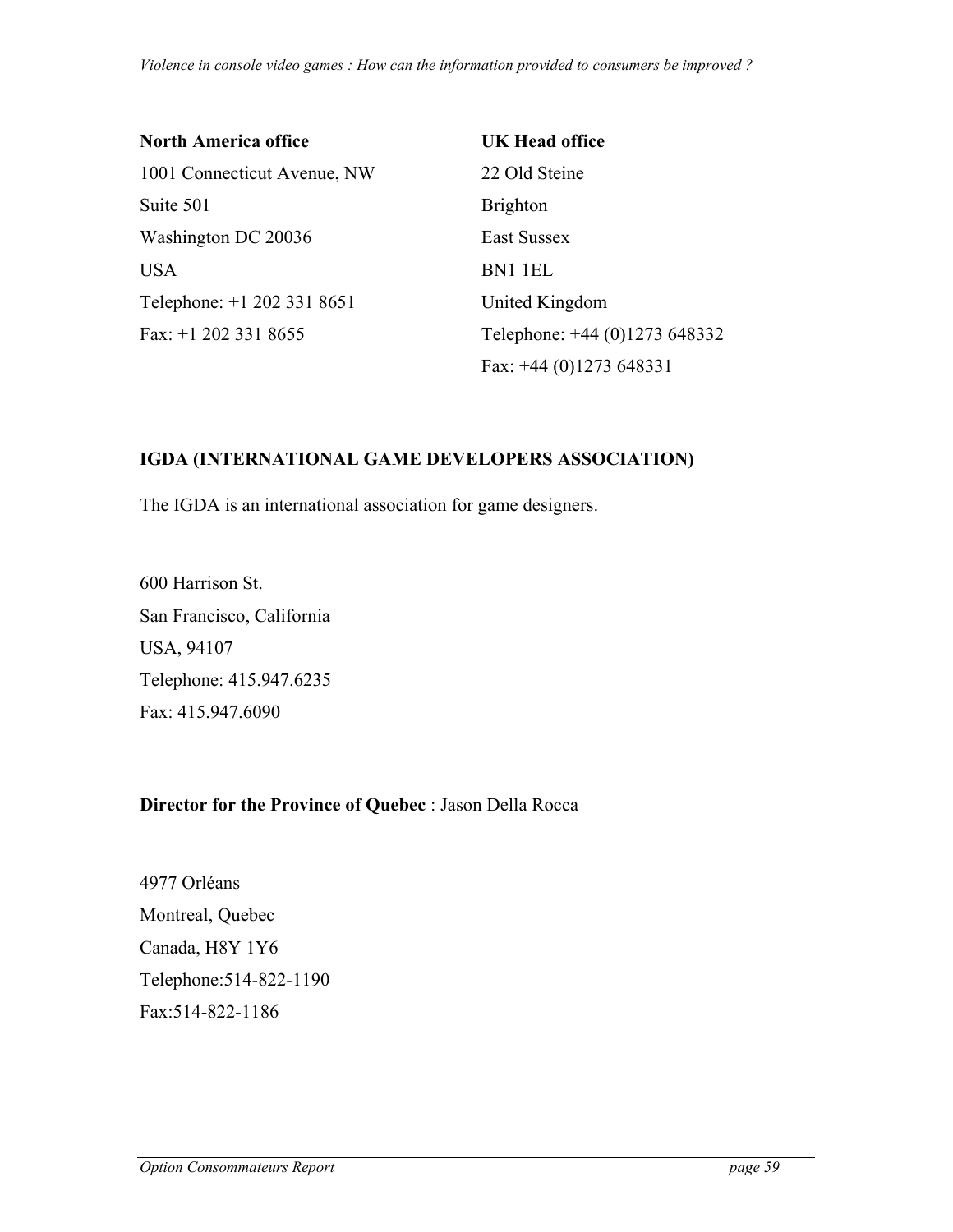**North America office**

1001 Connecticut Avenue, NW
Suite 501
Washington DC 20036
USA
Telephone: +1 202 331 8651
Fax: +1 202 331 8655

**UK Head office**

22 Old Steine
Brighton
East Sussex
BN1 1EL
United Kingdom
Telephone: +44 (0)1273 648332
Fax: +44 (0)1273 648331

### IGDA (INTERNATIONAL GAME DEVELOPERS ASSOCIATION)

The IGDA is an international association for game designers.

600 Harrison St.
San Francisco, California
USA, 94107
Telephone: 415.947.6235
Fax: 415.947.6090

**Director for the Province of Quebec** : Jason Della Rocca

4977 Orléans
Montreal, Quebec
Canada, H8Y 1Y6
Telephone:514-822-1190
Fax:514-822-1186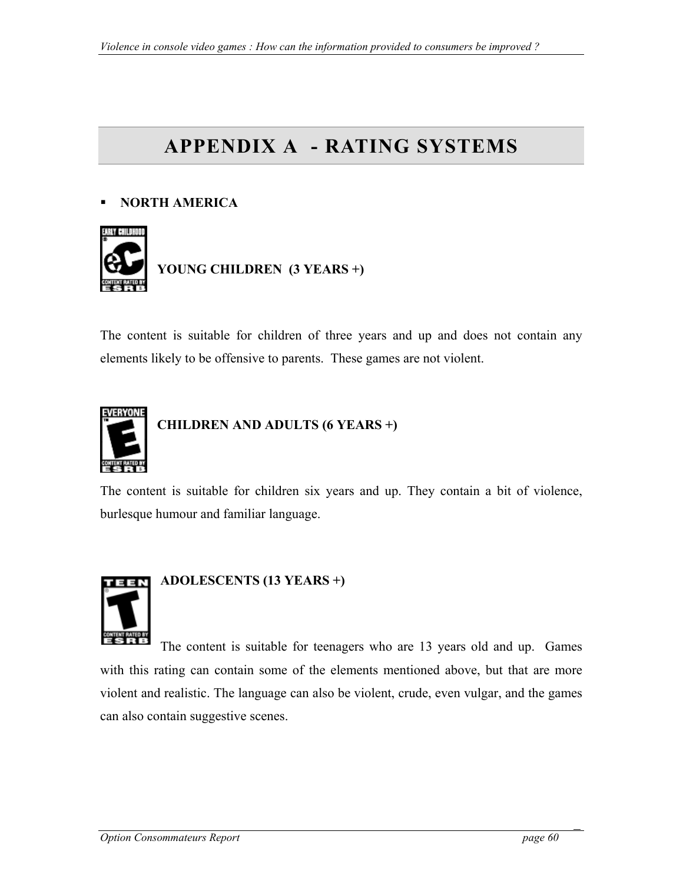# APPENDIX A - RATING SYSTEMS

- **NORTH AMERICA**

**YOUNG CHILDREN (3 YEARS +)**

The content is suitable for children of three years and up and does not contain any elements likely to be offensive to parents. These games are not violent.

**CHILDREN AND ADULTS (6 YEARS +)**

The content is suitable for children six years and up. They contain a bit of violence, burlesque humour and familiar language.

**ADOLESCENTS (13 YEARS +)**

The content is suitable for teenagers who are 13 years old and up. Games with this rating can contain some of the elements mentioned above, but that are more violent and realistic. The language can also be violent, crude, even vulgar, and the games can also contain suggestive scenes.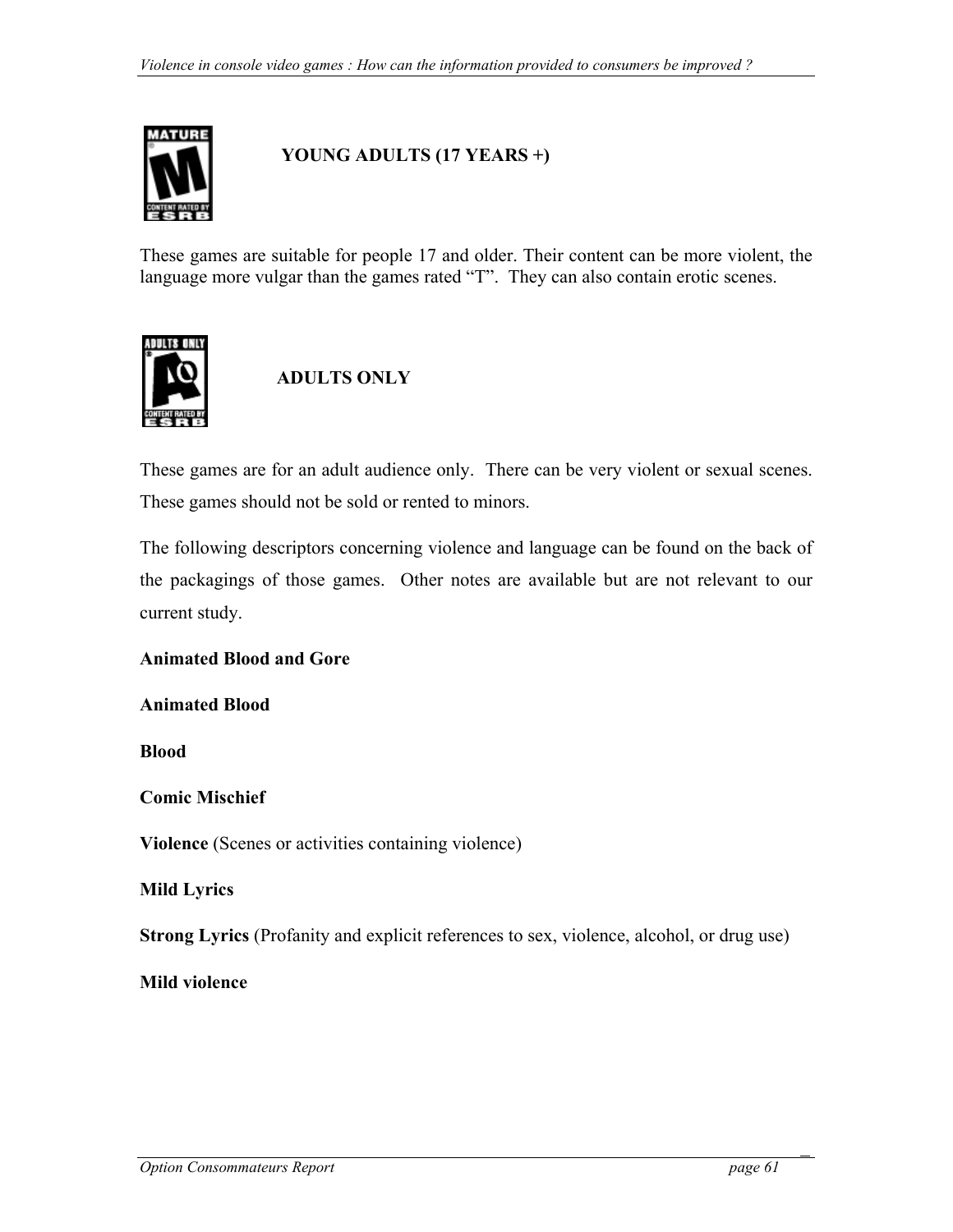**YOUNG ADULTS (17 YEARS +)**

These games are suitable for people 17 and older. Their content can be more violent, the language more vulgar than the games rated “T”. They can also contain erotic scenes.

**ADULTS ONLY**

These games are for an adult audience only. There can be very violent or sexual scenes. These games should not be sold or rented to minors.

The following descriptors concerning violence and language can be found on the back of the packagings of those games. Other notes are available but are not relevant to our current study.

**Animated Blood and Gore**

**Animated Blood**

**Blood**

**Comic Mischief**

**Violence** (Scenes or activities containing violence)

**Mild Lyrics**

**Strong Lyrics** (Profanity and explicit references to sex, violence, alcohol, or drug use)

**Mild violence**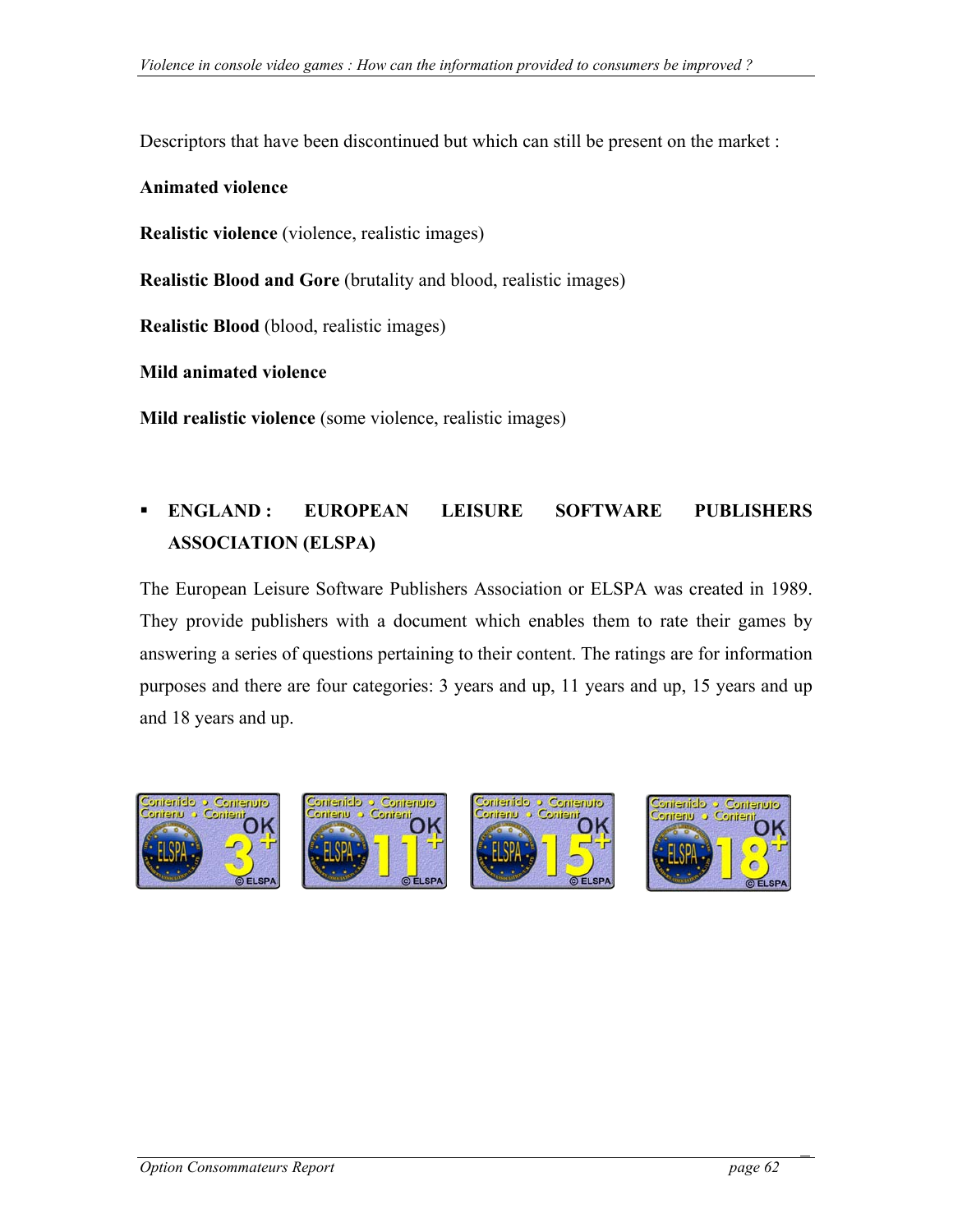Descriptors that have been discontinued but which can still be present on the market :

**Animated violence**

**Realistic violence** (violence, realistic images)

**Realistic Blood and Gore** (brutality and blood, realistic images)

**Realistic Blood** (blood, realistic images)

**Mild animated violence**

**Mild realistic violence** (some violence, realistic images)

- **ENGLAND : EUROPEAN LEISURE SOFTWARE PUBLISHERS ASSOCIATION (ELSPA)**

The European Leisure Software Publishers Association or ELSPA was created in 1989. They provide publishers with a document which enables them to rate their games by answering a series of questions pertaining to their content. The ratings are for information purposes and there are four categories: 3 years and up, 11 years and up, 15 years and up and 18 years and up.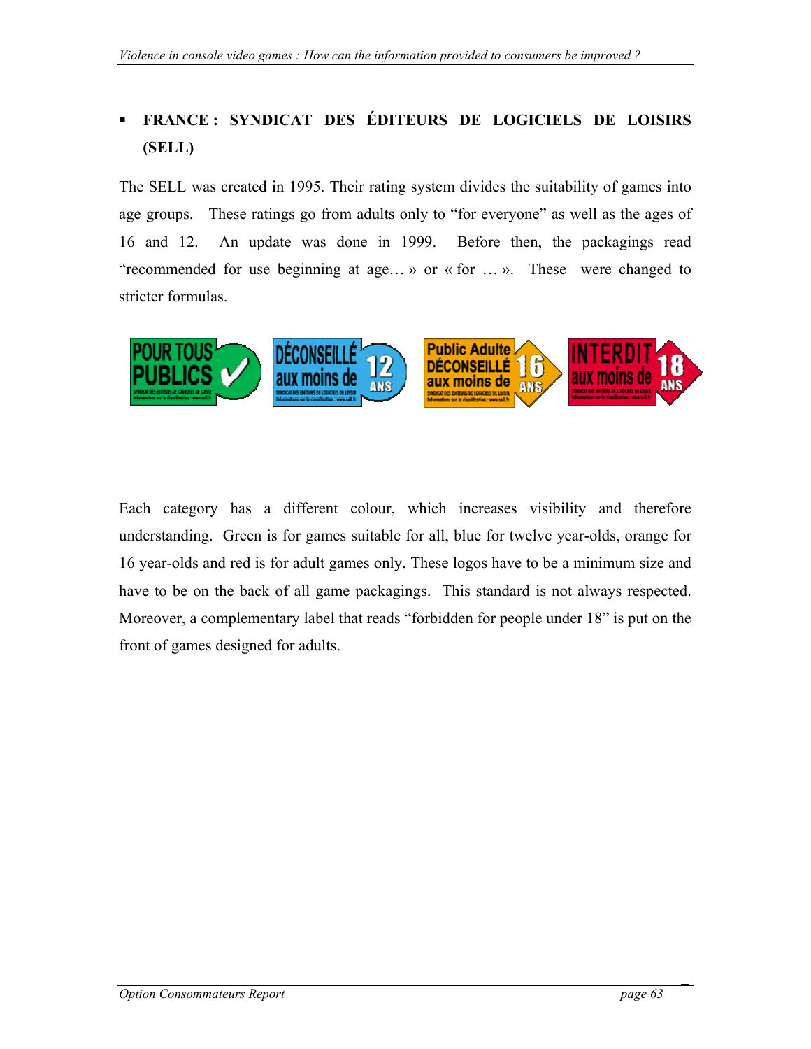- **FRANCE : SYNDICAT DES ÉDITEURS DE LOGICIELS DE LOISIRS (SELL)**

The SELL was created in 1995. Their rating system divides the suitability of games into age groups. These ratings go from adults only to “for everyone” as well as the ages of 16 and 12. An update was done in 1999. Before then, the packagings read “recommended for use beginning at age… » or « for … ». These were changed to stricter formulas.

Each category has a different colour, which increases visibility and therefore understanding. Green is for games suitable for all, blue for twelve year-olds, orange for 16 year-olds and red is for adult games only. These logos have to be a minimum size and have to be on the back of all game packagings. This standard is not always respected. Moreover, a complementary label that reads “forbidden for people under 18” is put on the front of games designed for adults.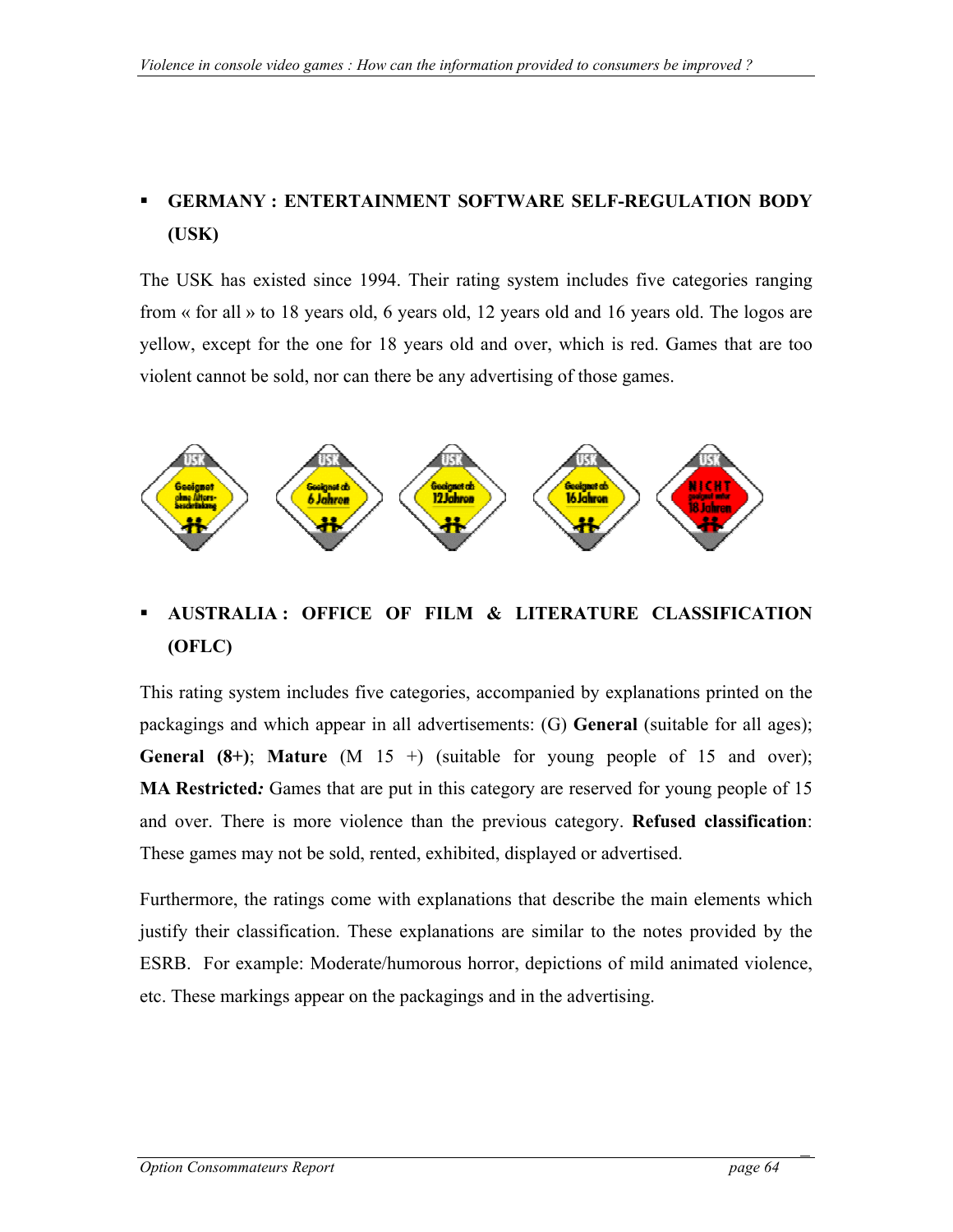- **GERMANY : ENTERTAINMENT SOFTWARE SELF-REGULATION BODY (USK)**

The USK has existed since 1994. Their rating system includes five categories ranging from « for all » to 18 years old, 6 years old, 12 years old and 16 years old. The logos are yellow, except for the one for 18 years old and over, which is red. Games that are too violent cannot be sold, nor can there be any advertising of those games.

- **AUSTRALIA : OFFICE OF FILM & LITERATURE CLASSIFICATION (OFLC)**

This rating system includes five categories, accompanied by explanations printed on the packagings and which appear in all advertisements: (G) **General** (suitable for all ages); **General (8+)**; **Mature** (M 15 +) (suitable for young people of 15 and over); **MA Restricted***:* Games that are put in this category are reserved for young people of 15 and over. There is more violence than the previous category. **Refused classification**: These games may not be sold, rented, exhibited, displayed or advertised.

Furthermore, the ratings come with explanations that describe the main elements which justify their classification. These explanations are similar to the notes provided by the ESRB. For example: Moderate/humorous horror, depictions of mild animated violence, etc. These markings appear on the packagings and in the advertising.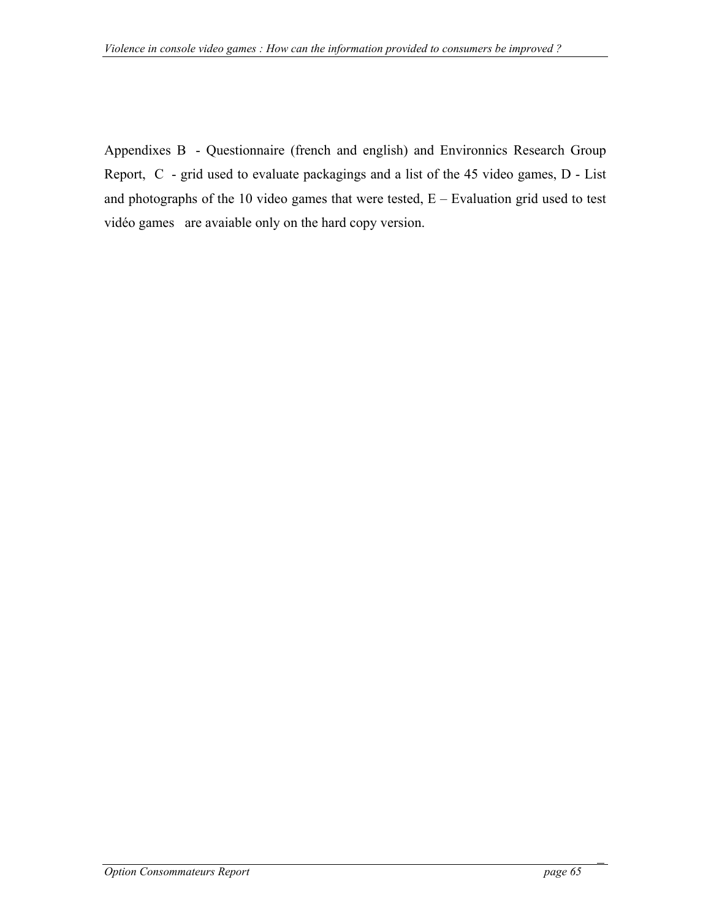Appendixes B - Questionnaire (french and english) and Environnics Research Group Report, C - grid used to evaluate packagings and a list of the 45 video games, D - List and photographs of the 10 video games that were tested, E – Evaluation grid used to test vidéo games are avaiable only on the hard copy version.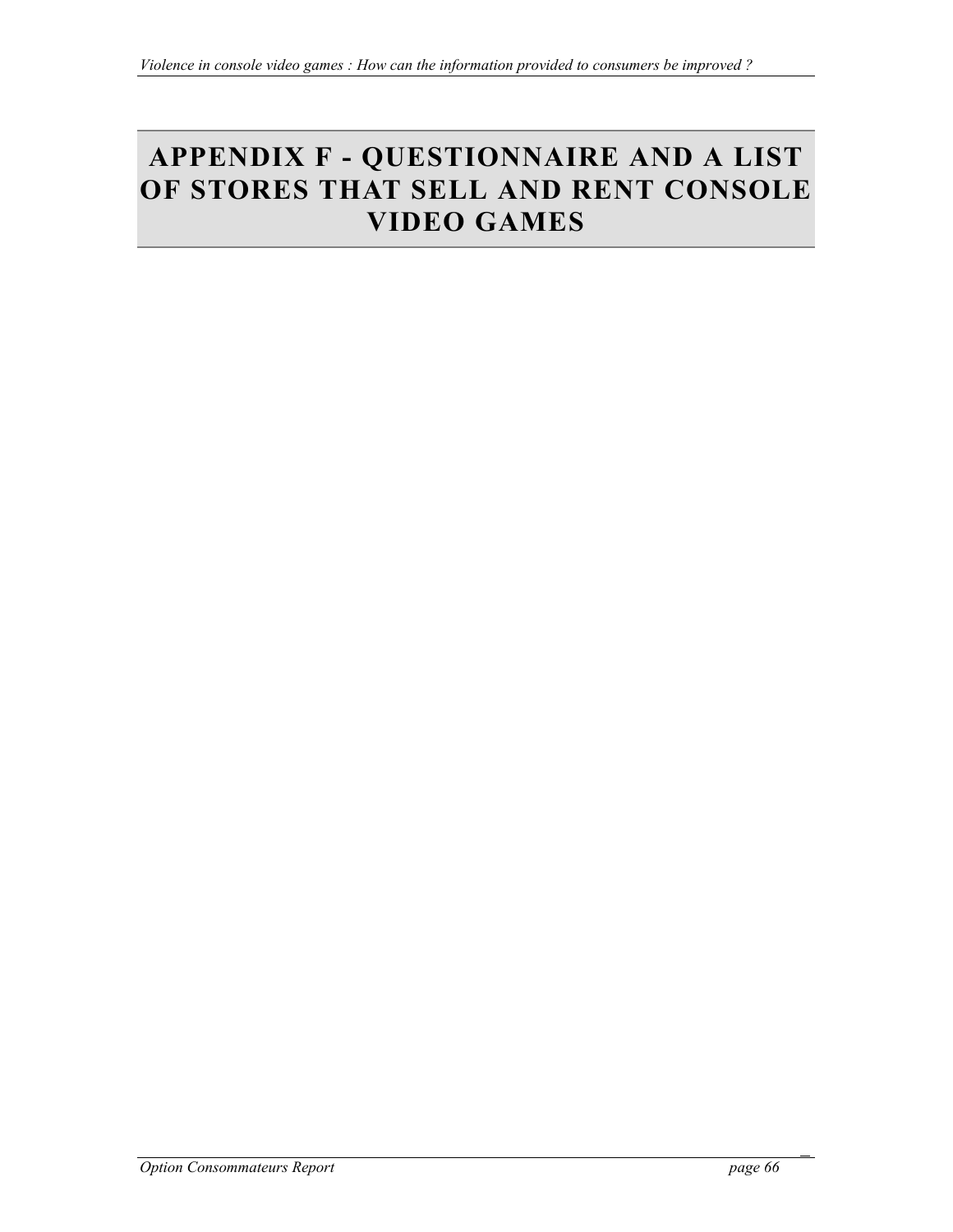# APPENDIX F - QUESTIONNAIRE AND A LIST OF STORES THAT SELL AND RENT CONSOLE VIDEO GAMES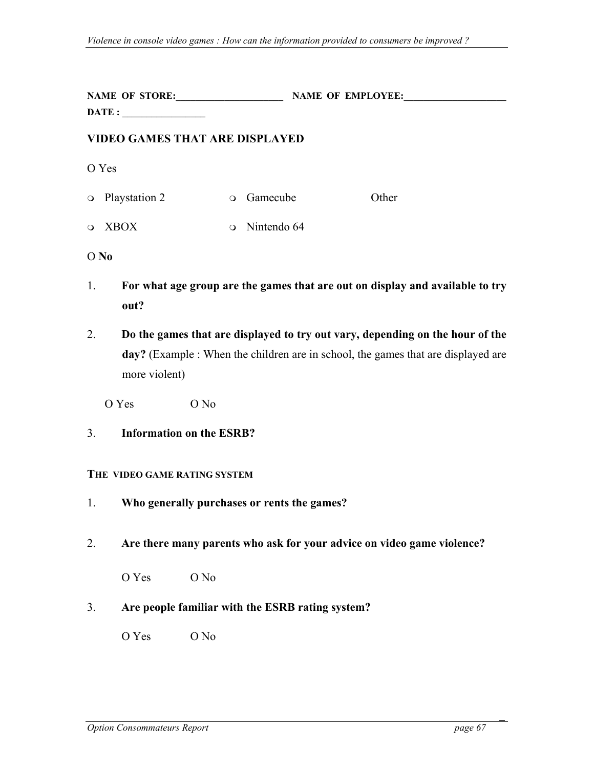**NAME OF STORE:_____________________ NAME OF EMPLOYEE:____________________**
**DATE : ________________**

## VIDEO GAMES THAT ARE DISPLAYED

O Yes

- ❍ Playstation 2
- ❍ Gamecube
- Other
- ❍ XBOX
- ❍ Nintendo 64

O **No**

1. **For what age group are the games that are out on display and available to try out?**

2. **Do the games that are displayed to try out vary, depending on the hour of the day?** (Example : When the children are in school, the games that are displayed are more violent)

   O Yes O No

3. **Information on the ESRB?**

### THE VIDEO GAME RATING SYSTEM

1. **Who generally purchases or rents the games?**

2. **Are there many parents who ask for your advice on video game violence?**

   O Yes O No

3. **Are people familiar with the ESRB rating system?**

   O Yes O No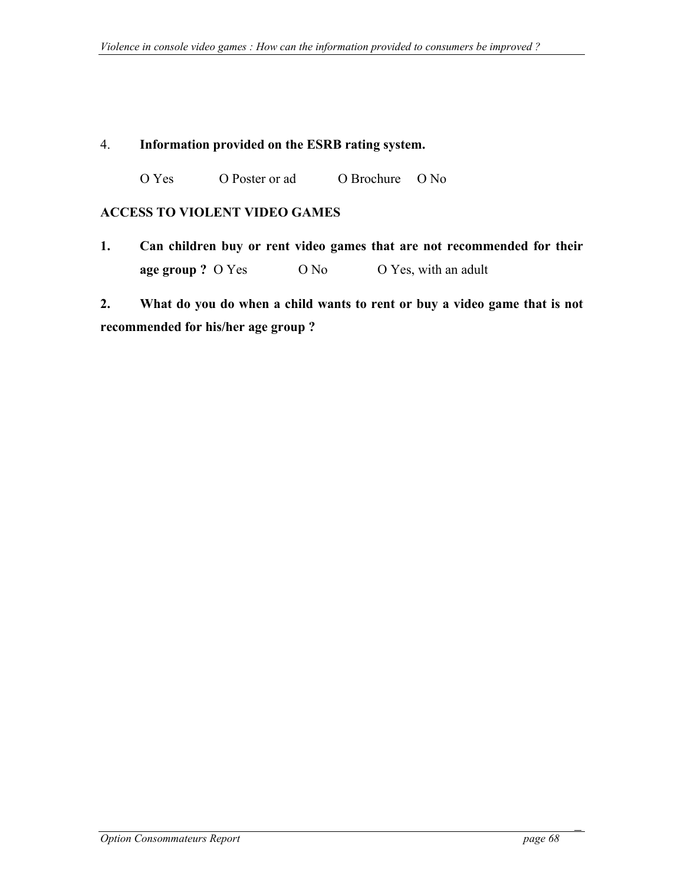4. **Information provided on the ESRB rating system.**

   O Yes  O Poster or ad  O Brochure  O No

**ACCESS TO VIOLENT VIDEO GAMES**

1. **Can children buy or rent video games that are not recommended for their age group ?** O Yes  O No  O Yes, with an adult

2. **What do you do when a child wants to rent or buy a video game that is not recommended for his/her age group ?**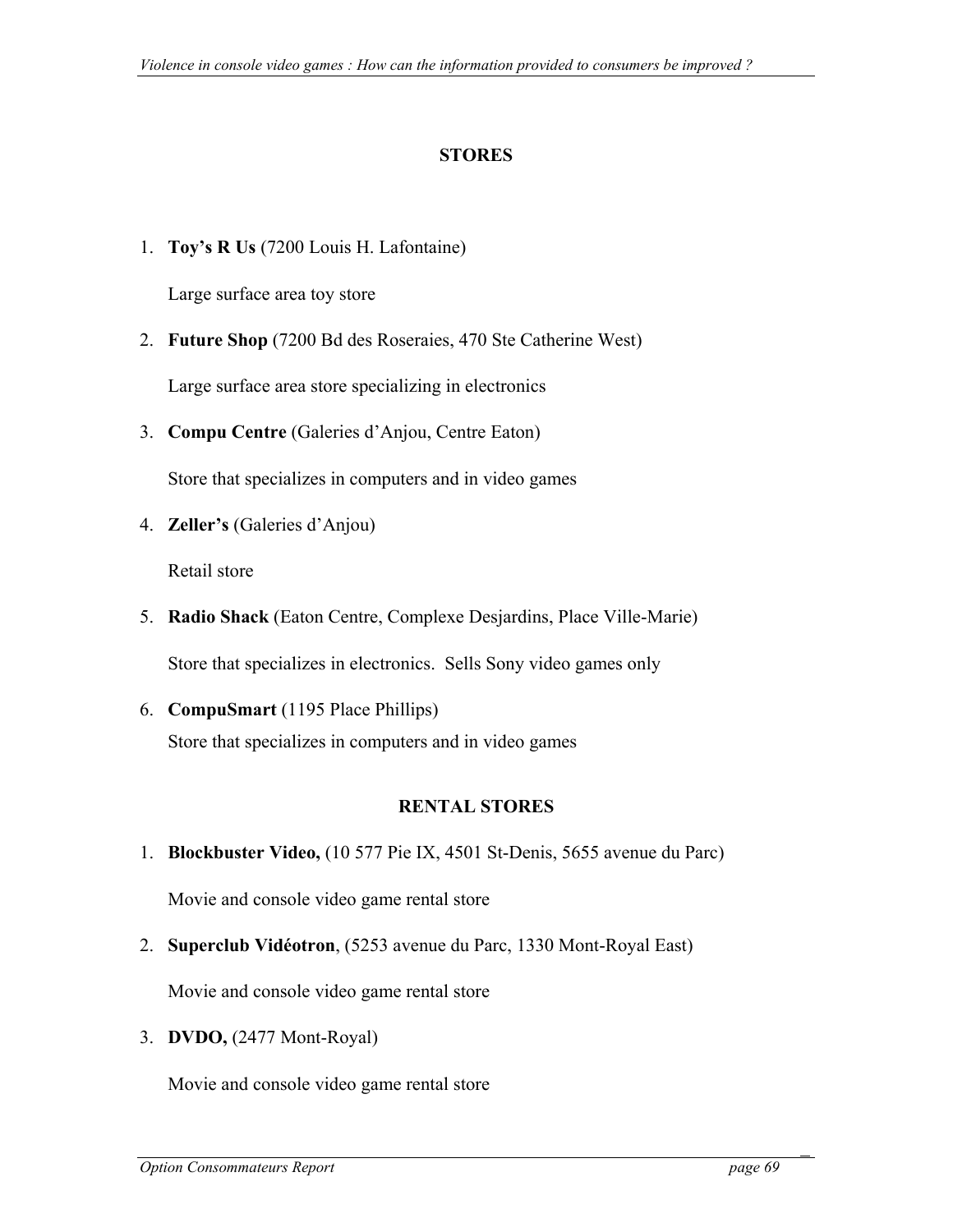## STORES

1. **Toy's R Us** (7200 Louis H. Lafontaine)

   Large surface area toy store

2. **Future Shop** (7200 Bd des Roseraies, 470 Ste Catherine West)

   Large surface area store specializing in electronics

3. **Compu Centre** (Galeries d'Anjou, Centre Eaton)

   Store that specializes in computers and in video games

4. **Zeller's** (Galeries d'Anjou)

   Retail store

5. **Radio Shack** (Eaton Centre, Complexe Desjardins, Place Ville-Marie)

   Store that specializes in electronics. Sells Sony video games only

6. **CompuSmart** (1195 Place Phillips)

   Store that specializes in computers and in video games

## RENTAL STORES

1. **Blockbuster Video,** (10 577 Pie IX, 4501 St-Denis, 5655 avenue du Parc)

   Movie and console video game rental store

2. **Superclub Vidéotron**, (5253 avenue du Parc, 1330 Mont-Royal East)

   Movie and console video game rental store

3. **DVDO,** (2477 Mont-Royal)

   Movie and console video game rental store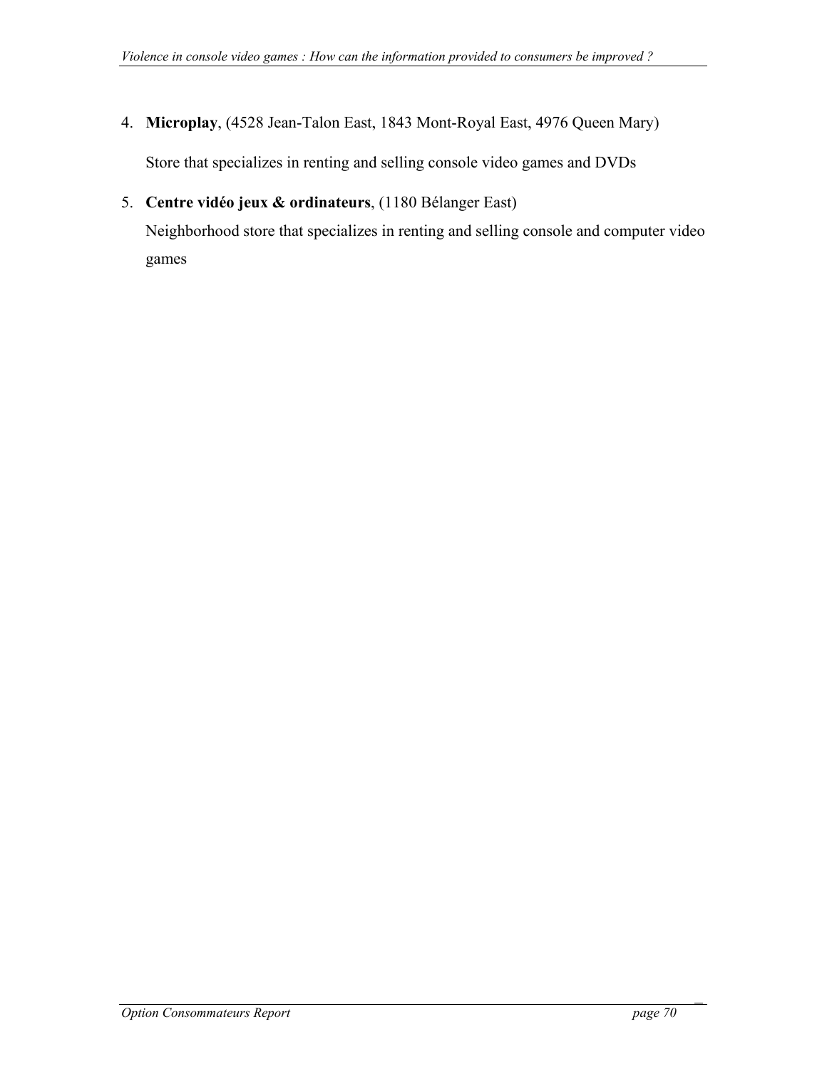4. **Microplay**, (4528 Jean-Talon East, 1843 Mont-Royal East, 4976 Queen Mary)

   Store that specializes in renting and selling console video games and DVDs

5. **Centre vidéo jeux & ordinateurs**, (1180 Bélanger East)

   Neighborhood store that specializes in renting and selling console and computer video games